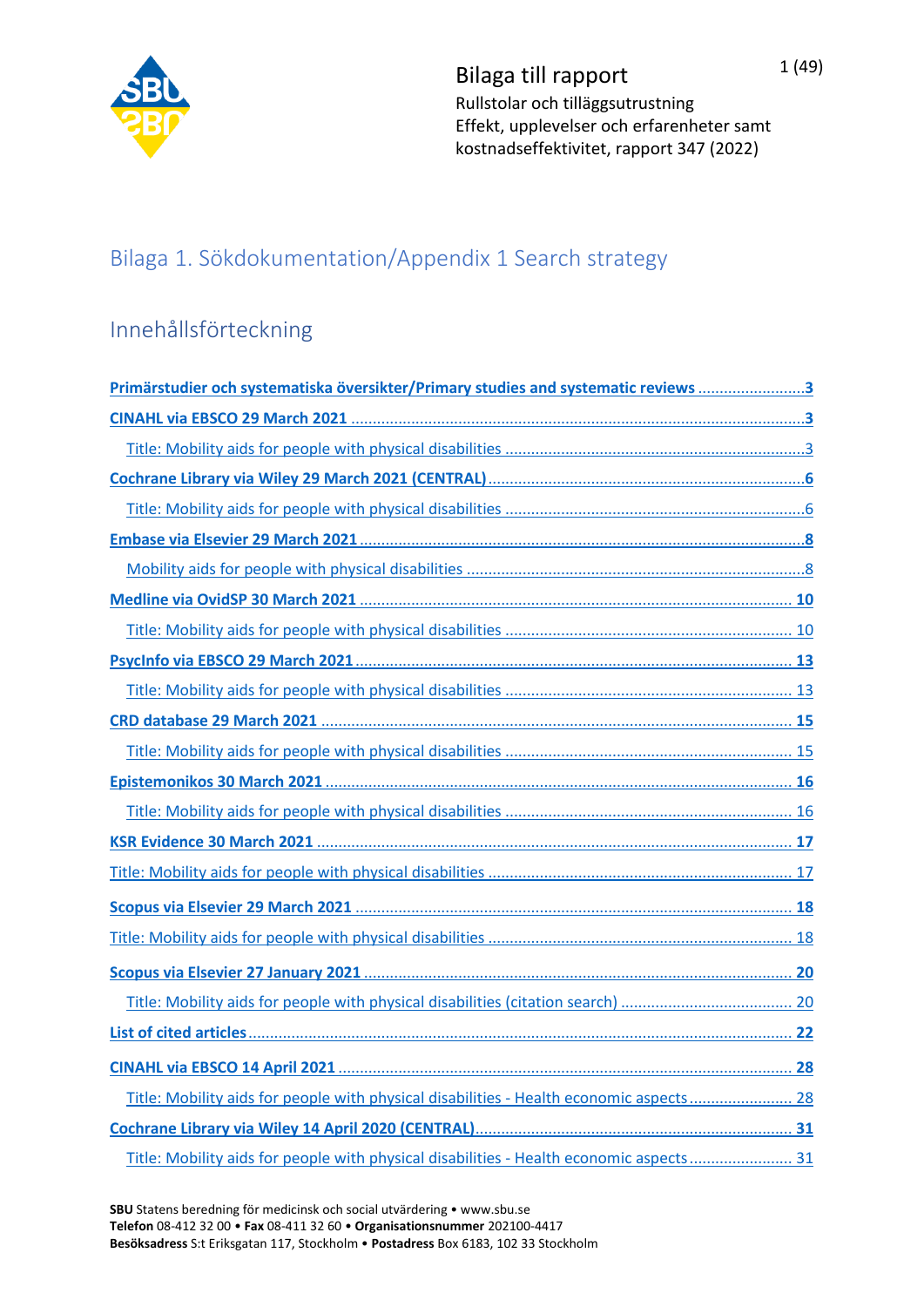Bilaga till rapport

Rullstolar och tilläggsutrustning
Effekt, upplevelser och erfarenheter samt kostnadseffektivitet, rapport 347 (2022)

# Bilaga 1. Sökdokumentation/Appendix 1 Search strategy

## Innehållsförteckning

**Primärstudier och systematiska översikter/Primary studies and systematic reviews** .......... 3

**CINAHL via EBSCO 29 March 2021** .......... 3

- Title: Mobility aids for people with physical disabilities .......... 3

**Cochrane Library via Wiley 29 March 2021 (CENTRAL)** .......... 6

- Title: Mobility aids for people with physical disabilities .......... 6

**Embase via Elsevier 29 March 2021** .......... 8

- Mobility aids for people with physical disabilities .......... 8

**Medline via OvidSP 30 March 2021** .......... 10

- Title: Mobility aids for people with physical disabilities .......... 10

**PsycInfo via EBSCO 29 March 2021** .......... 13

- Title: Mobility aids for people with physical disabilities .......... 13

**CRD database 29 March 2021** .......... 15

- Title: Mobility aids for people with physical disabilities .......... 15

**Epistemonikos 30 March 2021** .......... 16

- Title: Mobility aids for people with physical disabilities .......... 16

**KSR Evidence 30 March 2021** .......... 17

Title: Mobility aids for people with physical disabilities .......... 17

**Scopus via Elsevier 29 March 2021** .......... 18

Title: Mobility aids for people with physical disabilities .......... 18

**Scopus via Elsevier 27 January 2021** .......... 20

- Title: Mobility aids for people with physical disabilities (citation search) .......... 20

**List of cited articles** .......... 22

**CINAHL via EBSCO 14 April 2021** .......... 28

- Title: Mobility aids for people with physical disabilities - Health economic aspects .......... 28

**Cochrane Library via Wiley 14 April 2020 (CENTRAL)** .......... 31

- Title: Mobility aids for people with physical disabilities - Health economic aspects .......... 31

**SBU** Statens beredning för medicinsk och social utvärdering • www.sbu.se
**Telefon** 08-412 32 00 • **Fax** 08-411 32 60 • **Organisationsnummer** 202100-4417
**Besöksadress** S:t Eriksgatan 117, Stockholm • **Postadress** Box 6183, 102 33 Stockholm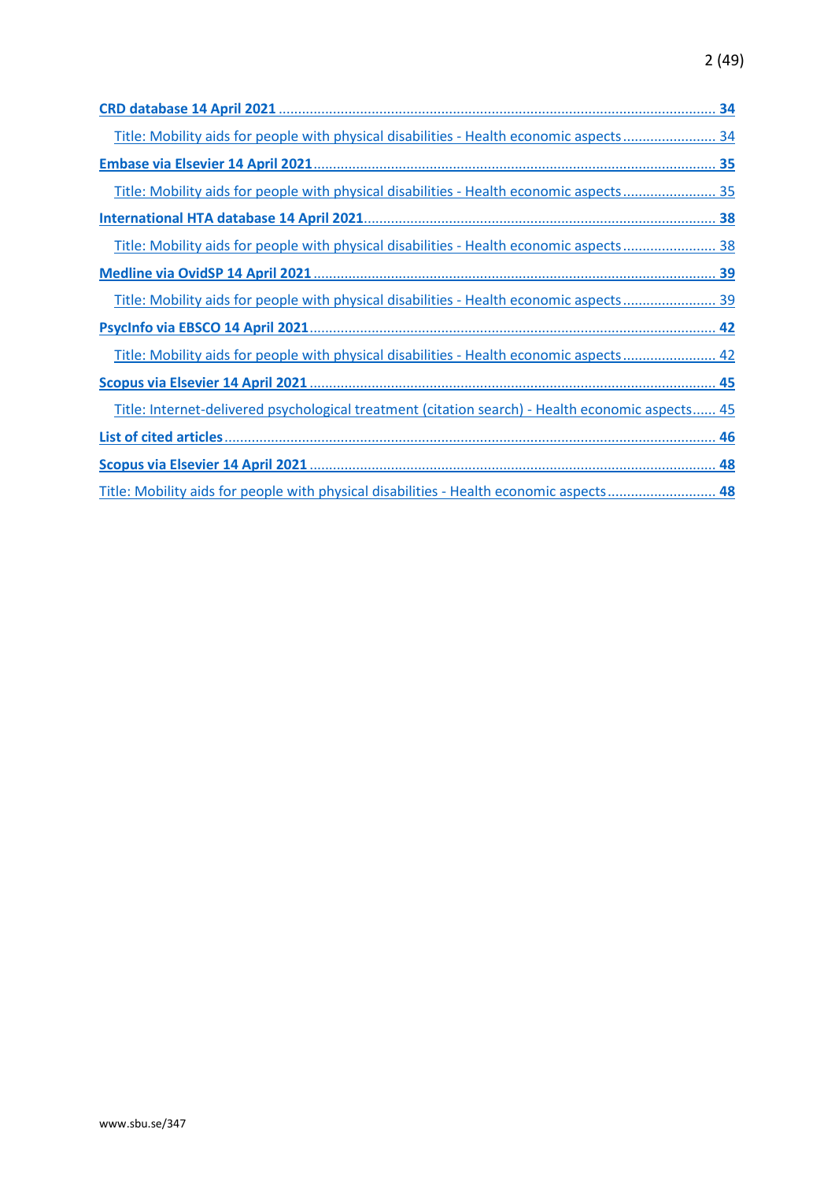CRD database 14 April 2021 ........................................................................................................... 34

Title: Mobility aids for people with physical disabilities - Health economic aspects ......................... 34

Embase via Elsevier 14 April 2021 .................................................................................................. 35

Title: Mobility aids for people with physical disabilities - Health economic aspects ......................... 35

International HTA database 14 April 2021 ....................................................................................... 38

Title: Mobility aids for people with physical disabilities - Health economic aspects ......................... 38

Medline via OvidSP 14 April 2021 ................................................................................................... 39

Title: Mobility aids for people with physical disabilities - Health economic aspects ......................... 39

PsycInfo via EBSCO 14 April 2021 .................................................................................................... 42

Title: Mobility aids for people with physical disabilities - Health economic aspects ......................... 42

Scopus via Elsevier 14 April 2021 .................................................................................................... 45

Title: Internet-delivered psychological treatment (citation search) - Health economic aspects ...... 45

List of cited articles .......................................................................................................................... 46

Scopus via Elsevier 14 April 2021 .................................................................................................... 48

Title: Mobility aids for people with physical disabilities - Health economic aspects ............................ 48

www.sbu.se/347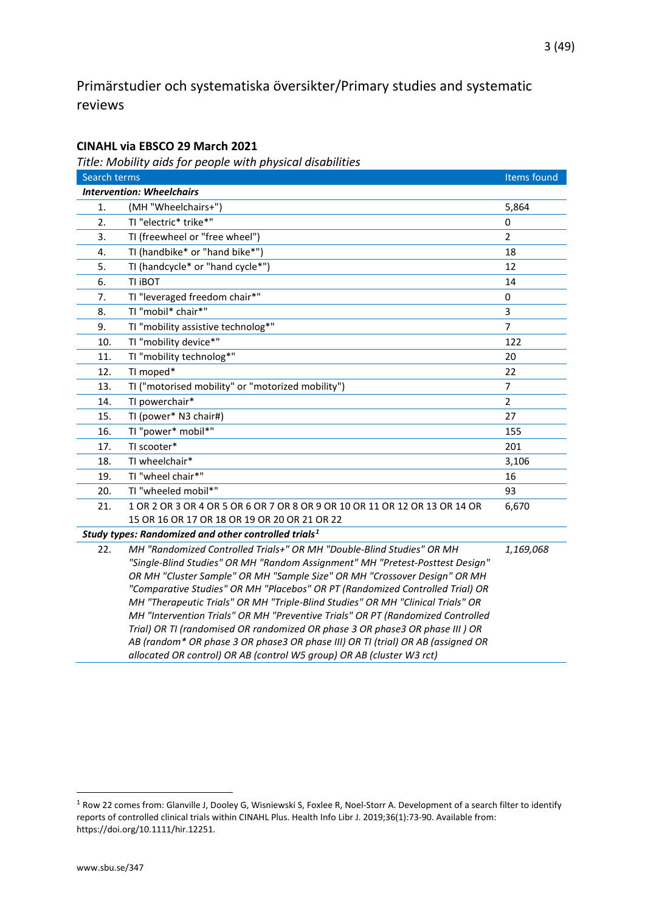## Primärstudier och systematiska översikter/Primary studies and systematic reviews

### CINAHL via EBSCO 29 March 2021

*Title: Mobility aids for people with physical disabilities*

| | Search terms | Items found |
|---|---|---|
| ***Intervention: Wheelchairs*** | | |
| 1. | (MH "Wheelchairs+") | 5,864 |
| 2. | TI "electric* trike*" | 0 |
| 3. | TI (freewheel or "free wheel") | 2 |
| 4. | TI (handbike* or "hand bike*") | 18 |
| 5. | TI (handcycle* or "hand cycle*") | 12 |
| 6. | TI iBOT | 14 |
| 7. | TI "leveraged freedom chair*" | 0 |
| 8. | TI "mobil* chair*" | 3 |
| 9. | TI "mobility assistive technolog*" | 7 |
| 10. | TI "mobility device*" | 122 |
| 11. | TI "mobility technolog*" | 20 |
| 12. | TI moped* | 22 |
| 13. | TI ("motorised mobility" or "motorized mobility") | 7 |
| 14. | TI powerchair* | 2 |
| 15. | TI (power* N3 chair#) | 27 |
| 16. | TI "power* mobil*" | 155 |
| 17. | TI scooter* | 201 |
| 18. | TI wheelchair* | 3,106 |
| 19. | TI "wheel chair*" | 16 |
| 20. | TI "wheeled mobil*" | 93 |
| 21. | 1 OR 2 OR 3 OR 4 OR 5 OR 6 OR 7 OR 8 OR 9 OR 10 OR 11 OR 12 OR 13 OR 14 OR 15 OR 16 OR 17 OR 18 OR 19 OR 20 OR 21 OR 22 | 6,670 |
| ***Study types: Randomized and other controlled trials[1]*** | | |
| 22. | *MH "Randomized Controlled Trials+" OR MH "Double-Blind Studies" OR MH "Single-Blind Studies" OR MH "Random Assignment" MH "Pretest-Posttest Design" OR MH "Cluster Sample" OR MH "Sample Size" OR MH "Crossover Design" OR MH "Comparative Studies" OR MH "Placebos" OR PT (Randomized Controlled Trial) OR MH "Therapeutic Trials" OR MH "Triple-Blind Studies" OR MH "Clinical Trials" OR MH "Intervention Trials" OR MH "Preventive Trials" OR PT (Randomized Controlled Trial) OR TI (randomised OR randomized OR phase 3 OR phase3 OR phase III ) OR AB (random* OR phase 3 OR phase3 OR phase III) OR TI (trial) OR AB (assigned OR allocated OR control) OR AB (control W5 group) OR AB (cluster W3 rct)* | *1,169,068* |

[1] Row 22 comes from: Glanville J, Dooley G, Wisniewski S, Foxlee R, Noel-Storr A. Development of a search filter to identify reports of controlled clinical trials within CINAHL Plus. Health Info Libr J. 2019;36(1):73-90. Available from: https://doi.org/10.1111/hir.12251.

www.sbu.se/347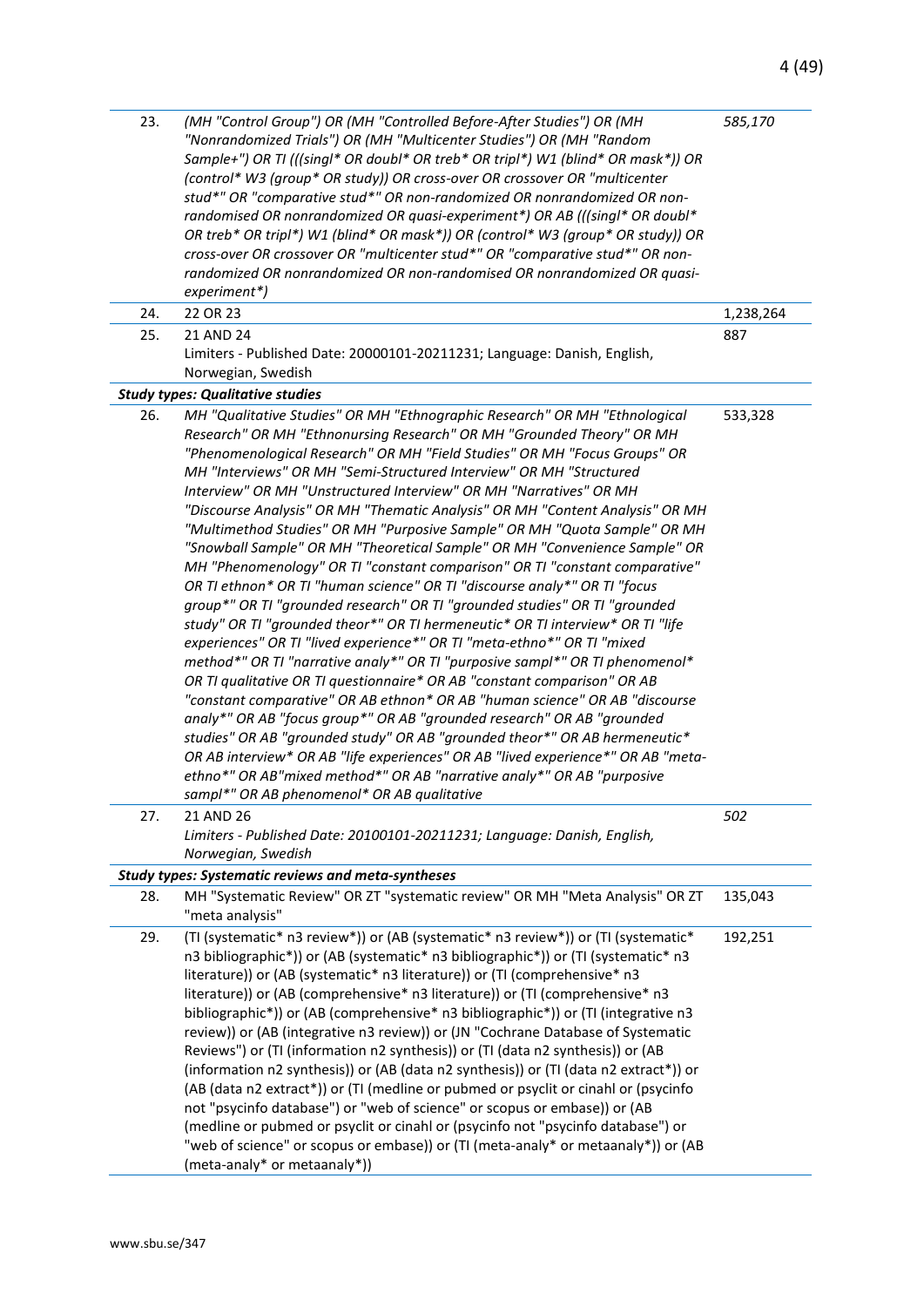| | | |
|---|---|---|
| 23. | *(MH "Control Group") OR (MH "Controlled Before-After Studies") OR (MH "Nonrandomized Trials") OR (MH "Multicenter Studies") OR (MH "Random Sample+") OR TI (((singl* OR doubl* OR treb* OR tripl*) W1 (blind* OR mask*)) OR (control* W3 (group* OR study)) OR cross-over OR crossover OR "multicenter stud*" OR "comparative stud*" OR non-randomized OR nonrandomized OR non-randomised OR nonrandomized OR quasi-experiment*) OR AB (((singl* OR doubl* OR treb* OR tripl*) W1 (blind* OR mask*)) OR (control* W3 (group* OR study)) OR cross-over OR crossover OR "multicenter stud*" OR "comparative stud*" OR non-randomized OR nonrandomized OR non-randomised OR nonrandomized OR quasi-experiment*)* | *585,170* |
| 24. | 22 OR 23 | 1,238,264 |
| 25. | 21 AND 24<br>Limiters - Published Date: 20000101-20211231; Language: Danish, English, Norwegian, Swedish | 887 |
| | ***Study types: Qualitative studies*** | |
| 26. | *MH "Qualitative Studies" OR MH "Ethnographic Research" OR MH "Ethnological Research" OR MH "Ethnonursing Research" OR MH "Grounded Theory" OR MH "Phenomenological Research" OR MH "Field Studies" OR MH "Focus Groups" OR MH "Interviews" OR MH "Semi-Structured Interview" OR MH "Structured Interview" OR MH "Unstructured Interview" OR MH "Narratives" OR MH "Discourse Analysis" OR MH "Thematic Analysis" OR MH "Content Analysis" OR MH "Multimethod Studies" OR MH "Purposive Sample" OR MH "Quota Sample" OR MH "Snowball Sample" OR MH "Theoretical Sample" OR MH "Convenience Sample" OR MH "Phenomenology" OR TI "constant comparison" OR TI "constant comparative" OR TI ethnon* OR TI "human science" OR TI "discourse analy*" OR TI "focus group*" OR TI "grounded research" OR TI "grounded studies" OR TI "grounded study" OR TI "grounded theor*" OR TI hermeneutic* OR TI interview* OR TI "life experiences" OR TI "lived experience*" OR TI "meta-ethno*" OR TI "mixed method*" OR TI "narrative analy*" OR TI "purposive sampl*" OR TI phenomenol* OR TI qualitative OR TI questionnaire* OR AB "constant comparison" OR AB "constant comparative" OR AB ethnon* OR AB "human science" OR AB "discourse analy*" OR AB "focus group*" OR AB "grounded research" OR AB "grounded studies" OR AB "grounded study" OR AB "grounded theor*" OR AB hermeneutic* OR AB interview* OR AB "life experiences" OR AB "lived experience*" OR AB "meta-ethno*" OR AB"mixed method*" OR AB "narrative analy*" OR AB "purposive sampl*" OR AB phenomenol* OR AB qualitative* | 533,328 |
| 27. | 21 AND 26<br>*Limiters - Published Date: 20100101-20211231; Language: Danish, English, Norwegian, Swedish* | *502* |
| | ***Study types: Systematic reviews and meta-syntheses*** | |
| 28. | MH "Systematic Review" OR ZT "systematic review" OR MH "Meta Analysis" OR ZT "meta analysis" | 135,043 |
| 29. | (TI (systematic* n3 review*)) or (AB (systematic* n3 review*)) or (TI (systematic* n3 bibliographic*)) or (AB (systematic* n3 bibliographic*)) or (TI (systematic* n3 literature)) or (AB (systematic* n3 literature)) or (TI (comprehensive* n3 literature)) or (AB (comprehensive* n3 literature)) or (TI (comprehensive* n3 bibliographic*)) or (AB (comprehensive* n3 bibliographic*)) or (TI (integrative n3 review)) or (AB (integrative n3 review)) or (JN "Cochrane Database of Systematic Reviews") or (TI (information n2 synthesis)) or (TI (data n2 synthesis)) or (AB (information n2 synthesis)) or (AB (data n2 synthesis)) or (TI (data n2 extract*)) or (AB (data n2 extract*)) or (TI (medline or pubmed or psyclit or cinahl or (psycinfo not "psycinfo database") or "web of science" or scopus or embase)) or (AB (medline or pubmed or psyclit or cinahl or (psycinfo not "psycinfo database") or "web of science" or scopus or embase)) or (TI (meta-analy* or metaanaly*)) or (AB (meta-analy* or metaanaly*)) | 192,251 |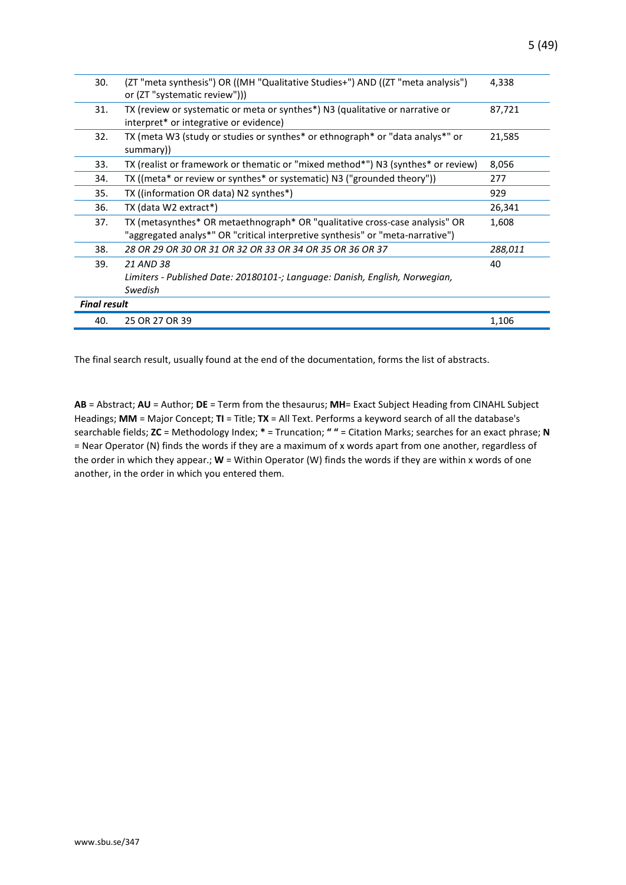| | | |
|---|---|---|
| 30. | (ZT "meta synthesis") OR ((MH "Qualitative Studies+") AND ((ZT "meta analysis") or (ZT "systematic review"))) | 4,338 |
| 31. | TX (review or systematic or meta or synthes*) N3 (qualitative or narrative or interpret* or integrative or evidence) | 87,721 |
| 32. | TX (meta W3 (study or studies or synthes* or ethnograph* or "data analys*" or summary)) | 21,585 |
| 33. | TX (realist or framework or thematic or "mixed method*") N3 (synthes* or review) | 8,056 |
| 34. | TX ((meta* or review or synthes* or systematic) N3 ("grounded theory")) | 277 |
| 35. | TX ((information OR data) N2 synthes*) | 929 |
| 36. | TX (data W2 extract*) | 26,341 |
| 37. | TX (metasynthes* OR metaethnograph* OR "qualitative cross-case analysis" OR "aggregated analys*" OR "critical interpretive synthesis" or "meta-narrative") | 1,608 |
| 38. | *28 OR 29 OR 30 OR 31 OR 32 OR 33 OR 34 OR 35 OR 36 OR 37* | *288,011* |
| 39. | *21 AND 38*<br>*Limiters - Published Date: 20180101-; Language: Danish, English, Norwegian, Swedish* | 40 |
| ***Final result*** | | |
| 40. | 25 OR 27 OR 39 | 1,106 |

The final search result, usually found at the end of the documentation, forms the list of abstracts.

**AB** = Abstract; **AU** = Author; **DE** = Term from the thesaurus; **MH**= Exact Subject Heading from CINAHL Subject Headings; **MM** = Major Concept; **TI** = Title; **TX** = All Text. Performs a keyword search of all the database's searchable fields; **ZC** = Methodology Index; **\*** = Truncation; **" "** = Citation Marks; searches for an exact phrase; **N** = Near Operator (N) finds the words if they are a maximum of x words apart from one another, regardless of the order in which they appear.; **W** = Within Operator (W) finds the words if they are within x words of one another, in the order in which you entered them.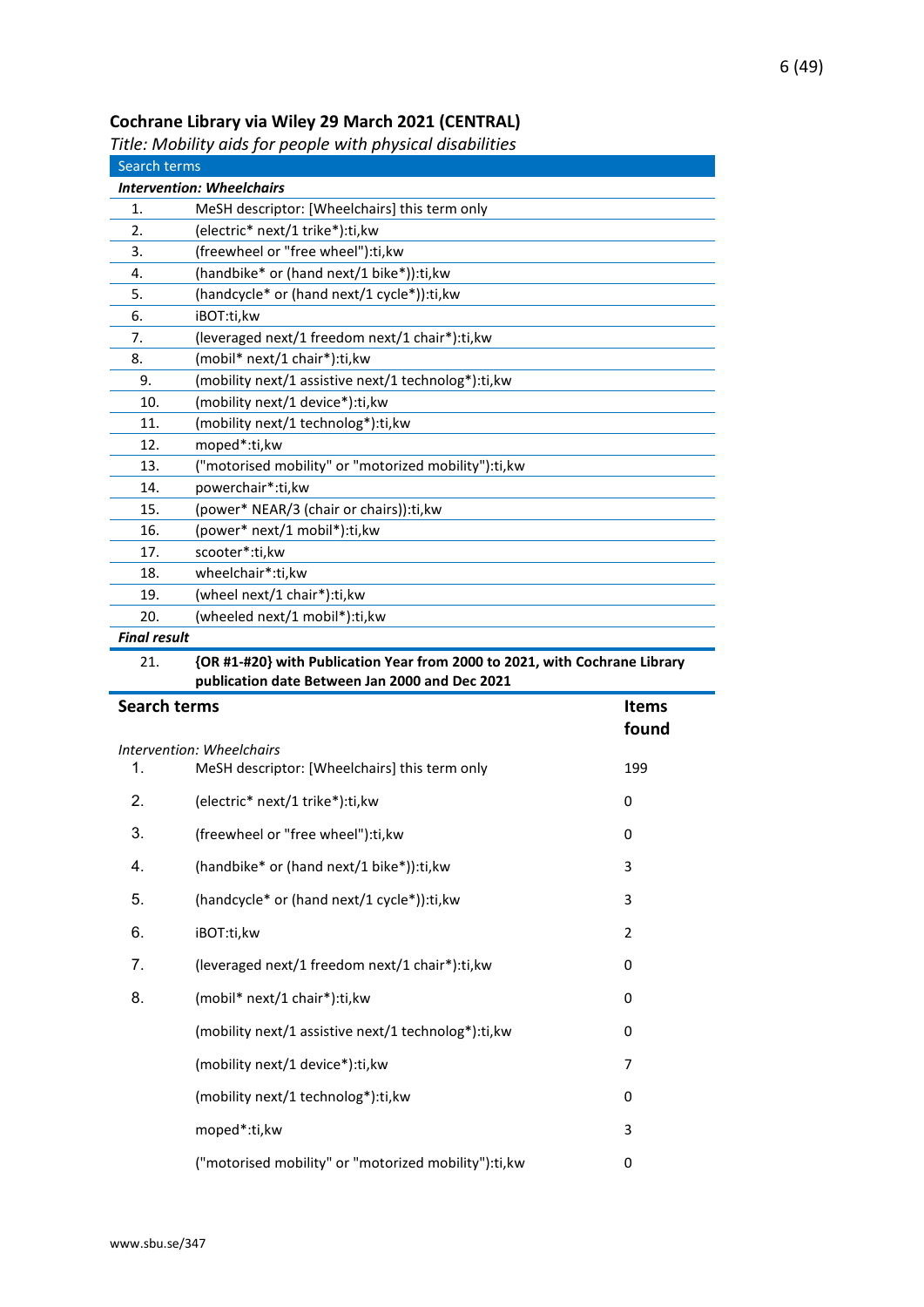## Cochrane Library via Wiley 29 March 2021 (CENTRAL)

*Title: Mobility aids for people with physical disabilities*

| Search terms | |
|---|---|
| ***Intervention: Wheelchairs*** | |
| 1. | MeSH descriptor: [Wheelchairs] this term only |
| 2. | (electric* next/1 trike*):ti,kw |
| 3. | (freewheel or "free wheel"):ti,kw |
| 4. | (handbike* or (hand next/1 bike*)):ti,kw |
| 5. | (handcycle* or (hand next/1 cycle*)):ti,kw |
| 6. | iBOT:ti,kw |
| 7. | (leveraged next/1 freedom next/1 chair*):ti,kw |
| 8. | (mobil* next/1 chair*):ti,kw |
| 9. | (mobility next/1 assistive next/1 technolog*):ti,kw |
| 10. | (mobility next/1 device*):ti,kw |
| 11. | (mobility next/1 technolog*):ti,kw |
| 12. | moped*:ti,kw |
| 13. | ("motorised mobility" or "motorized mobility"):ti,kw |
| 14. | powerchair*:ti,kw |
| 15. | (power* NEAR/3 (chair or chairs)):ti,kw |
| 16. | (power* next/1 mobil*):ti,kw |
| 17. | scooter*:ti,kw |
| 18. | wheelchair*:ti,kw |
| 19. | (wheel next/1 chair*):ti,kw |
| 20. | (wheeled next/1 mobil*):ti,kw |
| ***Final result*** | |
| 21. | **{OR #1-#20} with Publication Year from 2000 to 2021, with Cochrane Library publication date Between Jan 2000 and Dec 2021** |

| Search terms | | Items found |
|---|---|---|
| *Intervention: Wheelchairs* | | |
| 1. | MeSH descriptor: [Wheelchairs] this term only | 199 |
| 2. | (electric* next/1 trike*):ti,kw | 0 |
| 3. | (freewheel or "free wheel"):ti,kw | 0 |
| 4. | (handbike* or (hand next/1 bike*)):ti,kw | 3 |
| 5. | (handcycle* or (hand next/1 cycle*)):ti,kw | 3 |
| 6. | iBOT:ti,kw | 2 |
| 7. | (leveraged next/1 freedom next/1 chair*):ti,kw | 0 |
| 8. | (mobil* next/1 chair*):ti,kw | 0 |
| | (mobility next/1 assistive next/1 technolog*):ti,kw | 0 |
| | (mobility next/1 device*):ti,kw | 7 |
| | (mobility next/1 technolog*):ti,kw | 0 |
| | moped*:ti,kw | 3 |
| | ("motorised mobility" or "motorized mobility"):ti,kw | 0 |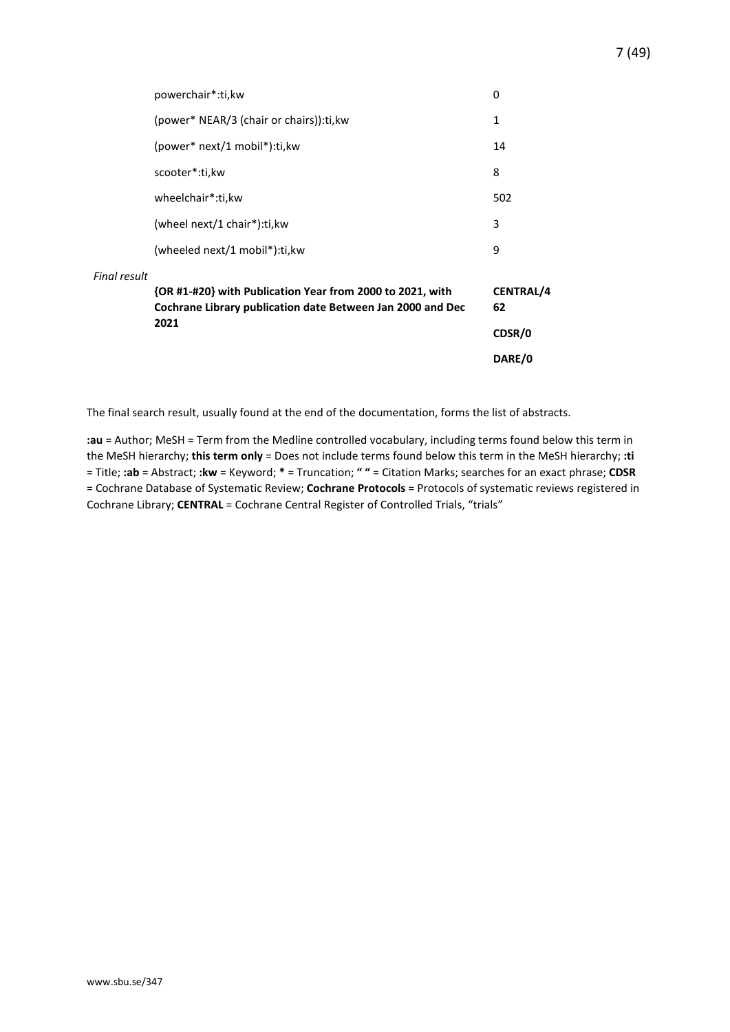| | | |
|---|---|---|
| | powerchair*:ti,kw | 0 |
| | (power* NEAR/3 (chair or chairs)):ti,kw | 1 |
| | (power* next/1 mobil*):ti,kw | 14 |
| | scooter*:ti,kw | 8 |
| | wheelchair*:ti,kw | 502 |
| | (wheel next/1 chair*):ti,kw | 3 |
| | (wheeled next/1 mobil*):ti,kw | 9 |
| *Final result* | **{OR #1-#20} with Publication Year from 2000 to 2021, with Cochrane Library publication date Between Jan 2000 and Dec 2021** | **CENTRAL/462**<br>**CDSR/0**<br>**DARE/0** |

The final search result, usually found at the end of the documentation, forms the list of abstracts.

**:au** = Author; MeSH = Term from the Medline controlled vocabulary, including terms found below this term in the MeSH hierarchy; **this term only** = Does not include terms found below this term in the MeSH hierarchy; **:ti** = Title; **:ab** = Abstract; **:kw** = Keyword; ***** = Truncation; **" "** = Citation Marks; searches for an exact phrase; **CDSR** = Cochrane Database of Systematic Review; **Cochrane Protocols** = Protocols of systematic reviews registered in Cochrane Library; **CENTRAL** = Cochrane Central Register of Controlled Trials, "trials"

www.sbu.se/347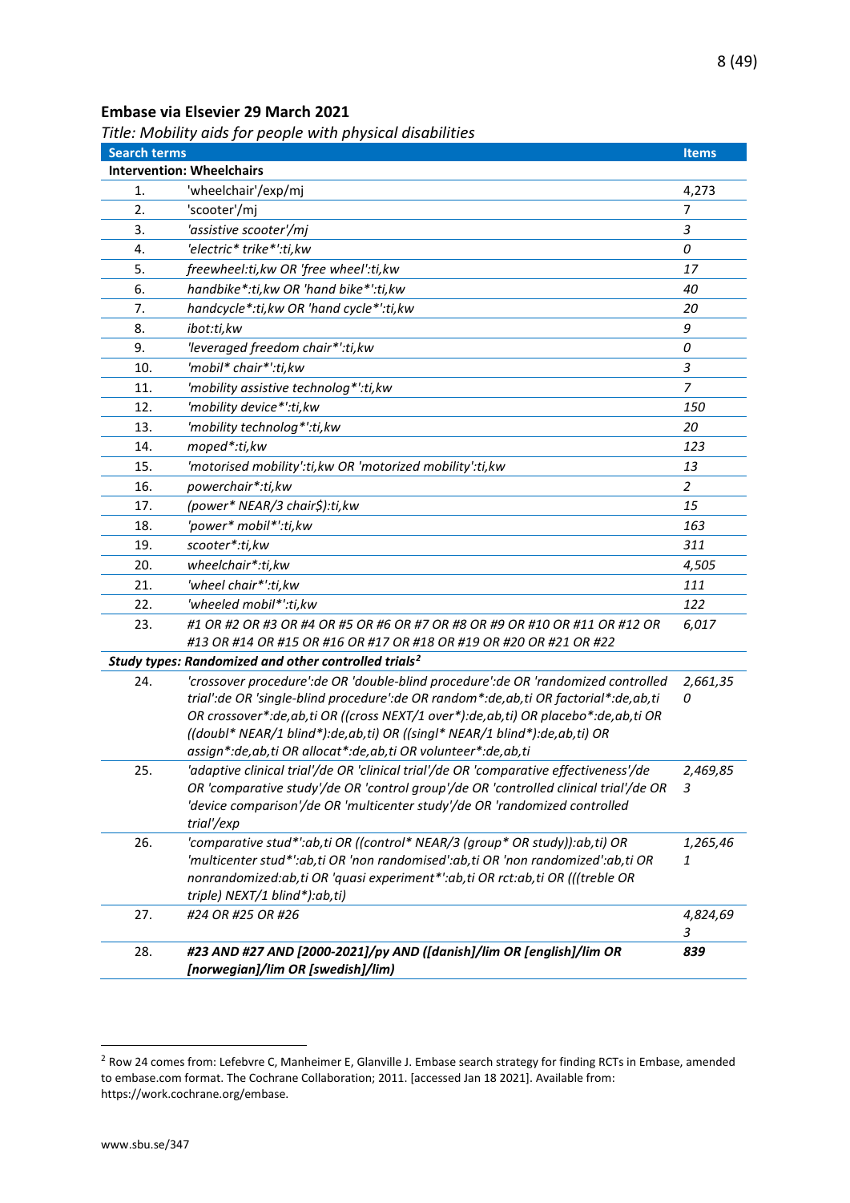## Embase via Elsevier 29 March 2021

*Title: Mobility aids for people with physical disabilities*

| Search terms | | Items |
|---|---|---|
| **Intervention: Wheelchairs** | | |
| 1. | 'wheelchair'/exp/mj | 4,273 |
| 2. | 'scooter'/mj | 7 |
| 3. | *'assistive scooter'/mj* | *3* |
| 4. | *'electric* trike*':ti,kw* | *0* |
| 5. | *freewheel:ti,kw OR 'free wheel':ti,kw* | *17* |
| 6. | *handbike*:ti,kw OR 'hand bike*':ti,kw* | *40* |
| 7. | *handcycle*:ti,kw OR 'hand cycle*':ti,kw* | *20* |
| 8. | *ibot:ti,kw* | *9* |
| 9. | *'leveraged freedom chair*':ti,kw* | *0* |
| 10. | *'mobil* chair*':ti,kw* | *3* |
| 11. | *'mobility assistive technolog*':ti,kw* | *7* |
| 12. | *'mobility device*':ti,kw* | *150* |
| 13. | *'mobility technolog*':ti,kw* | *20* |
| 14. | *moped*:ti,kw* | *123* |
| 15. | *'motorised mobility':ti,kw OR 'motorized mobility':ti,kw* | *13* |
| 16. | *powerchair*:ti,kw* | *2* |
| 17. | *(power* NEAR/3 chair$):ti,kw* | *15* |
| 18. | *'power* mobil*':ti,kw* | *163* |
| 19. | *scooter*:ti,kw* | *311* |
| 20. | *wheelchair*:ti,kw* | *4,505* |
| 21. | *'wheel chair*':ti,kw* | *111* |
| 22. | *'wheeled mobil*':ti,kw* | *122* |
| 23. | *#1 OR #2 OR #3 OR #4 OR #5 OR #6 OR #7 OR #8 OR #9 OR #10 OR #11 OR #12 OR #13 OR #14 OR #15 OR #16 OR #17 OR #18 OR #19 OR #20 OR #21 OR #22* | *6,017* |
| ***Study types: Randomized and other controlled trials*[2]** | | |
| 24. | *'crossover procedure':de OR 'double-blind procedure':de OR 'randomized controlled trial':de OR 'single-blind procedure':de OR random*:de,ab,ti OR factorial*:de,ab,ti OR crossover*:de,ab,ti OR ((cross NEXT/1 over*):de,ab,ti) OR placebo*:de,ab,ti OR ((doubl* NEAR/1 blind*):de,ab,ti) OR ((singl* NEAR/1 blind*):de,ab,ti) OR assign*:de,ab,ti OR allocat*:de,ab,ti OR volunteer*:de,ab,ti* | *2,661,350* |
| 25. | *'adaptive clinical trial'/de OR 'clinical trial'/de OR 'comparative effectiveness'/de OR 'comparative study'/de OR 'control group'/de OR 'controlled clinical trial'/de OR 'device comparison'/de OR 'multicenter study'/de OR 'randomized controlled trial'/exp* | *2,469,853* |
| 26. | *'comparative stud*':ab,ti OR ((control* NEAR/3 (group* OR study)):ab,ti) OR 'multicenter stud*':ab,ti OR 'non randomised':ab,ti OR 'non randomized':ab,ti OR nonrandomized:ab,ti OR 'quasi experiment*':ab,ti OR rct:ab,ti OR (((treble OR triple) NEXT/1 blind*):ab,ti)* | *1,265,461* |
| 27. | *#24 OR #25 OR #26* | *4,824,693* |
| 28. | ***#23 AND #27 AND [2000-2021]/py AND ([danish]/lim OR [english]/lim OR [norwegian]/lim OR [swedish]/lim)*** | ***839*** |

[2] Row 24 comes from: Lefebvre C, Manheimer E, Glanville J. Embase search strategy for finding RCTs in Embase, amended to embase.com format. The Cochrane Collaboration; 2011. [accessed Jan 18 2021]. Available from: https://work.cochrane.org/embase.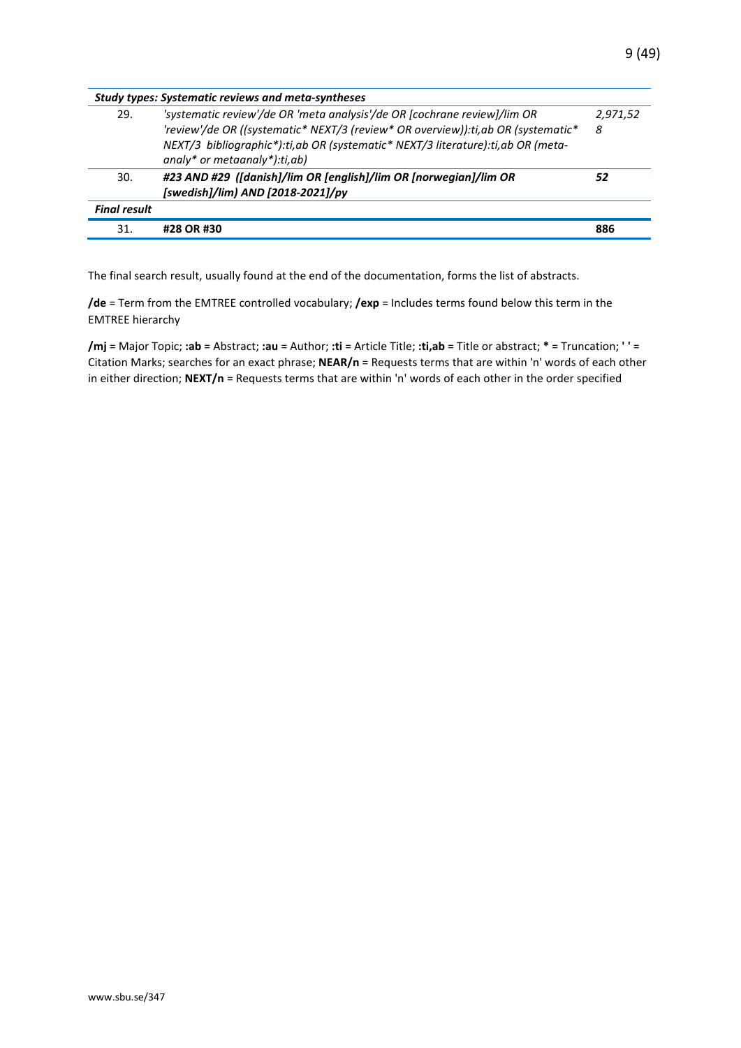| | | |
|---|---|---|
| ***Study types: Systematic reviews and meta-syntheses*** | | |
| 29. | *'systematic review'/de OR 'meta analysis'/de OR [cochrane review]/lim OR 'review'/de OR ((systematic* NEXT/3 (review* OR overview)):ti,ab OR (systematic* NEXT/3 bibliographic*):ti,ab OR (systematic* NEXT/3 literature):ti,ab OR (meta-analy* or metaanaly*):ti,ab)* | *2,971,528* |
| 30. | ***#23 AND #29 ([danish]/lim OR [english]/lim OR [norwegian]/lim OR [swedish]/lim) AND [2018-2021]/py*** | ***52*** |
| ***Final result*** | | |
| 31. | **#28 OR #30** | **886** |

The final search result, usually found at the end of the documentation, forms the list of abstracts.

**/de** = Term from the EMTREE controlled vocabulary; **/exp** = Includes terms found below this term in the EMTREE hierarchy

**/mj** = Major Topic; **:ab** = Abstract; **:au** = Author; **:ti** = Article Title; **:ti,ab** = Title or abstract; **\*** = Truncation; **' '** = Citation Marks; searches for an exact phrase; **NEAR/n** = Requests terms that are within 'n' words of each other in either direction; **NEXT/n** = Requests terms that are within 'n' words of each other in the order specified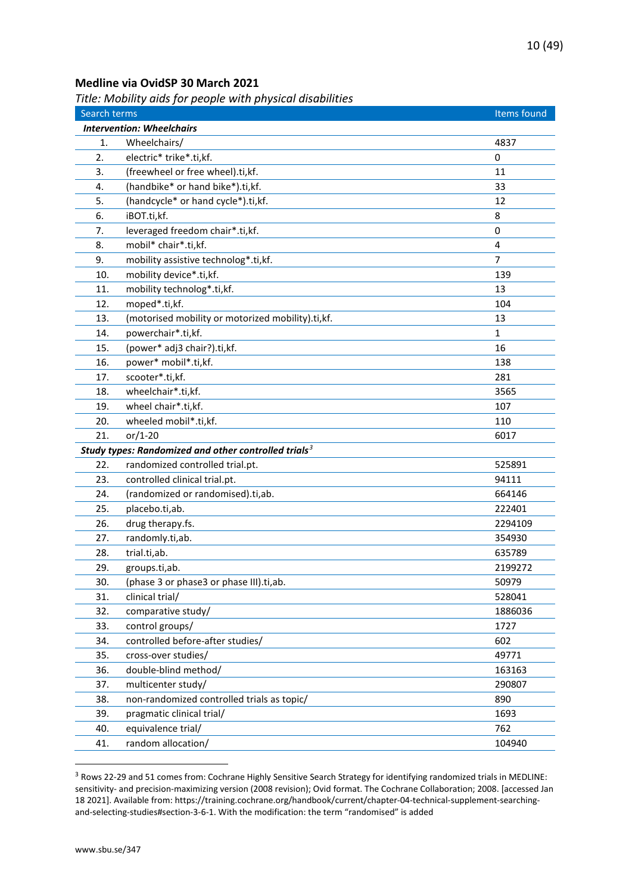## Medline via OvidSP 30 March 2021

*Title: Mobility aids for people with physical disabilities*

| | Search terms | Items found |
|---|---|---|
| | ***Intervention: Wheelchairs*** | |
| 1. | Wheelchairs/ | 4837 |
| 2. | electric* trike*.ti,kf. | 0 |
| 3. | (freewheel or free wheel).ti,kf. | 11 |
| 4. | (handbike* or hand bike*).ti,kf. | 33 |
| 5. | (handcycle* or hand cycle*).ti,kf. | 12 |
| 6. | iBOT.ti,kf. | 8 |
| 7. | leveraged freedom chair*.ti,kf. | 0 |
| 8. | mobil* chair*.ti,kf. | 4 |
| 9. | mobility assistive technolog*.ti,kf. | 7 |
| 10. | mobility device*.ti,kf. | 139 |
| 11. | mobility technolog*.ti,kf. | 13 |
| 12. | moped*.ti,kf. | 104 |
| 13. | (motorised mobility or motorized mobility).ti,kf. | 13 |
| 14. | powerchair*.ti,kf. | 1 |
| 15. | (power* adj3 chair?).ti,kf. | 16 |
| 16. | power* mobil*.ti,kf. | 138 |
| 17. | scooter*.ti,kf. | 281 |
| 18. | wheelchair*.ti,kf. | 3565 |
| 19. | wheel chair*.ti,kf. | 107 |
| 20. | wheeled mobil*.ti,kf. | 110 |
| 21. | or/1-20 | 6017 |
| | ***Study types: Randomized and other controlled trials***[3] | |
| 22. | randomized controlled trial.pt. | 525891 |
| 23. | controlled clinical trial.pt. | 94111 |
| 24. | (randomized or randomised).ti,ab. | 664146 |
| 25. | placebo.ti,ab. | 222401 |
| 26. | drug therapy.fs. | 2294109 |
| 27. | randomly.ti,ab. | 354930 |
| 28. | trial.ti,ab. | 635789 |
| 29. | groups.ti,ab. | 2199272 |
| 30. | (phase 3 or phase3 or phase III).ti,ab. | 50979 |
| 31. | clinical trial/ | 528041 |
| 32. | comparative study/ | 1886036 |
| 33. | control groups/ | 1727 |
| 34. | controlled before-after studies/ | 602 |
| 35. | cross-over studies/ | 49771 |
| 36. | double-blind method/ | 163163 |
| 37. | multicenter study/ | 290807 |
| 38. | non-randomized controlled trials as topic/ | 890 |
| 39. | pragmatic clinical trial/ | 1693 |
| 40. | equivalence trial/ | 762 |
| 41. | random allocation/ | 104940 |

[3] Rows 22-29 and 51 comes from: Cochrane Highly Sensitive Search Strategy for identifying randomized trials in MEDLINE: sensitivity- and precision-maximizing version (2008 revision); Ovid format. The Cochrane Collaboration; 2008. [accessed Jan 18 2021]. Available from: https://training.cochrane.org/handbook/current/chapter-04-technical-supplement-searching-and-selecting-studies#section-3-6-1. With the modification: the term "randomised" is added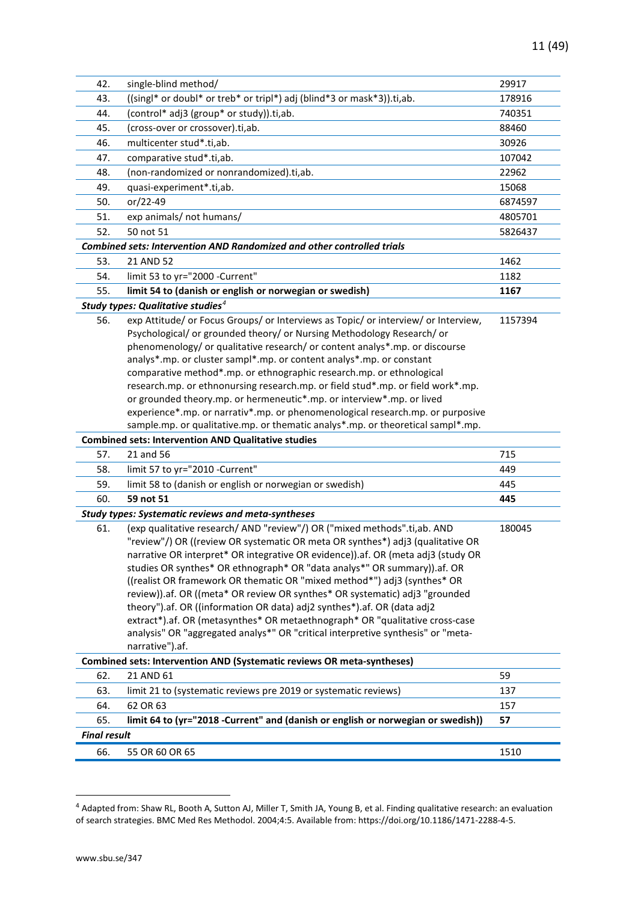| | | |
|---|---|---|
| 42. | single-blind method/ | 29917 |
| 43. | ((singl* or doubl* or treb* or tripl*) adj (blind*3 or mask*3)).ti,ab. | 178916 |
| 44. | (control* adj3 (group* or study)).ti,ab. | 740351 |
| 45. | (cross-over or crossover).ti,ab. | 88460 |
| 46. | multicenter stud*.ti,ab. | 30926 |
| 47. | comparative stud*.ti,ab. | 107042 |
| 48. | (non-randomized or nonrandomized).ti,ab. | 22962 |
| 49. | quasi-experiment*.ti,ab. | 15068 |
| 50. | or/22-49 | 6874597 |
| 51. | exp animals/ not humans/ | 4805701 |
| 52. | 50 not 51 | 5826437 |
| ***Combined sets: Intervention AND Randomized and other controlled trials*** | | |
| 53. | 21 AND 52 | 1462 |
| 54. | limit 53 to yr="2000 -Current" | 1182 |
| 55. | **limit 54 to (danish or english or norwegian or swedish)** | **1167** |
| ***Study types: Qualitative studies***[4] | | |
| 56. | exp Attitude/ or Focus Groups/ or Interviews as Topic/ or interview/ or Interview, Psychological/ or grounded theory/ or Nursing Methodology Research/ or phenomenology/ or qualitative research/ or content analys*.mp. or discourse analys*.mp. or cluster sampl*.mp. or content analys*.mp. or constant comparative method*.mp. or ethnographic research.mp. or ethnological research.mp. or ethnonursing research.mp. or field stud*.mp. or field work*.mp. or grounded theory.mp. or hermeneutic*.mp. or interview*.mp. or lived experience*.mp. or narrativ*.mp. or phenomenological research.mp. or purposive sample.mp. or qualitative.mp. or thematic analys*.mp. or theoretical sampl*.mp. | 1157394 |
| **Combined sets: Intervention AND Qualitative studies** | | |
| 57. | 21 and 56 | 715 |
| 58. | limit 57 to yr="2010 -Current" | 449 |
| 59. | limit 58 to (danish or english or norwegian or swedish) | 445 |
| 60. | **59 not 51** | **445** |
| ***Study types: Systematic reviews and meta-syntheses*** | | |
| 61. | (exp qualitative research/ AND "review"/) OR ("mixed methods".ti,ab. AND "review"/) OR ((review OR systematic OR meta OR synthes*) adj3 (qualitative OR narrative OR interpret* OR integrative OR evidence)).af. OR (meta adj3 (study OR studies OR synthes* OR ethnograph* OR "data analys*" OR summary)).af. OR ((realist OR framework OR thematic OR "mixed method*") adj3 (synthes* OR review)).af. OR ((meta* OR review OR synthes* OR systematic) adj3 "grounded theory").af. OR ((information OR data) adj2 synthes*).af. OR (data adj2 extract*).af. OR (metasynthes* OR metaethnograph* OR "qualitative cross-case analysis" OR "aggregated analys*" OR "critical interpretive synthesis" or "meta-narrative").af. | 180045 |
| **Combined sets: Intervention AND (Systematic reviews OR meta-syntheses)** | | |
| 62. | 21 AND 61 | 59 |
| 63. | limit 21 to (systematic reviews pre 2019 or systematic reviews) | 137 |
| 64. | 62 OR 63 | 157 |
| 65. | **limit 64 to (yr="2018 -Current" and (danish or english or norwegian or swedish))** | **57** |
| ***Final result*** | | |
| 66. | 55 OR 60 OR 65 | 1510 |

[4] Adapted from: Shaw RL, Booth A, Sutton AJ, Miller T, Smith JA, Young B, et al. Finding qualitative research: an evaluation of search strategies. BMC Med Res Methodol. 2004;4:5. Available from: https://doi.org/10.1186/1471-2288-4-5.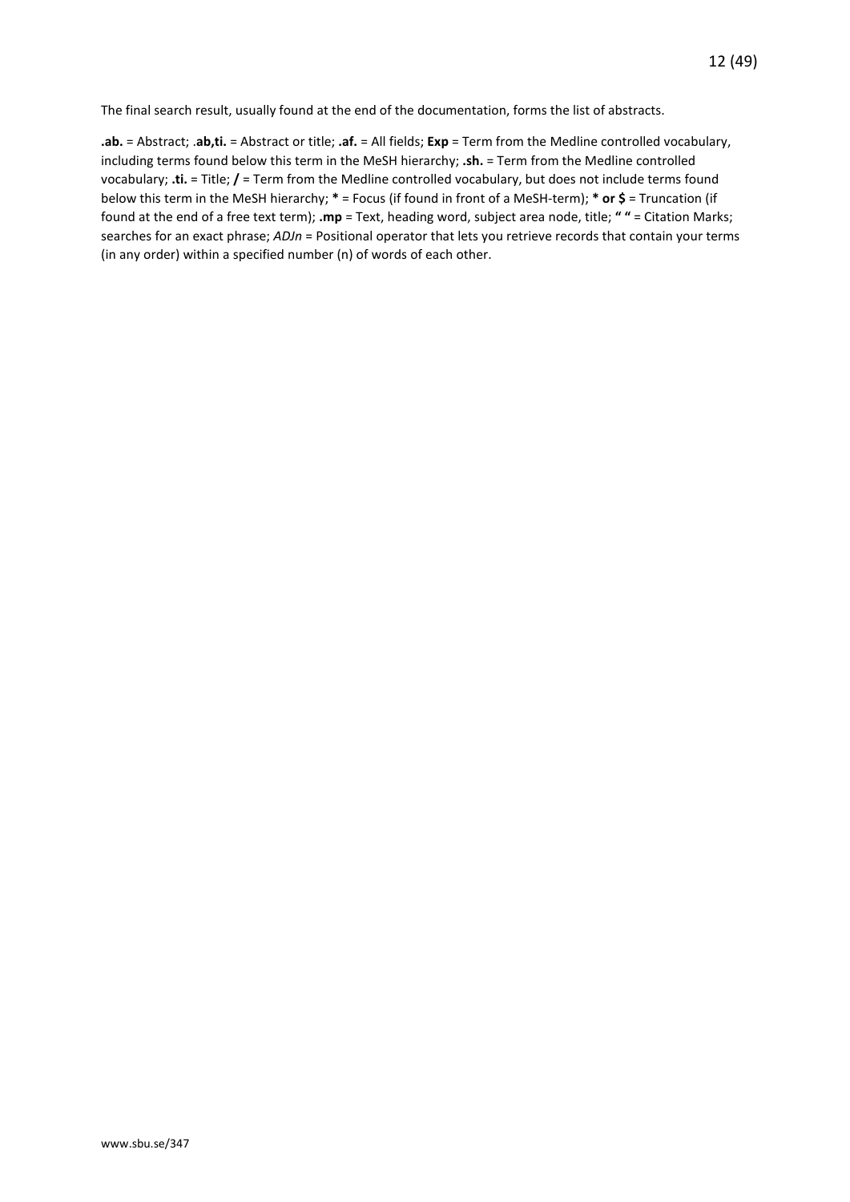The final search result, usually found at the end of the documentation, forms the list of abstracts.

**.ab.** = Abstract; .**ab,ti.** = Abstract or title; **.af.** = All fields; **Exp** = Term from the Medline controlled vocabulary, including terms found below this term in the MeSH hierarchy; **.sh.** = Term from the Medline controlled vocabulary; **.ti.** = Title; **/** = Term from the Medline controlled vocabulary, but does not include terms found below this term in the MeSH hierarchy; **\*** = Focus (if found in front of a MeSH-term); **\* or $** = Truncation (if found at the end of a free text term); **.mp** = Text, heading word, subject area node, title; **" "** = Citation Marks; searches for an exact phrase; *ADJn* = Positional operator that lets you retrieve records that contain your terms (in any order) within a specified number (n) of words of each other.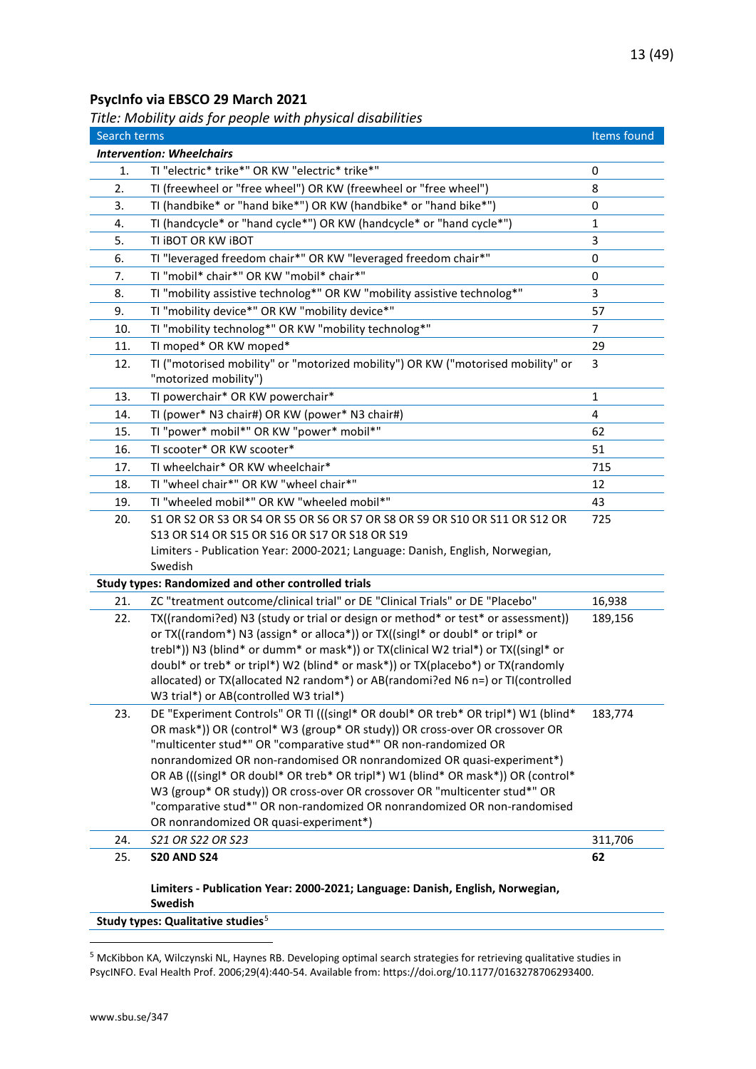## PsycInfo via EBSCO 29 March 2021

*Title: Mobility aids for people with physical disabilities*

| | Search terms | Items found |
|---|---|---|
| | ***Intervention: Wheelchairs*** | |
| 1. | TI "electric* trike*" OR KW "electric* trike*" | 0 |
| 2. | TI (freewheel or "free wheel") OR KW (freewheel or "free wheel") | 8 |
| 3. | TI (handbike* or "hand bike*") OR KW (handbike* or "hand bike*") | 0 |
| 4. | TI (handcycle* or "hand cycle*") OR KW (handcycle* or "hand cycle*") | 1 |
| 5. | TI iBOT OR KW iBOT | 3 |
| 6. | TI "leveraged freedom chair*" OR KW "leveraged freedom chair*" | 0 |
| 7. | TI "mobil* chair*" OR KW "mobil* chair*" | 0 |
| 8. | TI "mobility assistive technolog*" OR KW "mobility assistive technolog*" | 3 |
| 9. | TI "mobility device*" OR KW "mobility device*" | 57 |
| 10. | TI "mobility technolog*" OR KW "mobility technolog*" | 7 |
| 11. | TI moped* OR KW moped* | 29 |
| 12. | TI ("motorised mobility" or "motorized mobility") OR KW ("motorised mobility" or "motorized mobility") | 3 |
| 13. | TI powerchair* OR KW powerchair* | 1 |
| 14. | TI (power* N3 chair#) OR KW (power* N3 chair#) | 4 |
| 15. | TI "power* mobil*" OR KW "power* mobil*" | 62 |
| 16. | TI scooter* OR KW scooter* | 51 |
| 17. | TI wheelchair* OR KW wheelchair* | 715 |
| 18. | TI "wheel chair*" OR KW "wheel chair*" | 12 |
| 19. | TI "wheeled mobil*" OR KW "wheeled mobil*" | 43 |
| 20. | S1 OR S2 OR S3 OR S4 OR S5 OR S6 OR S7 OR S8 OR S9 OR S10 OR S11 OR S12 OR S13 OR S14 OR S15 OR S16 OR S17 OR S18 OR S19<br>Limiters - Publication Year: 2000-2021; Language: Danish, English, Norwegian, Swedish | 725 |
| | **Study types: Randomized and other controlled trials** | |
| 21. | ZC "treatment outcome/clinical trial" or DE "Clinical Trials" or DE "Placebo" | 16,938 |
| 22. | TX((randomi?ed) N3 (study or trial or design or method* or test* or assessment)) or TX((random*) N3 (assign* or alloca*)) or TX((singl* or doubl* or tripl* or trebl*)) N3 (blind* or dumm* or mask*)) or TX(clinical W2 trial*) or TX((singl* or doubl* or treb* or tripl*) W2 (blind* or mask*)) or TX(placebo*) or TX(randomly allocated) or TX(allocated N2 random*) or AB(randomi?ed N6 n=) or TI(controlled W3 trial*) or AB(controlled W3 trial*) | 189,156 |
| 23. | DE "Experiment Controls" OR TI (((singl* OR doubl* OR treb* OR tripl*) W1 (blind* OR mask*)) OR (control* W3 (group* OR study)) OR cross-over OR crossover OR "multicenter stud*" OR "comparative stud*" OR non-randomized OR nonrandomized OR non-randomised OR nonrandomized OR quasi-experiment*) OR AB (((singl* OR doubl* OR treb* OR tripl*) W1 (blind* OR mask*)) OR (control* W3 (group* OR study)) OR cross-over OR crossover OR "multicenter stud*" OR "comparative stud*" OR non-randomized OR nonrandomized OR non-randomised OR nonrandomized OR quasi-experiment*) | 183,774 |
| 24. | *S21 OR S22 OR S23* | 311,706 |
| 25. | **S20 AND S24**<br><br>**Limiters - Publication Year: 2000-2021; Language: Danish, English, Norwegian, Swedish** | **62** |
| | **Study types: Qualitative studies**[5] | |

[5] McKibbon KA, Wilczynski NL, Haynes RB. Developing optimal search strategies for retrieving qualitative studies in PsycINFO. Eval Health Prof. 2006;29(4):440-54. Available from: https://doi.org/10.1177/0163278706293400.

www.sbu.se/347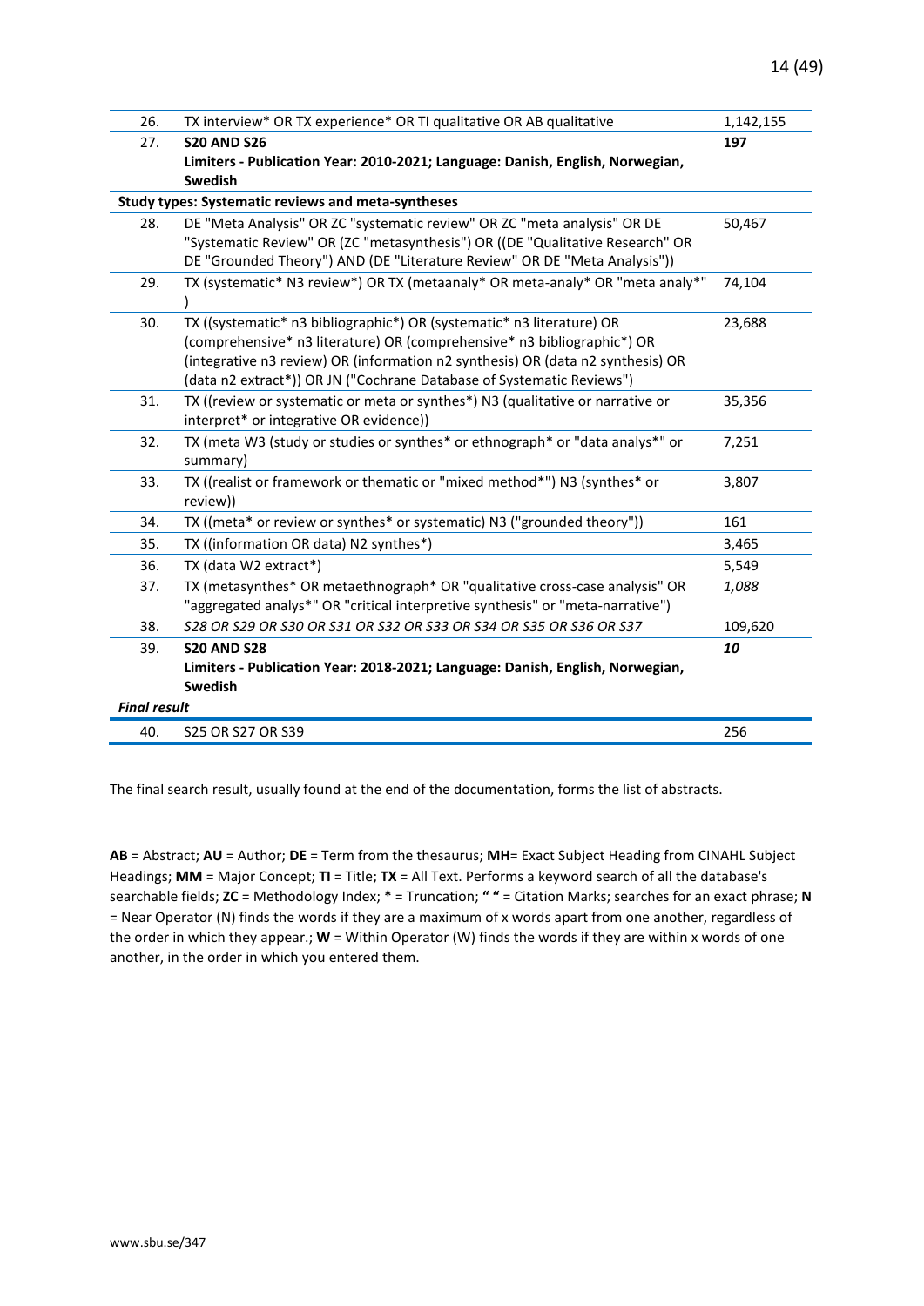| | | |
|---|---|---|
| 26. | TX interview* OR TX experience* OR TI qualitative OR AB qualitative | 1,142,155 |
| 27. | **S20 AND S26**<br>**Limiters - Publication Year: 2010-2021; Language: Danish, English, Norwegian, Swedish** | **197** |
| **Study types: Systematic reviews and meta-syntheses** | | |
| 28. | DE "Meta Analysis" OR ZC "systematic review" OR ZC "meta analysis" OR DE "Systematic Review" OR (ZC "metasynthesis") OR ((DE "Qualitative Research" OR DE "Grounded Theory") AND (DE "Literature Review" OR DE "Meta Analysis")) | 50,467 |
| 29. | TX (systematic* N3 review*) OR TX (metaanaly* OR meta-analy* OR "meta analy*" ) | 74,104 |
| 30. | TX ((systematic* n3 bibliographic*) OR (systematic* n3 literature) OR (comprehensive* n3 literature) OR (comprehensive* n3 bibliographic*) OR (integrative n3 review) OR (information n2 synthesis) OR (data n2 synthesis) OR (data n2 extract*)) OR JN ("Cochrane Database of Systematic Reviews") | 23,688 |
| 31. | TX ((review or systematic or meta or synthes*) N3 (qualitative or narrative or interpret* or integrative OR evidence)) | 35,356 |
| 32. | TX (meta W3 (study or studies or synthes* or ethnograph* or "data analys*" or summary) | 7,251 |
| 33. | TX ((realist or framework or thematic or "mixed method*") N3 (synthes* or review)) | 3,807 |
| 34. | TX ((meta* or review or synthes* or systematic) N3 ("grounded theory")) | 161 |
| 35. | TX ((information OR data) N2 synthes*) | 3,465 |
| 36. | TX (data W2 extract*) | 5,549 |
| 37. | TX (metasynthes* OR metaethnograph* OR "qualitative cross-case analysis" OR "aggregated analys*" OR "critical interpretive synthesis" or "meta-narrative") | *1,088* |
| 38. | *S28 OR S29 OR S30 OR S31 OR S32 OR S33 OR S34 OR S35 OR S36 OR S37* | 109,620 |
| 39. | **S20 AND S28**<br>**Limiters - Publication Year: 2018-2021; Language: Danish, English, Norwegian, Swedish** | ***10*** |
| ***Final result*** | | |
| 40. | S25 OR S27 OR S39 | 256 |

The final search result, usually found at the end of the documentation, forms the list of abstracts.

**AB** = Abstract; **AU** = Author; **DE** = Term from the thesaurus; **MH**= Exact Subject Heading from CINAHL Subject Headings; **MM** = Major Concept; **TI** = Title; **TX** = All Text. Performs a keyword search of all the database's searchable fields; **ZC** = Methodology Index; **\*** = Truncation; **" "** = Citation Marks; searches for an exact phrase; **N** = Near Operator (N) finds the words if they are a maximum of x words apart from one another, regardless of the order in which they appear.; **W** = Within Operator (W) finds the words if they are within x words of one another, in the order in which you entered them.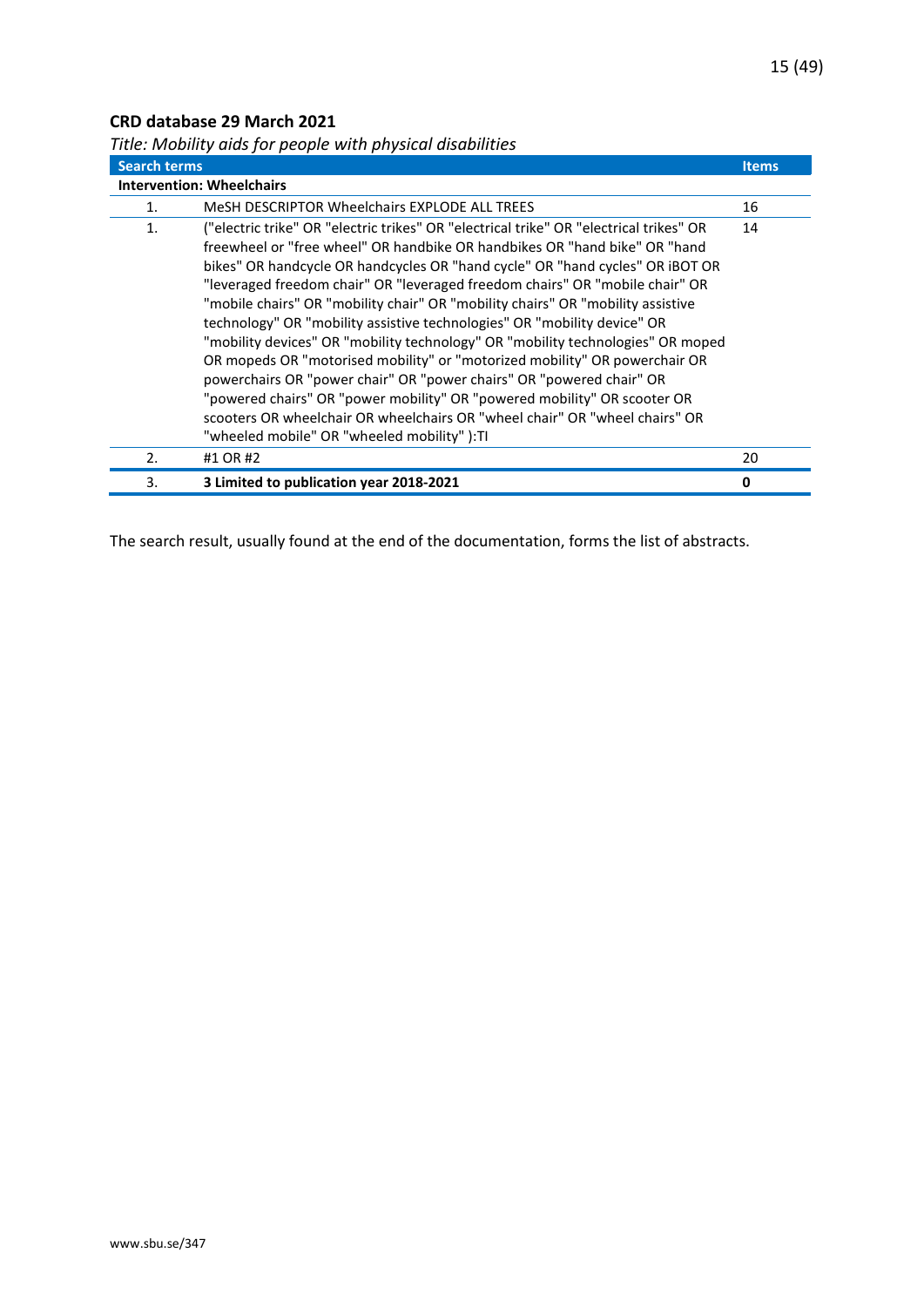**CRD database 29 March 2021**

*Title: Mobility aids for people with physical disabilities*

| Search terms | | Items |
|---|---|---|
| **Intervention: Wheelchairs** | | |
| 1. | MeSH DESCRIPTOR Wheelchairs EXPLODE ALL TREES | 16 |
| 1. | ("electric trike" OR "electric trikes" OR "electrical trike" OR "electrical trikes" OR freewheel or "free wheel" OR handbike OR handbikes OR "hand bike" OR "hand bikes" OR handcycle OR handcycles OR "hand cycle" OR "hand cycles" OR iBOT OR "leveraged freedom chair" OR "leveraged freedom chairs" OR "mobile chair" OR "mobile chairs" OR "mobility chair" OR "mobility chairs" OR "mobility assistive technology" OR "mobility assistive technologies" OR "mobility device" OR "mobility devices" OR "mobility technology" OR "mobility technologies" OR moped OR mopeds OR "motorised mobility" or "motorized mobility" OR powerchair OR powerchairs OR "power chair" OR "power chairs" OR "powered chair" OR "powered chairs" OR "power mobility" OR "powered mobility" OR scooter OR scooters OR wheelchair OR wheelchairs OR "wheel chair" OR "wheel chairs" OR "wheeled mobile" OR "wheeled mobility" ):TI | 14 |
| 2. | #1 OR #2 | 20 |
| 3. | **3 Limited to publication year 2018-2021** | **0** |

The search result, usually found at the end of the documentation, forms the list of abstracts.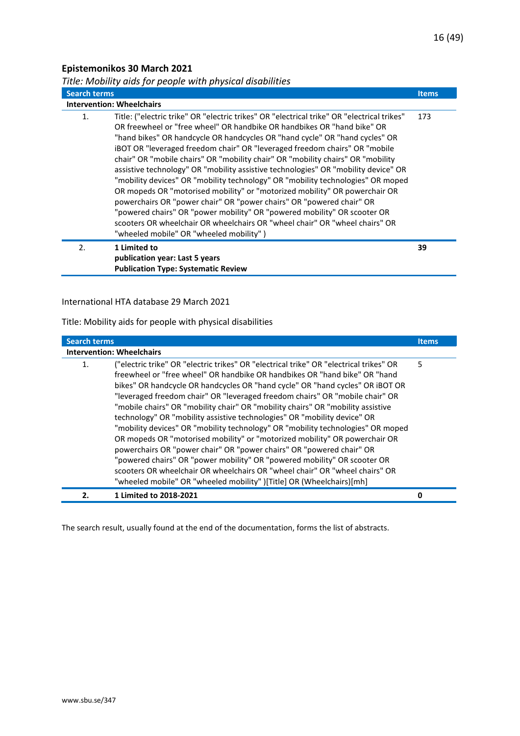**Epistemonikos 30 March 2021**

*Title: Mobility aids for people with physical disabilities*

| Search terms | | Items |
|---|---|---|
| **Intervention: Wheelchairs** | | |
| 1. | Title: ("electric trike" OR "electric trikes" OR "electrical trike" OR "electrical trikes" OR freewheel or "free wheel" OR handbike OR handbikes OR "hand bike" OR "hand bikes" OR handcycle OR handcycles OR "hand cycle" OR "hand cycles" OR iBOT OR "leveraged freedom chair" OR "leveraged freedom chairs" OR "mobile chair" OR "mobile chairs" OR "mobility chair" OR "mobility chairs" OR "mobility assistive technology" OR "mobility assistive technologies" OR "mobility device" OR "mobility devices" OR "mobility technology" OR "mobility technologies" OR moped OR mopeds OR "motorised mobility" or "motorized mobility" OR powerchair OR powerchairs OR "power chair" OR "power chairs" OR "powered chair" OR "powered chairs" OR "power mobility" OR "powered mobility" OR scooter OR scooters OR wheelchair OR wheelchairs OR "wheel chair" OR "wheel chairs" OR "wheeled mobile" OR "wheeled mobility" ) | 173 |
| 2. | **1 Limited to publication year: Last 5 years Publication Type: Systematic Review** | **39** |

International HTA database 29 March 2021

Title: Mobility aids for people with physical disabilities

| Search terms | | Items |
|---|---|---|
| **Intervention: Wheelchairs** | | |
| 1. | ("electric trike" OR "electric trikes" OR "electrical trike" OR "electrical trikes" OR freewheel or "free wheel" OR handbike OR handbikes OR "hand bike" OR "hand bikes" OR handcycle OR handcycles OR "hand cycle" OR "hand cycles" OR iBOT OR "leveraged freedom chair" OR "leveraged freedom chairs" OR "mobile chair" OR "mobile chairs" OR "mobility chair" OR "mobility chairs" OR "mobility assistive technology" OR "mobility assistive technologies" OR "mobility device" OR "mobility devices" OR "mobility technology" OR "mobility technologies" OR moped OR mopeds OR "motorised mobility" or "motorized mobility" OR powerchair OR powerchairs OR "power chair" OR "power chairs" OR "powered chair" OR "powered chairs" OR "power mobility" OR "powered mobility" OR scooter OR scooters OR wheelchair OR wheelchairs OR "wheel chair" OR "wheel chairs" OR "wheeled mobile" OR "wheeled mobility" )[Title] OR (Wheelchairs)[mh] | 5 |
| **2.** | **1 Limited to 2018-2021** | **0** |

The search result, usually found at the end of the documentation, forms the list of abstracts.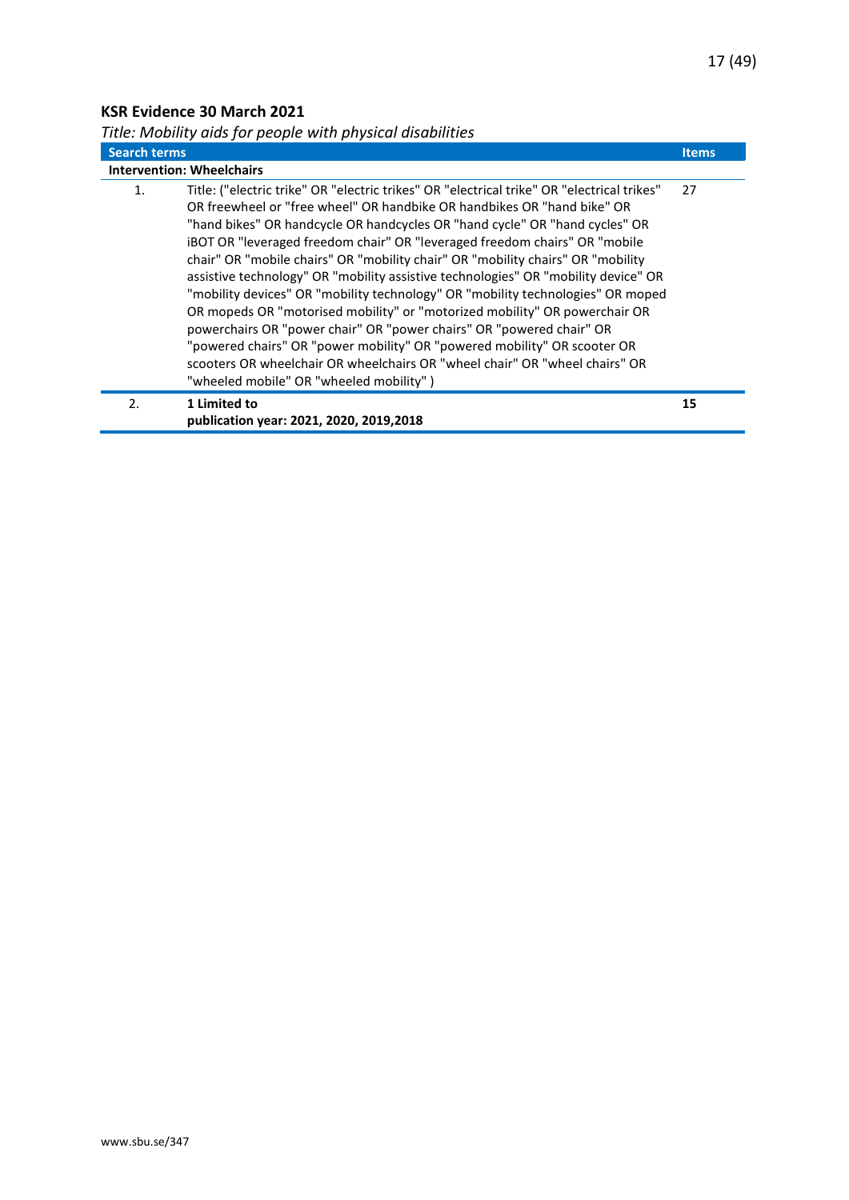**KSR Evidence 30 March 2021**

*Title: Mobility aids for people with physical disabilities*

| Search terms | | Items |
|---|---|---|
| **Intervention: Wheelchairs** | | |
| 1. | Title: ("electric trike" OR "electric trikes" OR "electrical trike" OR "electrical trikes" OR freewheel or "free wheel" OR handbike OR handbikes OR "hand bike" OR "hand bikes" OR handcycle OR handcycles OR "hand cycle" OR "hand cycles" OR iBOT OR "leveraged freedom chair" OR "leveraged freedom chairs" OR "mobile chair" OR "mobile chairs" OR "mobility chair" OR "mobility chairs" OR "mobility assistive technology" OR "mobility assistive technologies" OR "mobility device" OR "mobility devices" OR "mobility technology" OR "mobility technologies" OR moped OR mopeds OR "motorised mobility" or "motorized mobility" OR powerchair OR powerchairs OR "power chair" OR "power chairs" OR "powered chair" OR "powered chairs" OR "power mobility" OR "powered mobility" OR scooter OR scooters OR wheelchair OR wheelchairs OR "wheel chair" OR "wheel chairs" OR "wheeled mobile" OR "wheeled mobility" ) | 27 |
| 2. | **1 Limited to publication year: 2021, 2020, 2019,2018** | **15** |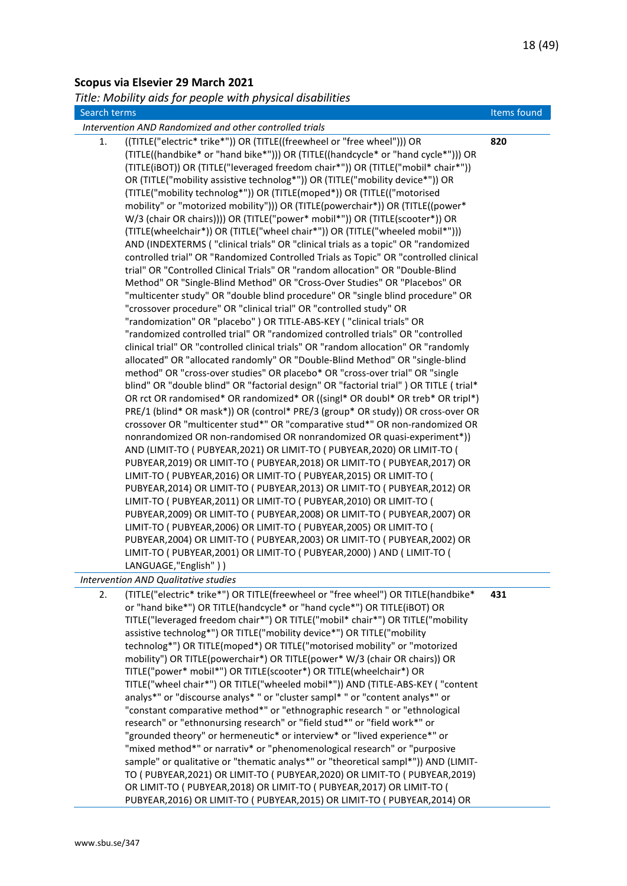**Scopus via Elsevier 29 March 2021**

*Title: Mobility aids for people with physical disabilities*

| Search terms | | Items found |
|---|---|---|
| *Intervention AND Randomized and other controlled trials* | | |
| 1. | ((TITLE("electric* trike*")) OR (TITLE((freewheel or "free wheel"))) OR (TITLE((handbike* or "hand bike*"))) OR (TITLE((handcycle* or "hand cycle*"))) OR (TITLE(iBOT)) OR (TITLE("leveraged freedom chair*")) OR (TITLE("mobil* chair*")) OR (TITLE("mobility assistive technolog*")) OR (TITLE("mobility device*")) OR (TITLE("mobility technolog*")) OR (TITLE(moped*)) OR (TITLE(("motorised mobility" or "motorized mobility"))) OR (TITLE(powerchair*)) OR (TITLE((power* W/3 (chair OR chairs)))) OR (TITLE("power* mobil*")) OR (TITLE(scooter*)) OR (TITLE(wheelchair*)) OR (TITLE("wheel chair*")) OR (TITLE("wheeled mobil*"))) AND (INDEXTERMS ( "clinical trials" OR "clinical trials as a topic" OR "randomized controlled trial" OR "Randomized Controlled Trials as Topic" OR "controlled clinical trial" OR "Controlled Clinical Trials" OR "random allocation" OR "Double-Blind Method" OR "Single-Blind Method" OR "Cross-Over Studies" OR "Placebos" OR "multicenter study" OR "double blind procedure" OR "single blind procedure" OR "crossover procedure" OR "clinical trial" OR "controlled study" OR "randomization" OR "placebo" ) OR TITLE-ABS-KEY ( "clinical trials" OR "randomized controlled trial" OR "randomized controlled trials" OR "controlled clinical trial" OR "controlled clinical trials" OR "random allocation" OR "randomly allocated" OR "allocated randomly" OR "Double-Blind Method" OR "single-blind method" OR "cross-over studies" OR placebo* OR "cross-over trial" OR "single blind" OR "double blind" OR "factorial design" OR "factorial trial" ) OR TITLE ( trial* OR rct OR randomised* OR randomized* OR ((singl* OR doubl* OR treb* OR tripl*) PRE/1 (blind* OR mask*)) OR (control* PRE/3 (group* OR study)) OR cross-over OR crossover OR "multicenter stud*" OR "comparative stud*" OR non-randomized OR nonrandomized OR non-randomised OR nonrandomized OR quasi-experiment*)) AND (LIMIT-TO ( PUBYEAR,2021) OR LIMIT-TO ( PUBYEAR,2020) OR LIMIT-TO ( PUBYEAR,2019) OR LIMIT-TO ( PUBYEAR,2018) OR LIMIT-TO ( PUBYEAR,2017) OR LIMIT-TO ( PUBYEAR,2016) OR LIMIT-TO ( PUBYEAR,2015) OR LIMIT-TO ( PUBYEAR,2014) OR LIMIT-TO ( PUBYEAR,2013) OR LIMIT-TO ( PUBYEAR,2012) OR LIMIT-TO ( PUBYEAR,2011) OR LIMIT-TO ( PUBYEAR,2010) OR LIMIT-TO ( PUBYEAR,2009) OR LIMIT-TO ( PUBYEAR,2008) OR LIMIT-TO ( PUBYEAR,2007) OR LIMIT-TO ( PUBYEAR,2006) OR LIMIT-TO ( PUBYEAR,2005) OR LIMIT-TO ( PUBYEAR,2004) OR LIMIT-TO ( PUBYEAR,2003) OR LIMIT-TO ( PUBYEAR,2002) OR LIMIT-TO ( PUBYEAR,2001) OR LIMIT-TO ( PUBYEAR,2000) ) AND ( LIMIT-TO ( LANGUAGE,"English" ) ) | **820** |
| *Intervention AND Qualitative studies* | | |
| 2. | (TITLE("electric* trike*") OR TITLE(freewheel or "free wheel") OR TITLE(handbike* or "hand bike*") OR TITLE(handcycle* or "hand cycle*") OR TITLE(iBOT) OR TITLE("leveraged freedom chair*") OR TITLE("mobil* chair*") OR TITLE("mobility assistive technolog*") OR TITLE("mobility device*") OR TITLE("mobility technolog*") OR TITLE(moped*) OR TITLE("motorised mobility" or "motorized mobility") OR TITLE(powerchair*) OR TITLE(power* W/3 (chair OR chairs)) OR TITLE("power* mobil*") OR TITLE(scooter*) OR TITLE(wheelchair*) OR TITLE("wheel chair*") OR TITLE("wheeled mobil*")) AND (TITLE-ABS-KEY ( "content analys*" or "discourse analys* " or "cluster sampl* " or "content analys*" or "constant comparative method*" or "ethnographic research " or "ethnological research" or "ethnonursing research" or "field stud*" or "field work*" or "grounded theory" or hermeneutic* or interview* or "lived experience*" or "mixed method*" or narrativ* or "phenomenological research" or "purposive sample" or qualitative or "thematic analys*" or "theoretical sampl*")) AND (LIMIT-TO ( PUBYEAR,2021) OR LIMIT-TO ( PUBYEAR,2020) OR LIMIT-TO ( PUBYEAR,2019) OR LIMIT-TO ( PUBYEAR,2018) OR LIMIT-TO ( PUBYEAR,2017) OR LIMIT-TO ( PUBYEAR,2016) OR LIMIT-TO ( PUBYEAR,2015) OR LIMIT-TO ( PUBYEAR,2014) OR | **431** |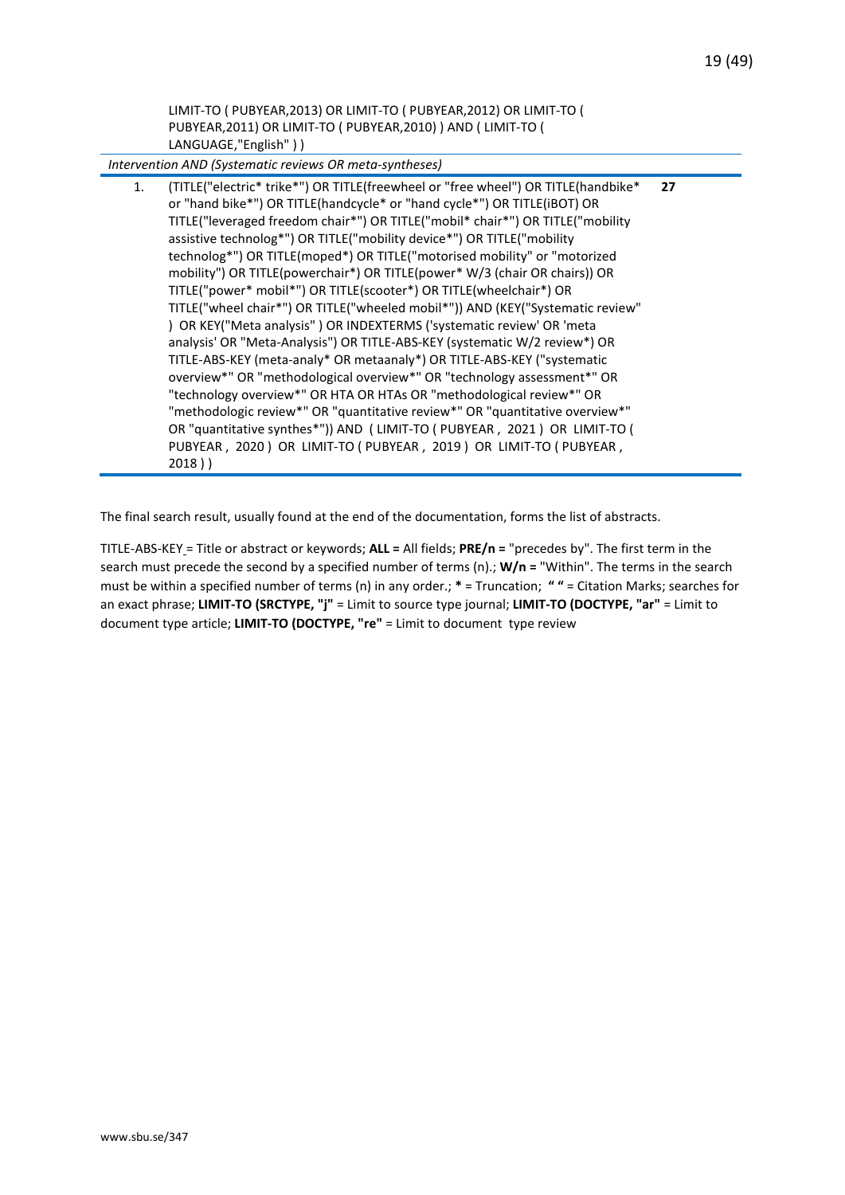LIMIT-TO ( PUBYEAR,2013) OR LIMIT-TO ( PUBYEAR,2012) OR LIMIT-TO ( PUBYEAR,2011) OR LIMIT-TO ( PUBYEAR,2010) ) AND ( LIMIT-TO ( LANGUAGE,"English" ) )

*Intervention AND (Systematic reviews OR meta-syntheses)*

| | | |
|---|---|---|
| 1. | (TITLE("electric* trike*") OR TITLE(freewheel or "free wheel") OR TITLE(handbike* or "hand bike*") OR TITLE(handcycle* or "hand cycle*") OR TITLE(iBOT) OR TITLE("leveraged freedom chair*") OR TITLE("mobil* chair*") OR TITLE("mobility assistive technolog*") OR TITLE("mobility device*") OR TITLE("mobility technolog*") OR TITLE(moped*) OR TITLE("motorised mobility" or "motorized mobility") OR TITLE(powerchair*) OR TITLE(power* W/3 (chair OR chairs)) OR TITLE("power* mobil*") OR TITLE(scooter*) OR TITLE(wheelchair*) OR TITLE("wheel chair*") OR TITLE("wheeled mobil*")) AND (KEY("Systematic review" ) OR KEY("Meta analysis" ) OR INDEXTERMS ('systematic review' OR 'meta analysis' OR "Meta-Analysis") OR TITLE-ABS-KEY (systematic W/2 review*) OR TITLE-ABS-KEY (meta-analy* OR metaanaly*) OR TITLE-ABS-KEY ("systematic overview*" OR "methodological overview*" OR "technology assessment*" OR "technology overview*" OR HTA OR HTAs OR "methodological review*" OR "methodologic review*" OR "quantitative review*" OR "quantitative overview*" OR "quantitative synthes*")) AND ( LIMIT-TO ( PUBYEAR , 2021 ) OR LIMIT-TO ( PUBYEAR , 2020 ) OR LIMIT-TO ( PUBYEAR , 2019 ) OR LIMIT-TO ( PUBYEAR , 2018 ) ) | **27** |

The final search result, usually found at the end of the documentation, forms the list of abstracts.

TITLE-ABS-KEY = Title or abstract or keywords; **ALL =** All fields; **PRE/n =** "precedes by". The first term in the search must precede the second by a specified number of terms (n).; **W/n =** "Within". The terms in the search must be within a specified number of terms (n) in any order.; **\*** = Truncation; **" "** = Citation Marks; searches for an exact phrase; **LIMIT-TO (SRCTYPE, "j"** = Limit to source type journal; **LIMIT-TO (DOCTYPE, "ar"** = Limit to document type article; **LIMIT-TO (DOCTYPE, "re"** = Limit to document type review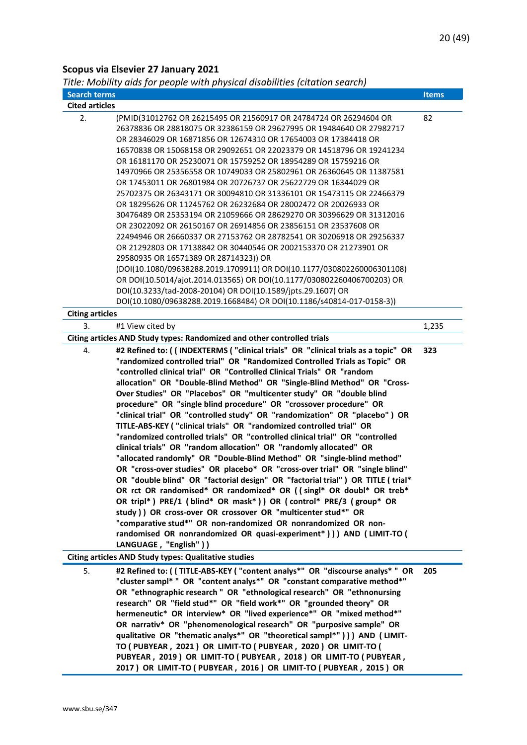## Scopus via Elsevier 27 January 2021

*Title: Mobility aids for people with physical disabilities (citation search)*

| Search terms | | Items |
|---|---|---|
| **Cited articles** | | |
| 2. | (PMID(31012762 OR 26215495 OR 21560917 OR 24784724 OR 26294604 OR 26378836 OR 28818075 OR 32386159 OR 29627995 OR 19484640 OR 27982717 OR 28346029 OR 16871856 OR 12674310 OR 17654003 OR 17384418 OR 16570838 OR 15068158 OR 29092651 OR 22023379 OR 14518796 OR 19241234 OR 16181170 OR 25230071 OR 15759252 OR 18954289 OR 15759216 OR 14970966 OR 25356558 OR 10749033 OR 25802961 OR 26360645 OR 11387581 OR 17453011 OR 26801984 OR 20726737 OR 25622729 OR 16344029 OR 25702375 OR 26343171 OR 30094810 OR 31336101 OR 15473115 OR 22466379 OR 18295626 OR 11245762 OR 26232684 OR 28002472 OR 20026933 OR 30476489 OR 25353194 OR 21059666 OR 28629270 OR 30396629 OR 31312016 OR 23022092 OR 26150167 OR 26914856 OR 23856151 OR 23537608 OR 22494946 OR 26660337 OR 27153762 OR 28782541 OR 30206918 OR 29256337 OR 21292803 OR 17138842 OR 30440546 OR 2002153370 OR 21273901 OR 29580935 OR 16571389 OR 28714323)) OR (DOI(10.1080/09638288.2019.1709911) OR DOI(10.1177/030802260006301108) OR DOI(10.5014/ajot.2014.013565) OR DOI(10.1177/030802260406700203) OR DOI(10.3233/tad-2008-20104) OR DOI(10.1589/jpts.29.1607) OR DOI(10.1080/09638288.2019.1668484) OR DOI(10.1186/s40814-017-0158-3)) | 82 |
| **Citing articles** | | |
| 3. | #1 View cited by | 1,235 |
| **Citing articles AND Study types: Randomized and other controlled trials** | | |
| 4. | **#2 Refined to: ( ( INDEXTERMS ( "clinical trials" OR "clinical trials as a topic" OR "randomized controlled trial" OR "Randomized Controlled Trials as Topic" OR "controlled clinical trial" OR "Controlled Clinical Trials" OR "random allocation" OR "Double-Blind Method" OR "Single-Blind Method" OR "Cross-Over Studies" OR "Placebos" OR "multicenter study" OR "double blind procedure" OR "single blind procedure" OR "crossover procedure" OR "clinical trial" OR "controlled study" OR "randomization" OR "placebo" ) OR TITLE-ABS-KEY ( "clinical trials" OR "randomized controlled trial" OR "randomized controlled trials" OR "controlled clinical trial" OR "controlled clinical trials" OR "random allocation" OR "randomly allocated" OR "allocated randomly" OR "Double-Blind Method" OR "single-blind method" OR "cross-over studies" OR placebo* OR "cross-over trial" OR "single blind" OR "double blind" OR "factorial design" OR "factorial trial" ) OR TITLE ( trial* OR rct OR randomised* OR randomized* OR ( ( singl* OR doubl* OR treb* OR tripl* ) PRE/1 ( blind* OR mask* ) ) OR ( control* PRE/3 ( group* OR study ) ) OR cross-over OR crossover OR "multicenter stud*" OR "comparative stud*" OR non-randomized OR nonrandomized OR non-randomised OR nonrandomized OR quasi-experiment* ) ) ) AND ( LIMIT-TO ( LANGUAGE , "English" ) )** | **323** |
| **Citing articles AND Study types: Qualitative studies** | | |
| 5. | **#2 Refined to: ( ( TITLE-ABS-KEY ( "content analys*" OR "discourse analys* " OR "cluster sampl* " OR "content analys*" OR "constant comparative method*" OR "ethnographic research " OR "ethnological research" OR "ethnonursing research" OR "field stud*" OR "field work*" OR "grounded theory" OR hermeneutic* OR interview* OR "lived experience*" OR "mixed method*" OR narrativ* OR "phenomenological research" OR "purposive sample" OR qualitative OR "thematic analys*" OR "theoretical sampl*" ) ) ) AND ( LIMIT-TO ( PUBYEAR , 2021 ) OR LIMIT-TO ( PUBYEAR , 2020 ) OR LIMIT-TO ( PUBYEAR , 2019 ) OR LIMIT-TO ( PUBYEAR , 2018 ) OR LIMIT-TO ( PUBYEAR , 2017 ) OR LIMIT-TO ( PUBYEAR , 2016 ) OR LIMIT-TO ( PUBYEAR , 2015 ) OR** | **205** |

www.sbu.se/347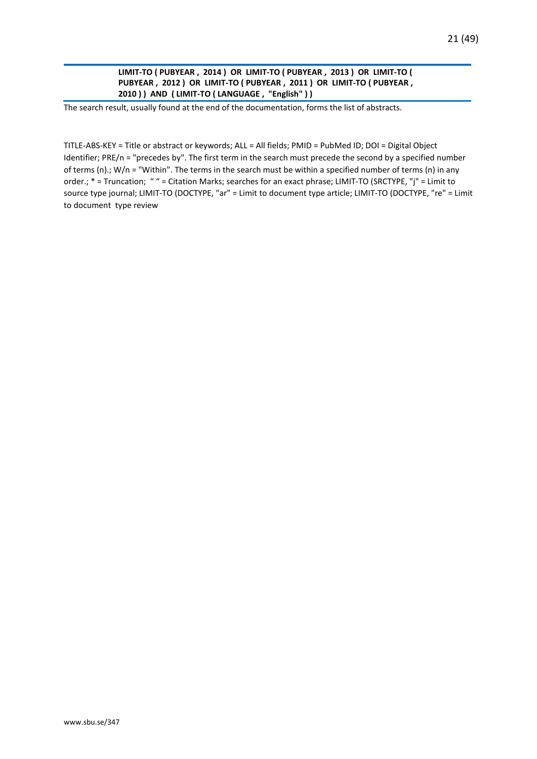**LIMIT-TO ( PUBYEAR , 2014 ) OR LIMIT-TO ( PUBYEAR , 2013 ) OR LIMIT-TO ( PUBYEAR , 2012 ) OR LIMIT-TO ( PUBYEAR , 2011 ) OR LIMIT-TO ( PUBYEAR , 2010 ) ) AND ( LIMIT-TO ( LANGUAGE , "English" ) )**

The search result, usually found at the end of the documentation, forms the list of abstracts.

TITLE-ABS-KEY = Title or abstract or keywords; ALL = All fields; PMID = PubMed ID; DOI = Digital Object Identifier; PRE/n = "precedes by". The first term in the search must precede the second by a specified number of terms (n).; W/n = "Within". The terms in the search must be within a specified number of terms (n) in any order.; * = Truncation; " " = Citation Marks; searches for an exact phrase; LIMIT-TO (SRCTYPE, "j" = Limit to source type journal; LIMIT-TO (DOCTYPE, "ar" = Limit to document type article; LIMIT-TO (DOCTYPE, "re" = Limit to document type review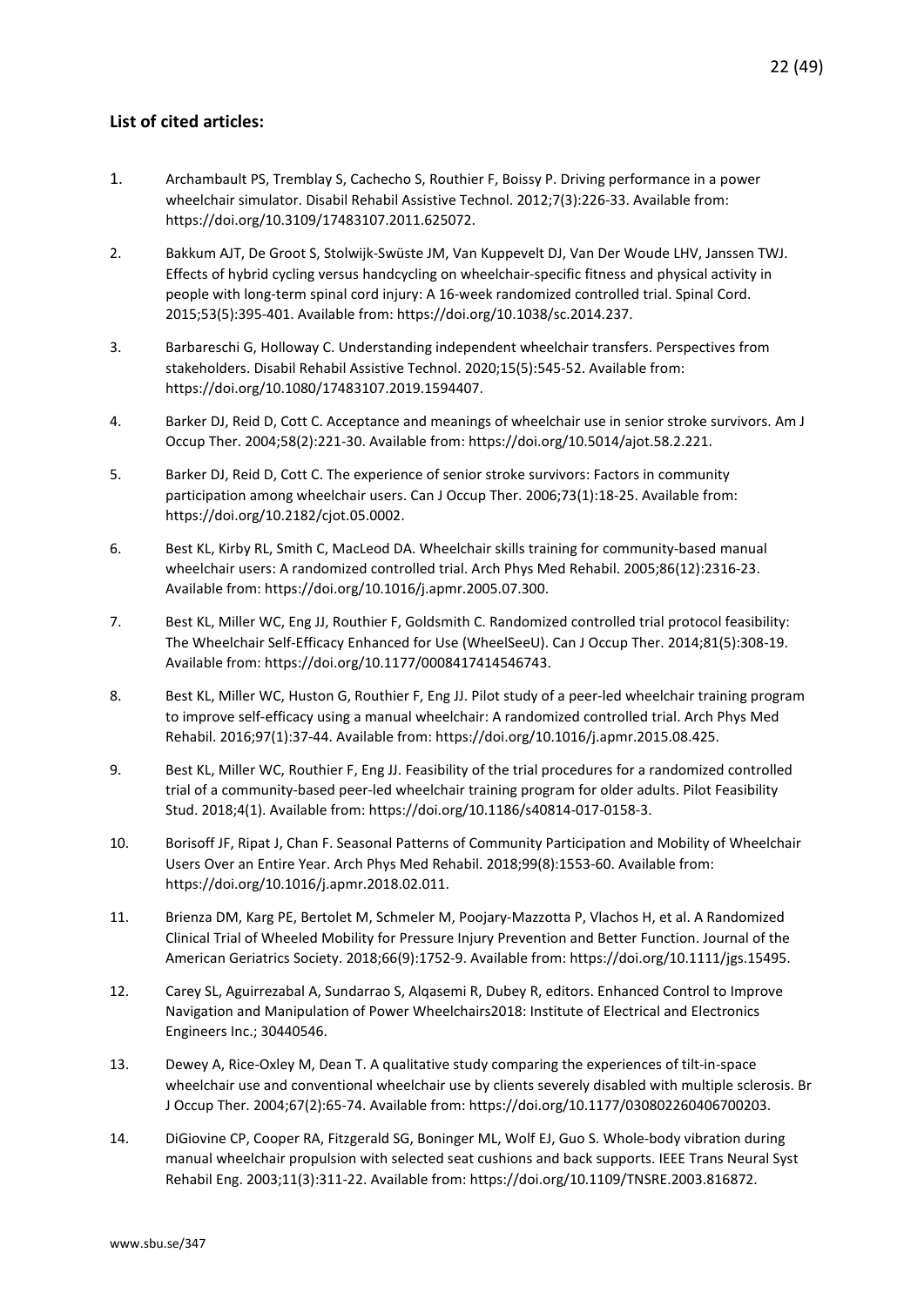## List of cited articles:

1. Archambault PS, Tremblay S, Cachecho S, Routhier F, Boissy P. Driving performance in a power wheelchair simulator. Disabil Rehabil Assistive Technol. 2012;7(3):226-33. Available from: https://doi.org/10.3109/17483107.2011.625072.

2. Bakkum AJT, De Groot S, Stolwijk-Swüste JM, Van Kuppevelt DJ, Van Der Woude LHV, Janssen TWJ. Effects of hybrid cycling versus handcycling on wheelchair-specific fitness and physical activity in people with long-term spinal cord injury: A 16-week randomized controlled trial. Spinal Cord. 2015;53(5):395-401. Available from: https://doi.org/10.1038/sc.2014.237.

3. Barbareschi G, Holloway C. Understanding independent wheelchair transfers. Perspectives from stakeholders. Disabil Rehabil Assistive Technol. 2020;15(5):545-52. Available from: https://doi.org/10.1080/17483107.2019.1594407.

4. Barker DJ, Reid D, Cott C. Acceptance and meanings of wheelchair use in senior stroke survivors. Am J Occup Ther. 2004;58(2):221-30. Available from: https://doi.org/10.5014/ajot.58.2.221.

5. Barker DJ, Reid D, Cott C. The experience of senior stroke survivors: Factors in community participation among wheelchair users. Can J Occup Ther. 2006;73(1):18-25. Available from: https://doi.org/10.2182/cjot.05.0002.

6. Best KL, Kirby RL, Smith C, MacLeod DA. Wheelchair skills training for community-based manual wheelchair users: A randomized controlled trial. Arch Phys Med Rehabil. 2005;86(12):2316-23. Available from: https://doi.org/10.1016/j.apmr.2005.07.300.

7. Best KL, Miller WC, Eng JJ, Routhier F, Goldsmith C. Randomized controlled trial protocol feasibility: The Wheelchair Self-Efficacy Enhanced for Use (WheelSeeU). Can J Occup Ther. 2014;81(5):308-19. Available from: https://doi.org/10.1177/0008417414546743.

8. Best KL, Miller WC, Huston G, Routhier F, Eng JJ. Pilot study of a peer-led wheelchair training program to improve self-efficacy using a manual wheelchair: A randomized controlled trial. Arch Phys Med Rehabil. 2016;97(1):37-44. Available from: https://doi.org/10.1016/j.apmr.2015.08.425.

9. Best KL, Miller WC, Routhier F, Eng JJ. Feasibility of the trial procedures for a randomized controlled trial of a community-based peer-led wheelchair training program for older adults. Pilot Feasibility Stud. 2018;4(1). Available from: https://doi.org/10.1186/s40814-017-0158-3.

10. Borisoff JF, Ripat J, Chan F. Seasonal Patterns of Community Participation and Mobility of Wheelchair Users Over an Entire Year. Arch Phys Med Rehabil. 2018;99(8):1553-60. Available from: https://doi.org/10.1016/j.apmr.2018.02.011.

11. Brienza DM, Karg PE, Bertolet M, Schmeler M, Poojary-Mazzotta P, Vlachos H, et al. A Randomized Clinical Trial of Wheeled Mobility for Pressure Injury Prevention and Better Function. Journal of the American Geriatrics Society. 2018;66(9):1752-9. Available from: https://doi.org/10.1111/jgs.15495.

12. Carey SL, Aguirrezabal A, Sundarrao S, Alqasemi R, Dubey R, editors. Enhanced Control to Improve Navigation and Manipulation of Power Wheelchairs2018: Institute of Electrical and Electronics Engineers Inc.; 30440546.

13. Dewey A, Rice-Oxley M, Dean T. A qualitative study comparing the experiences of tilt-in-space wheelchair use and conventional wheelchair use by clients severely disabled with multiple sclerosis. Br J Occup Ther. 2004;67(2):65-74. Available from: https://doi.org/10.1177/030802260406700203.

14. DiGiovine CP, Cooper RA, Fitzgerald SG, Boninger ML, Wolf EJ, Guo S. Whole-body vibration during manual wheelchair propulsion with selected seat cushions and back supports. IEEE Trans Neural Syst Rehabil Eng. 2003;11(3):311-22. Available from: https://doi.org/10.1109/TNSRE.2003.816872.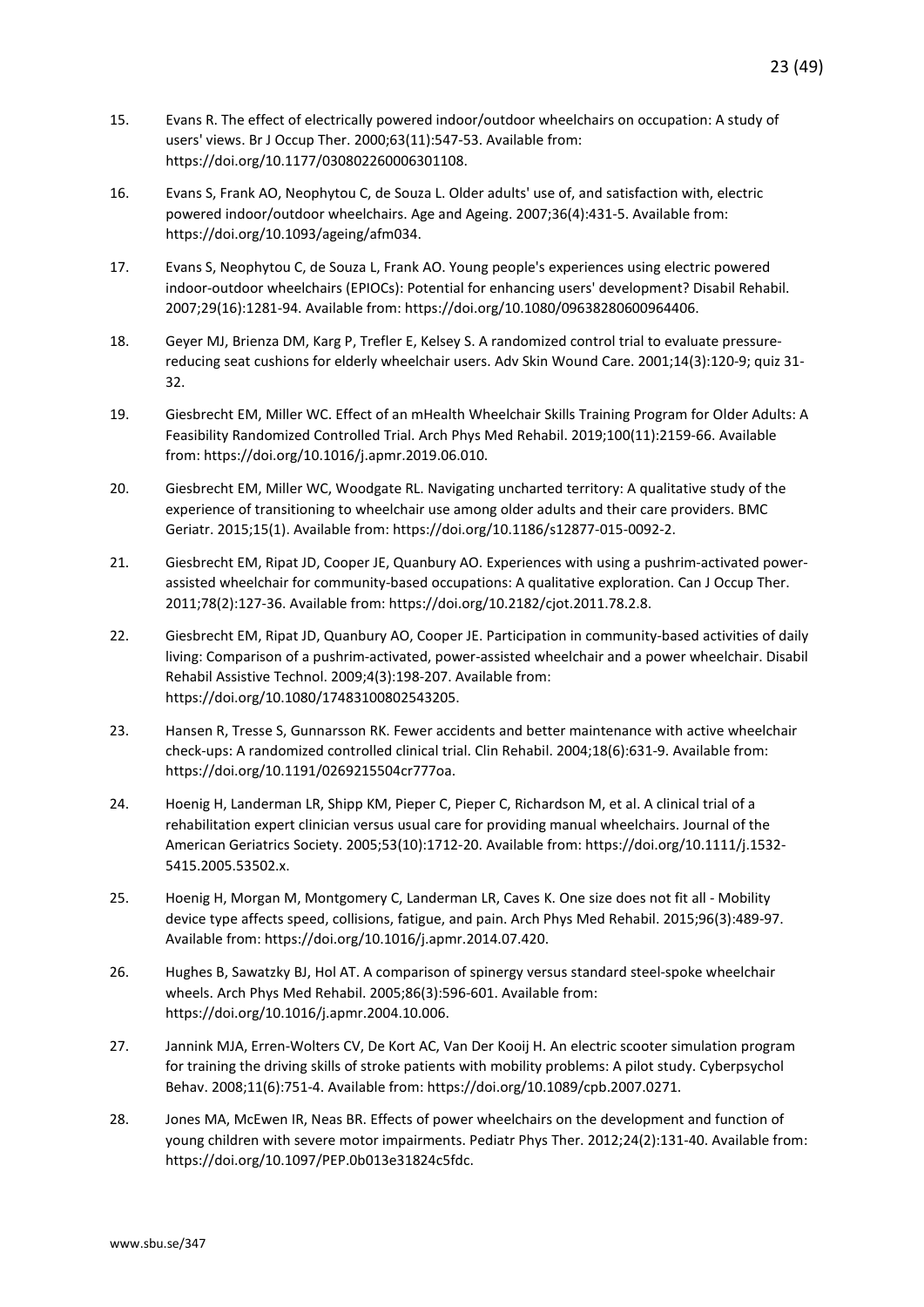15. Evans R. The effect of electrically powered indoor/outdoor wheelchairs on occupation: A study of users' views. Br J Occup Ther. 2000;63(11):547-53. Available from: https://doi.org/10.1177/030802260006301108.

16. Evans S, Frank AO, Neophytou C, de Souza L. Older adults' use of, and satisfaction with, electric powered indoor/outdoor wheelchairs. Age and Ageing. 2007;36(4):431-5. Available from: https://doi.org/10.1093/ageing/afm034.

17. Evans S, Neophytou C, de Souza L, Frank AO. Young people's experiences using electric powered indoor-outdoor wheelchairs (EPIOCs): Potential for enhancing users' development? Disabil Rehabil. 2007;29(16):1281-94. Available from: https://doi.org/10.1080/09638280600964406.

18. Geyer MJ, Brienza DM, Karg P, Trefler E, Kelsey S. A randomized control trial to evaluate pressure-reducing seat cushions for elderly wheelchair users. Adv Skin Wound Care. 2001;14(3):120-9; quiz 31-32.

19. Giesbrecht EM, Miller WC. Effect of an mHealth Wheelchair Skills Training Program for Older Adults: A Feasibility Randomized Controlled Trial. Arch Phys Med Rehabil. 2019;100(11):2159-66. Available from: https://doi.org/10.1016/j.apmr.2019.06.010.

20. Giesbrecht EM, Miller WC, Woodgate RL. Navigating uncharted territory: A qualitative study of the experience of transitioning to wheelchair use among older adults and their care providers. BMC Geriatr. 2015;15(1). Available from: https://doi.org/10.1186/s12877-015-0092-2.

21. Giesbrecht EM, Ripat JD, Cooper JE, Quanbury AO. Experiences with using a pushrim-activated power-assisted wheelchair for community-based occupations: A qualitative exploration. Can J Occup Ther. 2011;78(2):127-36. Available from: https://doi.org/10.2182/cjot.2011.78.2.8.

22. Giesbrecht EM, Ripat JD, Quanbury AO, Cooper JE. Participation in community-based activities of daily living: Comparison of a pushrim-activated, power-assisted wheelchair and a power wheelchair. Disabil Rehabil Assistive Technol. 2009;4(3):198-207. Available from: https://doi.org/10.1080/17483100802543205.

23. Hansen R, Tresse S, Gunnarsson RK. Fewer accidents and better maintenance with active wheelchair check-ups: A randomized controlled clinical trial. Clin Rehabil. 2004;18(6):631-9. Available from: https://doi.org/10.1191/0269215504cr777oa.

24. Hoenig H, Landerman LR, Shipp KM, Pieper C, Pieper C, Richardson M, et al. A clinical trial of a rehabilitation expert clinician versus usual care for providing manual wheelchairs. Journal of the American Geriatrics Society. 2005;53(10):1712-20. Available from: https://doi.org/10.1111/j.1532-5415.2005.53502.x.

25. Hoenig H, Morgan M, Montgomery C, Landerman LR, Caves K. One size does not fit all - Mobility device type affects speed, collisions, fatigue, and pain. Arch Phys Med Rehabil. 2015;96(3):489-97. Available from: https://doi.org/10.1016/j.apmr.2014.07.420.

26. Hughes B, Sawatzky BJ, Hol AT. A comparison of spinergy versus standard steel-spoke wheelchair wheels. Arch Phys Med Rehabil. 2005;86(3):596-601. Available from: https://doi.org/10.1016/j.apmr.2004.10.006.

27. Jannink MJA, Erren-Wolters CV, De Kort AC, Van Der Kooij H. An electric scooter simulation program for training the driving skills of stroke patients with mobility problems: A pilot study. Cyberpsychol Behav. 2008;11(6):751-4. Available from: https://doi.org/10.1089/cpb.2007.0271.

28. Jones MA, McEwen IR, Neas BR. Effects of power wheelchairs on the development and function of young children with severe motor impairments. Pediatr Phys Ther. 2012;24(2):131-40. Available from: https://doi.org/10.1097/PEP.0b013e31824c5fdc.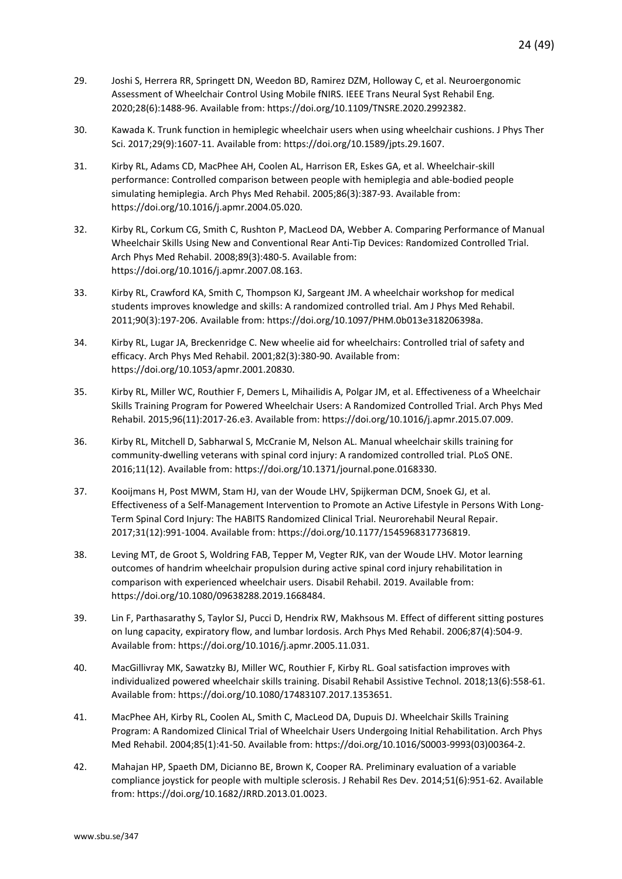29. Joshi S, Herrera RR, Springett DN, Weedon BD, Ramirez DZM, Holloway C, et al. Neuroergonomic Assessment of Wheelchair Control Using Mobile fNIRS. IEEE Trans Neural Syst Rehabil Eng. 2020;28(6):1488-96. Available from: https://doi.org/10.1109/TNSRE.2020.2992382.

30. Kawada K. Trunk function in hemiplegic wheelchair users when using wheelchair cushions. J Phys Ther Sci. 2017;29(9):1607-11. Available from: https://doi.org/10.1589/jpts.29.1607.

31. Kirby RL, Adams CD, MacPhee AH, Coolen AL, Harrison ER, Eskes GA, et al. Wheelchair-skill performance: Controlled comparison between people with hemiplegia and able-bodied people simulating hemiplegia. Arch Phys Med Rehabil. 2005;86(3):387-93. Available from: https://doi.org/10.1016/j.apmr.2004.05.020.

32. Kirby RL, Corkum CG, Smith C, Rushton P, MacLeod DA, Webber A. Comparing Performance of Manual Wheelchair Skills Using New and Conventional Rear Anti-Tip Devices: Randomized Controlled Trial. Arch Phys Med Rehabil. 2008;89(3):480-5. Available from: https://doi.org/10.1016/j.apmr.2007.08.163.

33. Kirby RL, Crawford KA, Smith C, Thompson KJ, Sargeant JM. A wheelchair workshop for medical students improves knowledge and skills: A randomized controlled trial. Am J Phys Med Rehabil. 2011;90(3):197-206. Available from: https://doi.org/10.1097/PHM.0b013e318206398a.

34. Kirby RL, Lugar JA, Breckenridge C. New wheelie aid for wheelchairs: Controlled trial of safety and efficacy. Arch Phys Med Rehabil. 2001;82(3):380-90. Available from: https://doi.org/10.1053/apmr.2001.20830.

35. Kirby RL, Miller WC, Routhier F, Demers L, Mihailidis A, Polgar JM, et al. Effectiveness of a Wheelchair Skills Training Program for Powered Wheelchair Users: A Randomized Controlled Trial. Arch Phys Med Rehabil. 2015;96(11):2017-26.e3. Available from: https://doi.org/10.1016/j.apmr.2015.07.009.

36. Kirby RL, Mitchell D, Sabharwal S, McCranie M, Nelson AL. Manual wheelchair skills training for community-dwelling veterans with spinal cord injury: A randomized controlled trial. PLoS ONE. 2016;11(12). Available from: https://doi.org/10.1371/journal.pone.0168330.

37. Kooijmans H, Post MWM, Stam HJ, van der Woude LHV, Spijkerman DCM, Snoek GJ, et al. Effectiveness of a Self-Management Intervention to Promote an Active Lifestyle in Persons With Long-Term Spinal Cord Injury: The HABITS Randomized Clinical Trial. Neurorehabil Neural Repair. 2017;31(12):991-1004. Available from: https://doi.org/10.1177/1545968317736819.

38. Leving MT, de Groot S, Woldring FAB, Tepper M, Vegter RJK, van der Woude LHV. Motor learning outcomes of handrim wheelchair propulsion during active spinal cord injury rehabilitation in comparison with experienced wheelchair users. Disabil Rehabil. 2019. Available from: https://doi.org/10.1080/09638288.2019.1668484.

39. Lin F, Parthasarathy S, Taylor SJ, Pucci D, Hendrix RW, Makhsous M. Effect of different sitting postures on lung capacity, expiratory flow, and lumbar lordosis. Arch Phys Med Rehabil. 2006;87(4):504-9. Available from: https://doi.org/10.1016/j.apmr.2005.11.031.

40. MacGillivray MK, Sawatzky BJ, Miller WC, Routhier F, Kirby RL. Goal satisfaction improves with individualized powered wheelchair skills training. Disabil Rehabil Assistive Technol. 2018;13(6):558-61. Available from: https://doi.org/10.1080/17483107.2017.1353651.

41. MacPhee AH, Kirby RL, Coolen AL, Smith C, MacLeod DA, Dupuis DJ. Wheelchair Skills Training Program: A Randomized Clinical Trial of Wheelchair Users Undergoing Initial Rehabilitation. Arch Phys Med Rehabil. 2004;85(1):41-50. Available from: https://doi.org/10.1016/S0003-9993(03)00364-2.

42. Mahajan HP, Spaeth DM, Dicianno BE, Brown K, Cooper RA. Preliminary evaluation of a variable compliance joystick for people with multiple sclerosis. J Rehabil Res Dev. 2014;51(6):951-62. Available from: https://doi.org/10.1682/JRRD.2013.01.0023.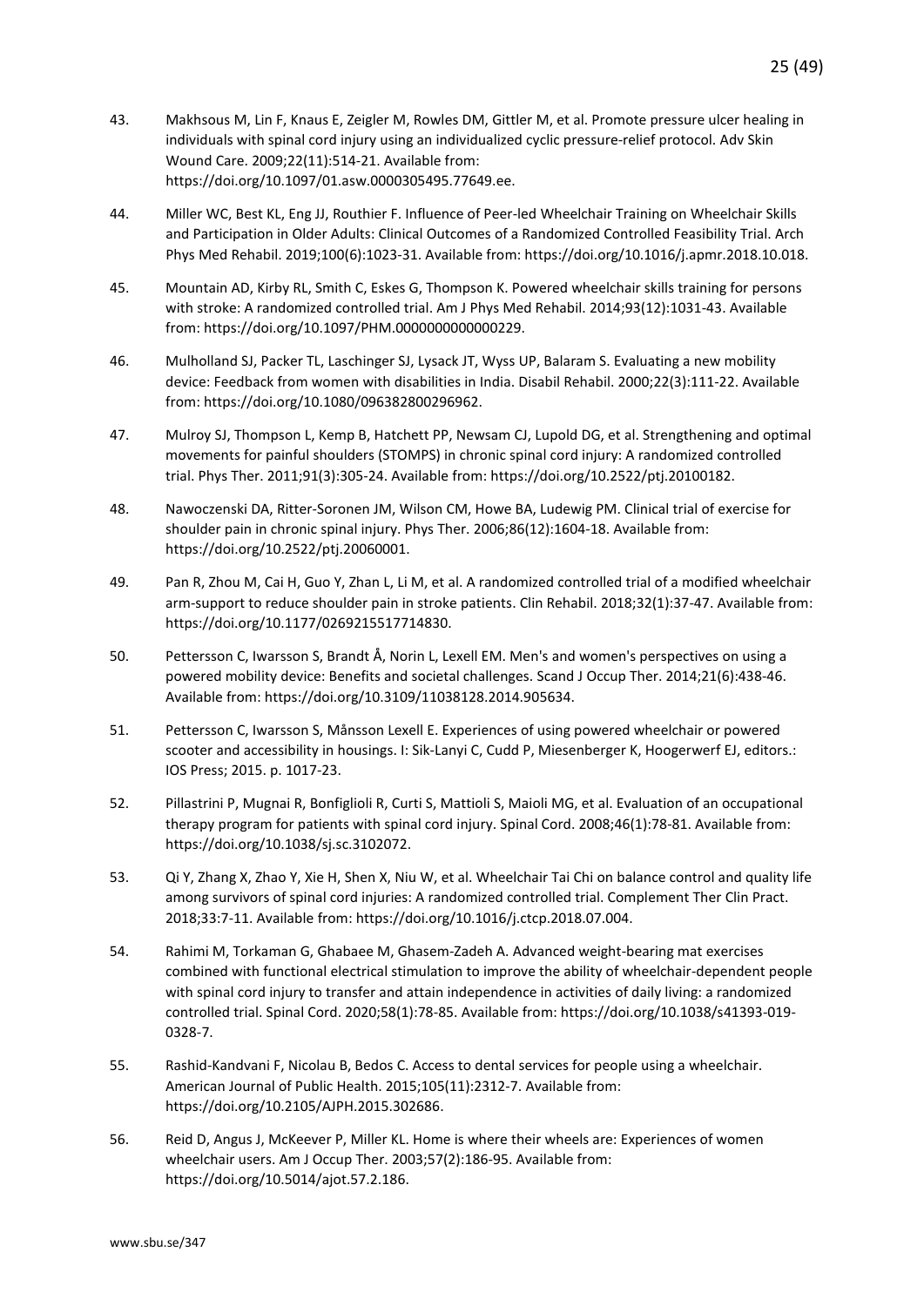43. Makhsous M, Lin F, Knaus E, Zeigler M, Rowles DM, Gittler M, et al. Promote pressure ulcer healing in individuals with spinal cord injury using an individualized cyclic pressure-relief protocol. Adv Skin Wound Care. 2009;22(11):514-21. Available from: https://doi.org/10.1097/01.asw.0000305495.77649.ee.

44. Miller WC, Best KL, Eng JJ, Routhier F. Influence of Peer-led Wheelchair Training on Wheelchair Skills and Participation in Older Adults: Clinical Outcomes of a Randomized Controlled Feasibility Trial. Arch Phys Med Rehabil. 2019;100(6):1023-31. Available from: https://doi.org/10.1016/j.apmr.2018.10.018.

45. Mountain AD, Kirby RL, Smith C, Eskes G, Thompson K. Powered wheelchair skills training for persons with stroke: A randomized controlled trial. Am J Phys Med Rehabil. 2014;93(12):1031-43. Available from: https://doi.org/10.1097/PHM.0000000000000229.

46. Mulholland SJ, Packer TL, Laschinger SJ, Lysack JT, Wyss UP, Balaram S. Evaluating a new mobility device: Feedback from women with disabilities in India. Disabil Rehabil. 2000;22(3):111-22. Available from: https://doi.org/10.1080/096382800296962.

47. Mulroy SJ, Thompson L, Kemp B, Hatchett PP, Newsam CJ, Lupold DG, et al. Strengthening and optimal movements for painful shoulders (STOMPS) in chronic spinal cord injury: A randomized controlled trial. Phys Ther. 2011;91(3):305-24. Available from: https://doi.org/10.2522/ptj.20100182.

48. Nawoczenski DA, Ritter-Soronen JM, Wilson CM, Howe BA, Ludewig PM. Clinical trial of exercise for shoulder pain in chronic spinal injury. Phys Ther. 2006;86(12):1604-18. Available from: https://doi.org/10.2522/ptj.20060001.

49. Pan R, Zhou M, Cai H, Guo Y, Zhan L, Li M, et al. A randomized controlled trial of a modified wheelchair arm-support to reduce shoulder pain in stroke patients. Clin Rehabil. 2018;32(1):37-47. Available from: https://doi.org/10.1177/0269215517714830.

50. Pettersson C, Iwarsson S, Brandt Å, Norin L, Lexell EM. Men's and women's perspectives on using a powered mobility device: Benefits and societal challenges. Scand J Occup Ther. 2014;21(6):438-46. Available from: https://doi.org/10.3109/11038128.2014.905634.

51. Pettersson C, Iwarsson S, Månsson Lexell E. Experiences of using powered wheelchair or powered scooter and accessibility in housings. I: Sik-Lanyi C, Cudd P, Miesenberger K, Hoogerwerf EJ, editors.: IOS Press; 2015. p. 1017-23.

52. Pillastrini P, Mugnai R, Bonfiglioli R, Curti S, Mattioli S, Maioli MG, et al. Evaluation of an occupational therapy program for patients with spinal cord injury. Spinal Cord. 2008;46(1):78-81. Available from: https://doi.org/10.1038/sj.sc.3102072.

53. Qi Y, Zhang X, Zhao Y, Xie H, Shen X, Niu W, et al. Wheelchair Tai Chi on balance control and quality life among survivors of spinal cord injuries: A randomized controlled trial. Complement Ther Clin Pract. 2018;33:7-11. Available from: https://doi.org/10.1016/j.ctcp.2018.07.004.

54. Rahimi M, Torkaman G, Ghabaee M, Ghasem-Zadeh A. Advanced weight-bearing mat exercises combined with functional electrical stimulation to improve the ability of wheelchair-dependent people with spinal cord injury to transfer and attain independence in activities of daily living: a randomized controlled trial. Spinal Cord. 2020;58(1):78-85. Available from: https://doi.org/10.1038/s41393-019-0328-7.

55. Rashid-Kandvani F, Nicolau B, Bedos C. Access to dental services for people using a wheelchair. American Journal of Public Health. 2015;105(11):2312-7. Available from: https://doi.org/10.2105/AJPH.2015.302686.

56. Reid D, Angus J, McKeever P, Miller KL. Home is where their wheels are: Experiences of women wheelchair users. Am J Occup Ther. 2003;57(2):186-95. Available from: https://doi.org/10.5014/ajot.57.2.186.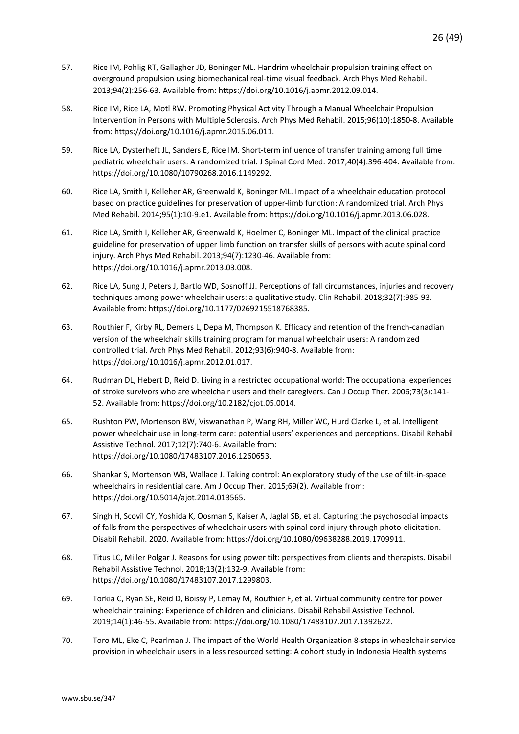57. Rice IM, Pohlig RT, Gallagher JD, Boninger ML. Handrim wheelchair propulsion training effect on overground propulsion using biomechanical real-time visual feedback. Arch Phys Med Rehabil. 2013;94(2):256-63. Available from: https://doi.org/10.1016/j.apmr.2012.09.014.

58. Rice IM, Rice LA, Motl RW. Promoting Physical Activity Through a Manual Wheelchair Propulsion Intervention in Persons with Multiple Sclerosis. Arch Phys Med Rehabil. 2015;96(10):1850-8. Available from: https://doi.org/10.1016/j.apmr.2015.06.011.

59. Rice LA, Dysterheft JL, Sanders E, Rice IM. Short-term influence of transfer training among full time pediatric wheelchair users: A randomized trial. J Spinal Cord Med. 2017;40(4):396-404. Available from: https://doi.org/10.1080/10790268.2016.1149292.

60. Rice LA, Smith I, Kelleher AR, Greenwald K, Boninger ML. Impact of a wheelchair education protocol based on practice guidelines for preservation of upper-limb function: A randomized trial. Arch Phys Med Rehabil. 2014;95(1):10-9.e1. Available from: https://doi.org/10.1016/j.apmr.2013.06.028.

61. Rice LA, Smith I, Kelleher AR, Greenwald K, Hoelmer C, Boninger ML. Impact of the clinical practice guideline for preservation of upper limb function on transfer skills of persons with acute spinal cord injury. Arch Phys Med Rehabil. 2013;94(7):1230-46. Available from: https://doi.org/10.1016/j.apmr.2013.03.008.

62. Rice LA, Sung J, Peters J, Bartlo WD, Sosnoff JJ. Perceptions of fall circumstances, injuries and recovery techniques among power wheelchair users: a qualitative study. Clin Rehabil. 2018;32(7):985-93. Available from: https://doi.org/10.1177/0269215518768385.

63. Routhier F, Kirby RL, Demers L, Depa M, Thompson K. Efficacy and retention of the french-canadian version of the wheelchair skills training program for manual wheelchair users: A randomized controlled trial. Arch Phys Med Rehabil. 2012;93(6):940-8. Available from: https://doi.org/10.1016/j.apmr.2012.01.017.

64. Rudman DL, Hebert D, Reid D. Living in a restricted occupational world: The occupational experiences of stroke survivors who are wheelchair users and their caregivers. Can J Occup Ther. 2006;73(3):141-52. Available from: https://doi.org/10.2182/cjot.05.0014.

65. Rushton PW, Mortenson BW, Viswanathan P, Wang RH, Miller WC, Hurd Clarke L, et al. Intelligent power wheelchair use in long-term care: potential users' experiences and perceptions. Disabil Rehabil Assistive Technol. 2017;12(7):740-6. Available from: https://doi.org/10.1080/17483107.2016.1260653.

66. Shankar S, Mortenson WB, Wallace J. Taking control: An exploratory study of the use of tilt-in-space wheelchairs in residential care. Am J Occup Ther. 2015;69(2). Available from: https://doi.org/10.5014/ajot.2014.013565.

67. Singh H, Scovil CY, Yoshida K, Oosman S, Kaiser A, Jaglal SB, et al. Capturing the psychosocial impacts of falls from the perspectives of wheelchair users with spinal cord injury through photo-elicitation. Disabil Rehabil. 2020. Available from: https://doi.org/10.1080/09638288.2019.1709911.

68. Titus LC, Miller Polgar J. Reasons for using power tilt: perspectives from clients and therapists. Disabil Rehabil Assistive Technol. 2018;13(2):132-9. Available from: https://doi.org/10.1080/17483107.2017.1299803.

69. Torkia C, Ryan SE, Reid D, Boissy P, Lemay M, Routhier F, et al. Virtual community centre for power wheelchair training: Experience of children and clinicians. Disabil Rehabil Assistive Technol. 2019;14(1):46-55. Available from: https://doi.org/10.1080/17483107.2017.1392622.

70. Toro ML, Eke C, Pearlman J. The impact of the World Health Organization 8-steps in wheelchair service provision in wheelchair users in a less resourced setting: A cohort study in Indonesia Health systems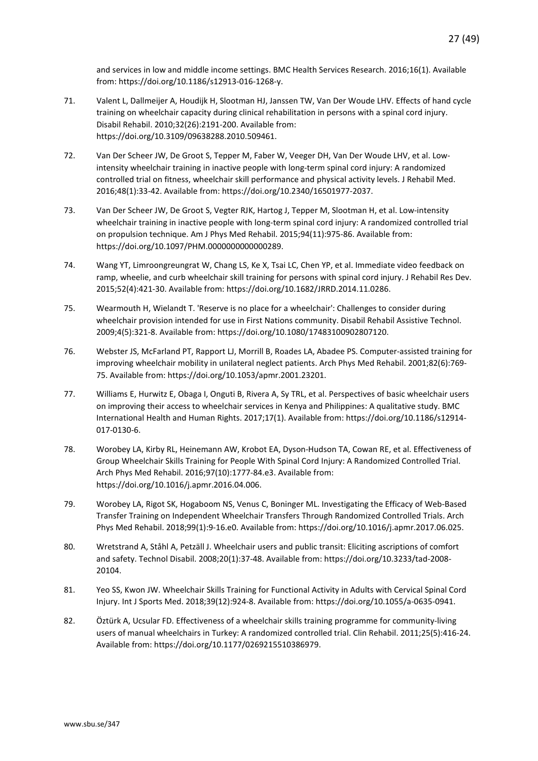and services in low and middle income settings. BMC Health Services Research. 2016;16(1). Available from: https://doi.org/10.1186/s12913-016-1268-y.

71. Valent L, Dallmeijer A, Houdijk H, Slootman HJ, Janssen TW, Van Der Woude LHV. Effects of hand cycle training on wheelchair capacity during clinical rehabilitation in persons with a spinal cord injury. Disabil Rehabil. 2010;32(26):2191-200. Available from: https://doi.org/10.3109/09638288.2010.509461.

72. Van Der Scheer JW, De Groot S, Tepper M, Faber W, Veeger DH, Van Der Woude LHV, et al. Low-intensity wheelchair training in inactive people with long-term spinal cord injury: A randomized controlled trial on fitness, wheelchair skill performance and physical activity levels. J Rehabil Med. 2016;48(1):33-42. Available from: https://doi.org/10.2340/16501977-2037.

73. Van Der Scheer JW, De Groot S, Vegter RJK, Hartog J, Tepper M, Slootman H, et al. Low-intensity wheelchair training in inactive people with long-term spinal cord injury: A randomized controlled trial on propulsion technique. Am J Phys Med Rehabil. 2015;94(11):975-86. Available from: https://doi.org/10.1097/PHM.0000000000000289.

74. Wang YT, Limroongreungrat W, Chang LS, Ke X, Tsai LC, Chen YP, et al. Immediate video feedback on ramp, wheelie, and curb wheelchair skill training for persons with spinal cord injury. J Rehabil Res Dev. 2015;52(4):421-30. Available from: https://doi.org/10.1682/JRRD.2014.11.0286.

75. Wearmouth H, Wielandt T. 'Reserve is no place for a wheelchair': Challenges to consider during wheelchair provision intended for use in First Nations community. Disabil Rehabil Assistive Technol. 2009;4(5):321-8. Available from: https://doi.org/10.1080/17483100902807120.

76. Webster JS, McFarland PT, Rapport LJ, Morrill B, Roades LA, Abadee PS. Computer-assisted training for improving wheelchair mobility in unilateral neglect patients. Arch Phys Med Rehabil. 2001;82(6):769-75. Available from: https://doi.org/10.1053/apmr.2001.23201.

77. Williams E, Hurwitz E, Obaga I, Onguti B, Rivera A, Sy TRL, et al. Perspectives of basic wheelchair users on improving their access to wheelchair services in Kenya and Philippines: A qualitative study. BMC International Health and Human Rights. 2017;17(1). Available from: https://doi.org/10.1186/s12914-017-0130-6.

78. Worobey LA, Kirby RL, Heinemann AW, Krobot EA, Dyson-Hudson TA, Cowan RE, et al. Effectiveness of Group Wheelchair Skills Training for People With Spinal Cord Injury: A Randomized Controlled Trial. Arch Phys Med Rehabil. 2016;97(10):1777-84.e3. Available from: https://doi.org/10.1016/j.apmr.2016.04.006.

79. Worobey LA, Rigot SK, Hogaboom NS, Venus C, Boninger ML. Investigating the Efficacy of Web-Based Transfer Training on Independent Wheelchair Transfers Through Randomized Controlled Trials. Arch Phys Med Rehabil. 2018;99(1):9-16.e0. Available from: https://doi.org/10.1016/j.apmr.2017.06.025.

80. Wretstrand A, Ståhl A, Petzäll J. Wheelchair users and public transit: Eliciting ascriptions of comfort and safety. Technol Disabil. 2008;20(1):37-48. Available from: https://doi.org/10.3233/tad-2008-20104.

81. Yeo SS, Kwon JW. Wheelchair Skills Training for Functional Activity in Adults with Cervical Spinal Cord Injury. Int J Sports Med. 2018;39(12):924-8. Available from: https://doi.org/10.1055/a-0635-0941.

82. Öztürk A, Ucsular FD. Effectiveness of a wheelchair skills training programme for community-living users of manual wheelchairs in Turkey: A randomized controlled trial. Clin Rehabil. 2011;25(5):416-24. Available from: https://doi.org/10.1177/0269215510386979.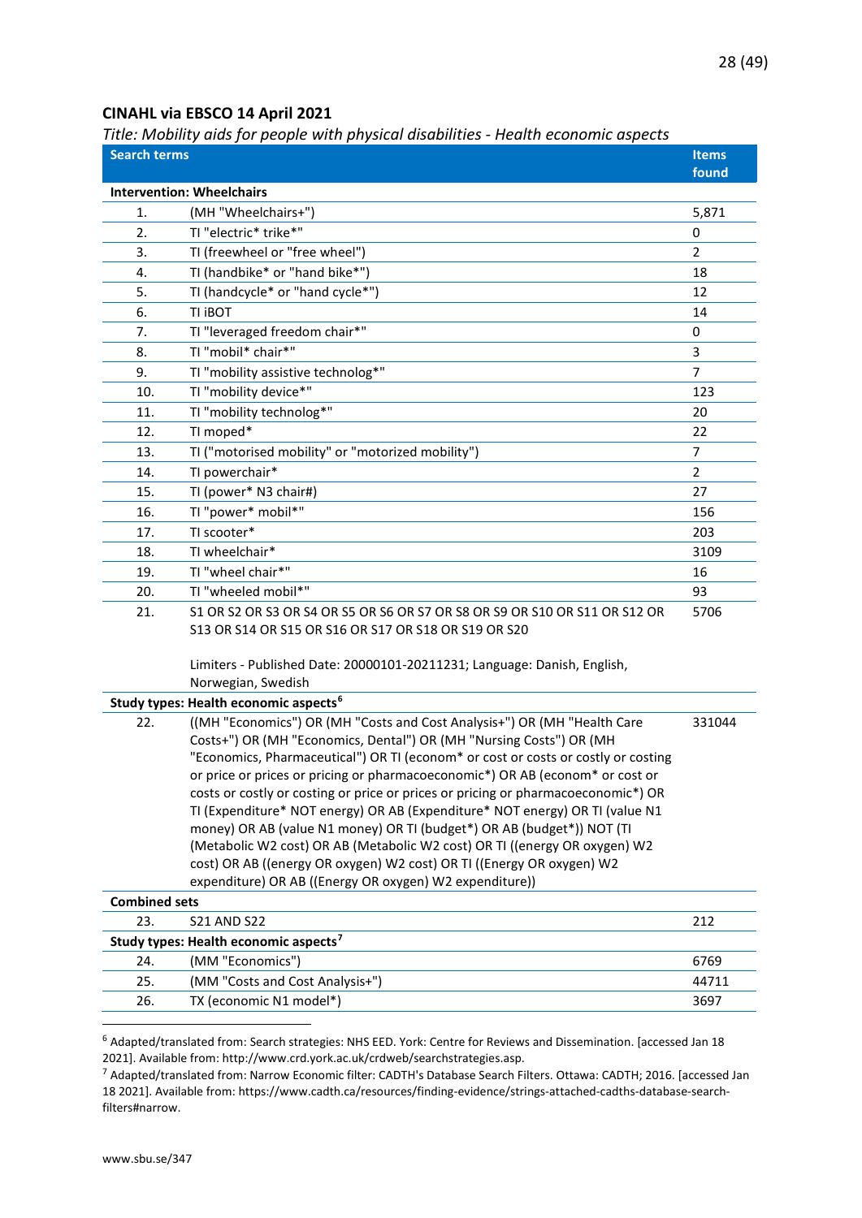## CINAHL via EBSCO 14 April 2021

*Title: Mobility aids for people with physical disabilities - Health economic aspects*

| Search terms | | Items found |
|---|---|---|
| **Intervention: Wheelchairs** | | |
| 1. | (MH "Wheelchairs+") | 5,871 |
| 2. | TI "electric* trike*" | 0 |
| 3. | TI (freewheel or "free wheel") | 2 |
| 4. | TI (handbike* or "hand bike*") | 18 |
| 5. | TI (handcycle* or "hand cycle*") | 12 |
| 6. | TI iBOT | 14 |
| 7. | TI "leveraged freedom chair*" | 0 |
| 8. | TI "mobil* chair*" | 3 |
| 9. | TI "mobility assistive technolog*" | 7 |
| 10. | TI "mobility device*" | 123 |
| 11. | TI "mobility technolog*" | 20 |
| 12. | TI moped* | 22 |
| 13. | TI ("motorised mobility" or "motorized mobility") | 7 |
| 14. | TI powerchair* | 2 |
| 15. | TI (power* N3 chair#) | 27 |
| 16. | TI "power* mobil*" | 156 |
| 17. | TI scooter* | 203 |
| 18. | TI wheelchair* | 3109 |
| 19. | TI "wheel chair*" | 16 |
| 20. | TI "wheeled mobil*" | 93 |
| 21. | S1 OR S2 OR S3 OR S4 OR S5 OR S6 OR S7 OR S8 OR S9 OR S10 OR S11 OR S12 OR S13 OR S14 OR S15 OR S16 OR S17 OR S18 OR S19 OR S20<br><br>Limiters - Published Date: 20000101-20211231; Language: Danish, English, Norwegian, Swedish | 5706 |
| **Study types: Health economic aspects[6]** | | |
| 22. | ((MH "Economics") OR (MH "Costs and Cost Analysis+") OR (MH "Health Care Costs+") OR (MH "Economics, Dental") OR (MH "Nursing Costs") OR (MH "Economics, Pharmaceutical") OR TI (econom* or cost or costs or costly or costing or price or prices or pricing or pharmacoeconomic*) OR AB (econom* or cost or costs or costly or costing or price or prices or pricing or pharmacoeconomic*) OR TI (Expenditure* NOT energy) OR AB (Expenditure* NOT energy) OR TI (value N1 money) OR AB (value N1 money) OR TI (budget*) OR AB (budget*)) NOT (TI (Metabolic W2 cost) OR AB (Metabolic W2 cost) OR TI ((energy OR oxygen) W2 cost) OR AB ((energy OR oxygen) W2 cost) OR TI ((Energy OR oxygen) W2 expenditure) OR AB ((Energy OR oxygen) W2 expenditure)) | 331044 |
| **Combined sets** | | |
| 23. | S21 AND S22 | 212 |
| **Study types: Health economic aspects[7]** | | |
| 24. | (MM "Economics") | 6769 |
| 25. | (MM "Costs and Cost Analysis+") | 44711 |
| 26. | TX (economic N1 model*) | 3697 |

[6] Adapted/translated from: Search strategies: NHS EED. York: Centre for Reviews and Dissemination. [accessed Jan 18 2021]. Available from: http://www.crd.york.ac.uk/crdweb/searchstrategies.asp.

[7] Adapted/translated from: Narrow Economic filter: CADTH's Database Search Filters. Ottawa: CADTH; 2016. [accessed Jan 18 2021]. Available from: https://www.cadth.ca/resources/finding-evidence/strings-attached-cadths-database-search-filters#narrow.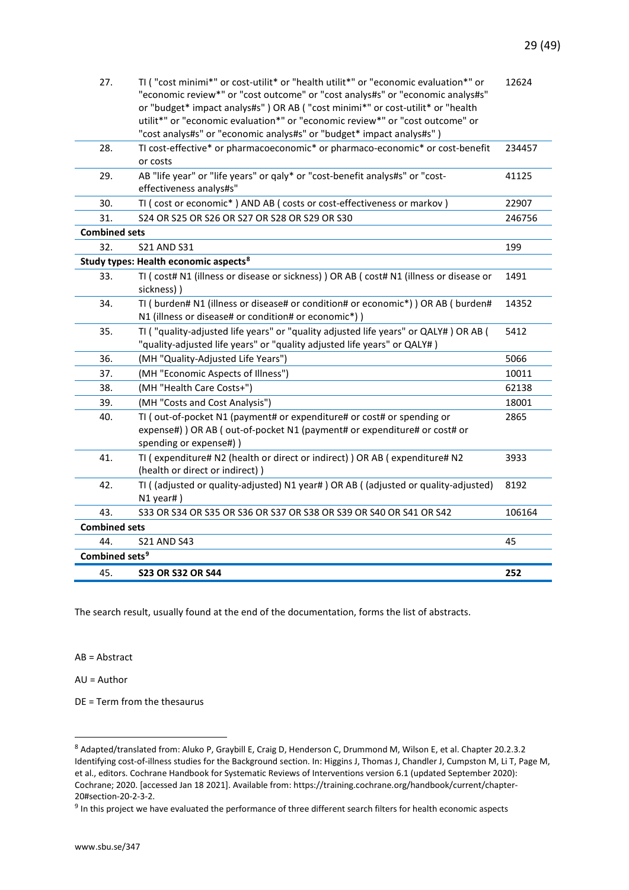| | | |
|---|---|---|
| 27. | TI ( "cost minimi*" or cost-utilit* or "health utilit*" or "economic evaluation*" or "economic review*" or "cost outcome" or "cost analys#s" or "economic analys#s" or "budget* impact analys#s" ) OR AB ( "cost minimi*" or cost-utilit* or "health utilit*" or "economic evaluation*" or "economic review*" or "cost outcome" or "cost analys#s" or "economic analys#s" or "budget* impact analys#s" ) | 12624 |
| 28. | TI cost-effective* or pharmacoeconomic* or pharmaco-economic* or cost-benefit or costs | 234457 |
| 29. | AB "life year" or "life years" or qaly* or "cost-benefit analys#s" or "cost-effectiveness analys#s" | 41125 |
| 30. | TI ( cost or economic* ) AND AB ( costs or cost-effectiveness or markov ) | 22907 |
| 31. | S24 OR S25 OR S26 OR S27 OR S28 OR S29 OR S30 | 246756 |
| **Combined sets** | | |
| 32. | S21 AND S31 | 199 |
| **Study types: Health economic aspects**[8] | | |
| 33. | TI ( cost# N1 (illness or disease or sickness) ) OR AB ( cost# N1 (illness or disease or sickness) ) | 1491 |
| 34. | TI ( burden# N1 (illness or disease# or condition# or economic*) ) OR AB ( burden# N1 (illness or disease# or condition# or economic*) ) | 14352 |
| 35. | TI ( "quality-adjusted life years" or "quality adjusted life years" or QALY# ) OR AB ( "quality-adjusted life years" or "quality adjusted life years" or QALY# ) | 5412 |
| 36. | (MH "Quality-Adjusted Life Years") | 5066 |
| 37. | (MH "Economic Aspects of Illness") | 10011 |
| 38. | (MH "Health Care Costs+") | 62138 |
| 39. | (MH "Costs and Cost Analysis") | 18001 |
| 40. | TI ( out-of-pocket N1 (payment# or expenditure# or cost# or spending or expense#) ) OR AB ( out-of-pocket N1 (payment# or expenditure# or cost# or spending or expense#) ) | 2865 |
| 41. | TI ( expenditure# N2 (health or direct or indirect) ) OR AB ( expenditure# N2 (health or direct or indirect) ) | 3933 |
| 42. | TI ( (adjusted or quality-adjusted) N1 year# ) OR AB ( (adjusted or quality-adjusted) N1 year# ) | 8192 |
| 43. | S33 OR S34 OR S35 OR S36 OR S37 OR S38 OR S39 OR S40 OR S41 OR S42 | 106164 |
| **Combined sets** | | |
| 44. | S21 AND S43 | 45 |
| **Combined sets**[9] | | |
| **45.** | **S23 OR S32 OR S44** | **252** |

The search result, usually found at the end of the documentation, forms the list of abstracts.

AB = Abstract

AU = Author

DE = Term from the thesaurus

[8] Adapted/translated from: Aluko P, Graybill E, Craig D, Henderson C, Drummond M, Wilson E, et al. Chapter 20.2.3.2 Identifying cost-of-illness studies for the Background section. In: Higgins J, Thomas J, Chandler J, Cumpston M, Li T, Page M, et al., editors. Cochrane Handbook for Systematic Reviews of Interventions version 6.1 (updated September 2020): Cochrane; 2020. [accessed Jan 18 2021]. Available from: https://training.cochrane.org/handbook/current/chapter-20#section-20-2-3-2.

[9] In this project we have evaluated the performance of three different search filters for health economic aspects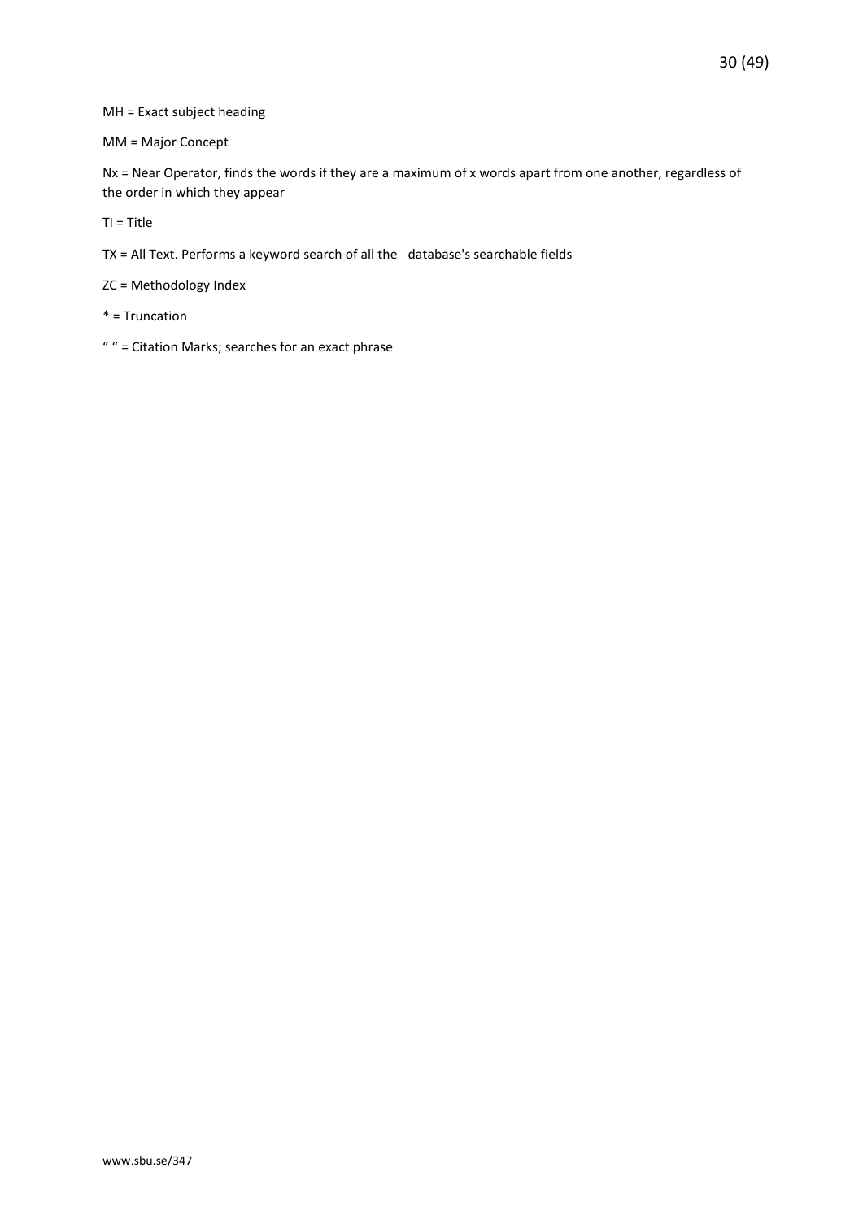MH = Exact subject heading

MM = Major Concept

Nx = Near Operator, finds the words if they are a maximum of x words apart from one another, regardless of the order in which they appear

TI = Title

TX = All Text. Performs a keyword search of all the database's searchable fields

ZC = Methodology Index

* = Truncation

" " = Citation Marks; searches for an exact phrase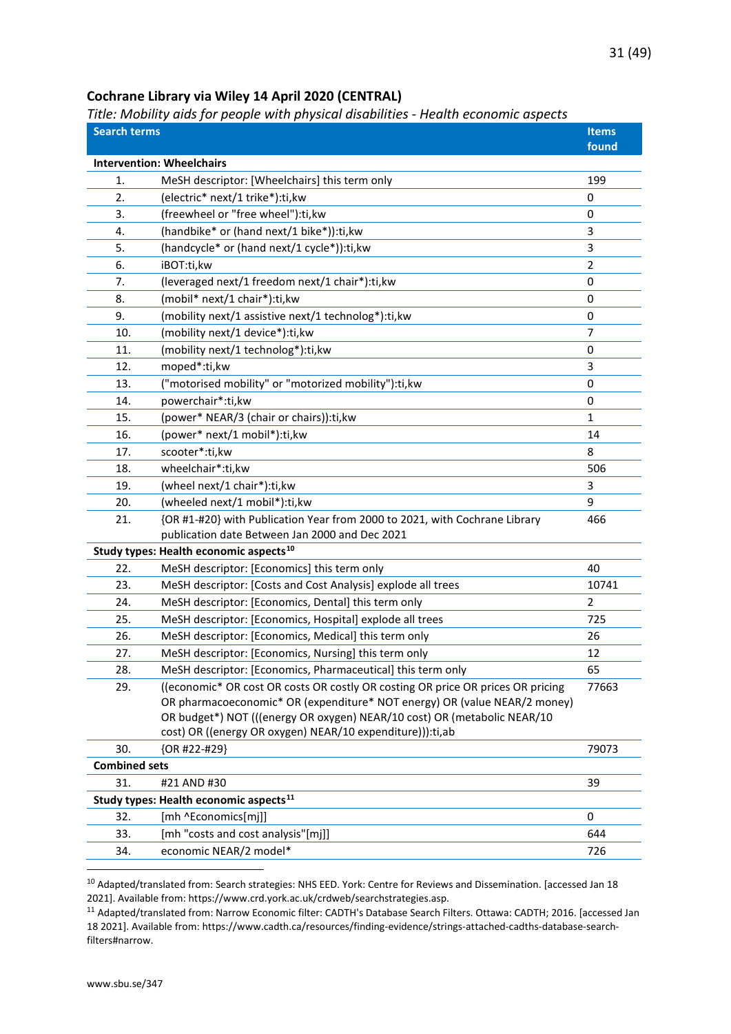### Cochrane Library via Wiley 14 April 2020 (CENTRAL)

*Title: Mobility aids for people with physical disabilities - Health economic aspects*

| Search terms | | Items found |
|---|---|---|
| **Intervention: Wheelchairs** | | |
| 1. | MeSH descriptor: [Wheelchairs] this term only | 199 |
| 2. | (electric* next/1 trike*):ti,kw | 0 |
| 3. | (freewheel or "free wheel"):ti,kw | 0 |
| 4. | (handbike* or (hand next/1 bike*)):ti,kw | 3 |
| 5. | (handcycle* or (hand next/1 cycle*)):ti,kw | 3 |
| 6. | iBOT:ti,kw | 2 |
| 7. | (leveraged next/1 freedom next/1 chair*):ti,kw | 0 |
| 8. | (mobil* next/1 chair*):ti,kw | 0 |
| 9. | (mobility next/1 assistive next/1 technolog*):ti,kw | 0 |
| 10. | (mobility next/1 device*):ti,kw | 7 |
| 11. | (mobility next/1 technolog*):ti,kw | 0 |
| 12. | moped*:ti,kw | 3 |
| 13. | ("motorised mobility" or "motorized mobility"):ti,kw | 0 |
| 14. | powerchair*:ti,kw | 0 |
| 15. | (power* NEAR/3 (chair or chairs)):ti,kw | 1 |
| 16. | (power* next/1 mobil*):ti,kw | 14 |
| 17. | scooter*:ti,kw | 8 |
| 18. | wheelchair*:ti,kw | 506 |
| 19. | (wheel next/1 chair*):ti,kw | 3 |
| 20. | (wheeled next/1 mobil*):ti,kw | 9 |
| 21. | {OR #1-#20} with Publication Year from 2000 to 2021, with Cochrane Library publication date Between Jan 2000 and Dec 2021 | 466 |
| **Study types: Health economic aspects**[10] | | |
| 22. | MeSH descriptor: [Economics] this term only | 40 |
| 23. | MeSH descriptor: [Costs and Cost Analysis] explode all trees | 10741 |
| 24. | MeSH descriptor: [Economics, Dental] this term only | 2 |
| 25. | MeSH descriptor: [Economics, Hospital] explode all trees | 725 |
| 26. | MeSH descriptor: [Economics, Medical] this term only | 26 |
| 27. | MeSH descriptor: [Economics, Nursing] this term only | 12 |
| 28. | MeSH descriptor: [Economics, Pharmaceutical] this term only | 65 |
| 29. | ((economic* OR cost OR costs OR costly OR costing OR price OR prices OR pricing OR pharmacoeconomic* OR (expenditure* NOT energy) OR (value NEAR/2 money) OR budget*) NOT (((energy OR oxygen) NEAR/10 cost) OR (metabolic NEAR/10 cost) OR ((energy OR oxygen) NEAR/10 expenditure))):ti,ab | 77663 |
| 30. | {OR #22-#29} | 79073 |
| **Combined sets** | | |
| 31. | #21 AND #30 | 39 |
| **Study types: Health economic aspects**[11] | | |
| 32. | [mh ^Economics[mj]] | 0 |
| 33. | [mh "costs and cost analysis"[mj]] | 644 |
| 34. | economic NEAR/2 model* | 726 |

[10] Adapted/translated from: Search strategies: NHS EED. York: Centre for Reviews and Dissemination. [accessed Jan 18 2021]. Available from: https://www.crd.york.ac.uk/crdweb/searchstrategies.asp.

[11] Adapted/translated from: Narrow Economic filter: CADTH's Database Search Filters. Ottawa: CADTH; 2016. [accessed Jan 18 2021]. Available from: https://www.cadth.ca/resources/finding-evidence/strings-attached-cadths-database-search-filters#narrow.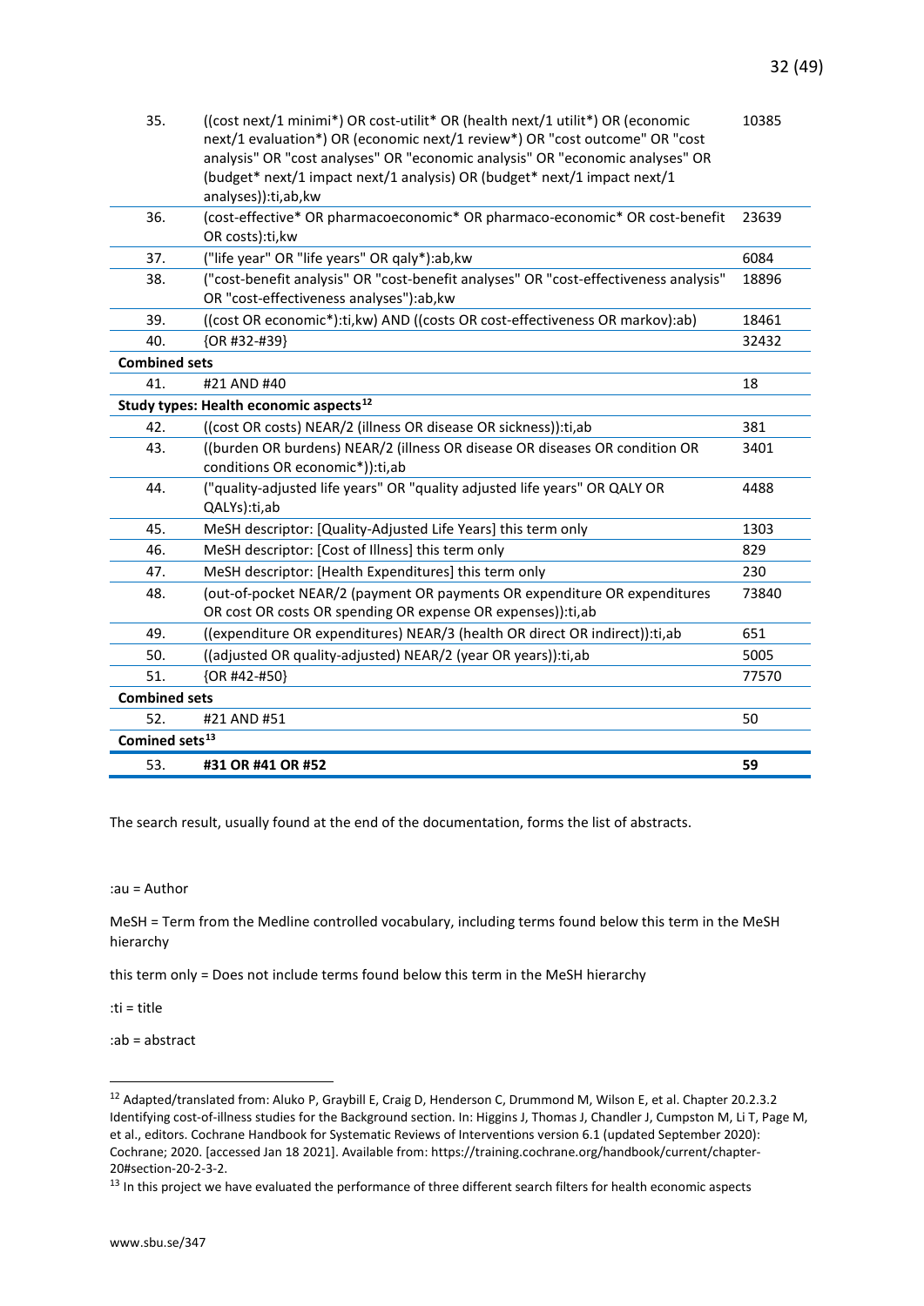| | | |
|---|---|---|
| 35. | ((cost next/1 minimi*) OR cost-utilit* OR (health next/1 utilit*) OR (economic next/1 evaluation*) OR (economic next/1 review*) OR "cost outcome" OR "cost analysis" OR "cost analyses" OR "economic analysis" OR "economic analyses" OR (budget* next/1 impact next/1 analysis) OR (budget* next/1 impact next/1 analyses)):ti,ab,kw | 10385 |
| 36. | (cost-effective* OR pharmacoeconomic* OR pharmaco-economic* OR cost-benefit OR costs):ti,kw | 23639 |
| 37. | ("life year" OR "life years" OR qaly*):ab,kw | 6084 |
| 38. | ("cost-benefit analysis" OR "cost-benefit analyses" OR "cost-effectiveness analysis" OR "cost-effectiveness analyses"):ab,kw | 18896 |
| 39. | ((cost OR economic*):ti,kw) AND ((costs OR cost-effectiveness OR markov):ab) | 18461 |
| 40. | {OR #32-#39} | 32432 |
| **Combined sets** | | |
| 41. | #21 AND #40 | 18 |
| **Study types: Health economic aspects[12]** | | |
| 42. | ((cost OR costs) NEAR/2 (illness OR disease OR sickness)):ti,ab | 381 |
| 43. | ((burden OR burdens) NEAR/2 (illness OR disease OR diseases OR condition OR conditions OR economic*)):ti,ab | 3401 |
| 44. | ("quality-adjusted life years" OR "quality adjusted life years" OR QALY OR QALYs):ti,ab | 4488 |
| 45. | MeSH descriptor: [Quality-Adjusted Life Years] this term only | 1303 |
| 46. | MeSH descriptor: [Cost of Illness] this term only | 829 |
| 47. | MeSH descriptor: [Health Expenditures] this term only | 230 |
| 48. | (out-of-pocket NEAR/2 (payment OR payments OR expenditure OR expenditures OR cost OR costs OR spending OR expense OR expenses)):ti,ab | 73840 |
| 49. | ((expenditure OR expenditures) NEAR/3 (health OR direct OR indirect)):ti,ab | 651 |
| 50. | ((adjusted OR quality-adjusted) NEAR/2 (year OR years)):ti,ab | 5005 |
| 51. | {OR #42-#50} | 77570 |
| **Combined sets** | | |
| 52. | #21 AND #51 | 50 |
| **Comined sets[13]** | | |
| 53. | **#31 OR #41 OR #52** | **59** |

The search result, usually found at the end of the documentation, forms the list of abstracts.

:au = Author

MeSH = Term from the Medline controlled vocabulary, including terms found below this term in the MeSH hierarchy

this term only = Does not include terms found below this term in the MeSH hierarchy

:ti = title

:ab = abstract

---

[12] Adapted/translated from: Aluko P, Graybill E, Craig D, Henderson C, Drummond M, Wilson E, et al. Chapter 20.2.3.2 Identifying cost-of-illness studies for the Background section. In: Higgins J, Thomas J, Chandler J, Cumpston M, Li T, Page M, et al., editors. Cochrane Handbook for Systematic Reviews of Interventions version 6.1 (updated September 2020): Cochrane; 2020. [accessed Jan 18 2021]. Available from: https://training.cochrane.org/handbook/current/chapter-20#section-20-2-3-2.

[13] In this project we have evaluated the performance of three different search filters for health economic aspects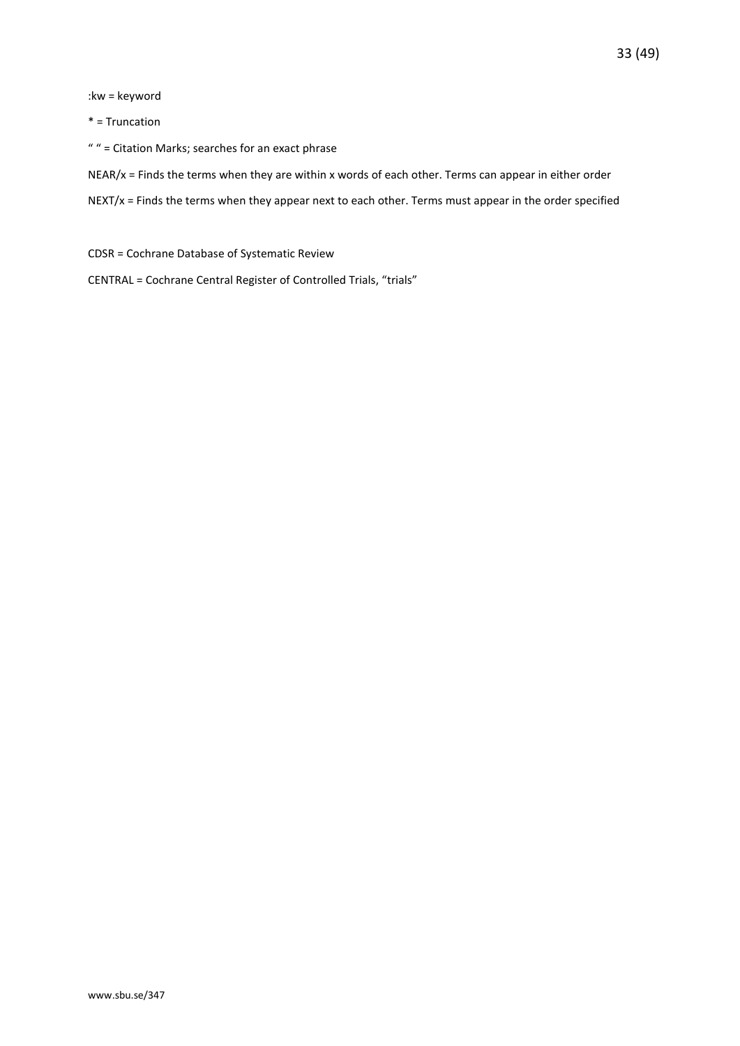:kw = keyword

* = Truncation

“ ” = Citation Marks; searches for an exact phrase

NEAR/x = Finds the terms when they are within x words of each other. Terms can appear in either order

NEXT/x = Finds the terms when they appear next to each other. Terms must appear in the order specified

CDSR = Cochrane Database of Systematic Review

CENTRAL = Cochrane Central Register of Controlled Trials, “trials”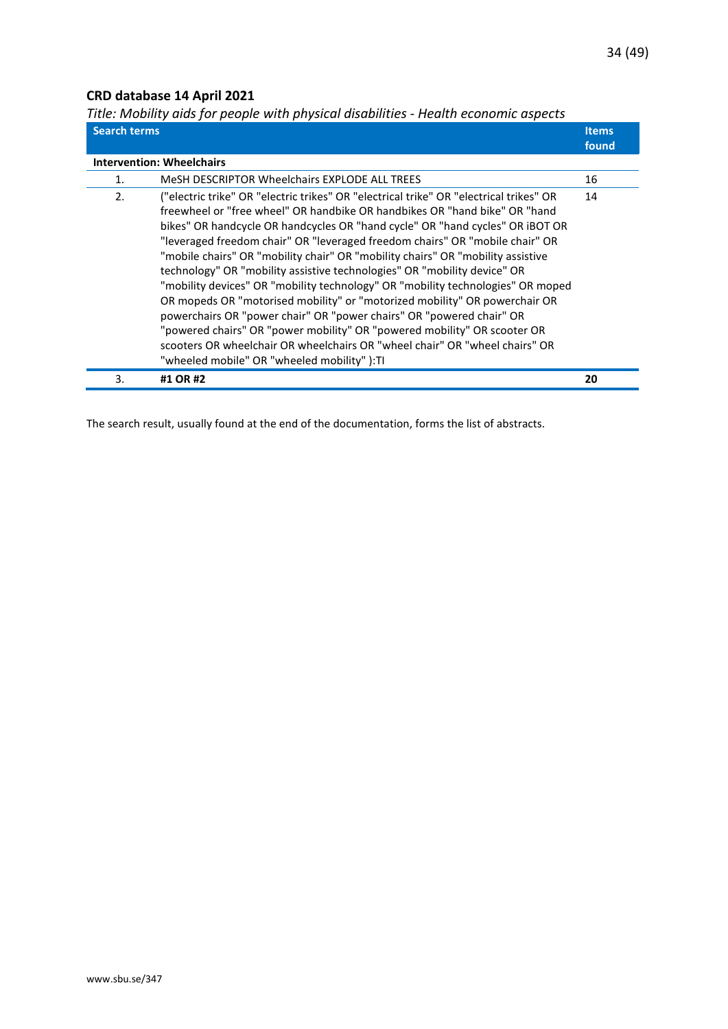## CRD database 14 April 2021

*Title: Mobility aids for people with physical disabilities - Health economic aspects*

| Search terms | | Items found |
|---|---|---|
| **Intervention: Wheelchairs** | | |
| 1. | MeSH DESCRIPTOR Wheelchairs EXPLODE ALL TREES | 16 |
| 2. | ("electric trike" OR "electric trikes" OR "electrical trike" OR "electrical trikes" OR freewheel or "free wheel" OR handbike OR handbikes OR "hand bike" OR "hand bikes" OR handcycle OR handcycles OR "hand cycle" OR "hand cycles" OR iBOT OR "leveraged freedom chair" OR "leveraged freedom chairs" OR "mobile chair" OR "mobile chairs" OR "mobility chair" OR "mobility chairs" OR "mobility assistive technology" OR "mobility assistive technologies" OR "mobility device" OR "mobility devices" OR "mobility technology" OR "mobility technologies" OR moped OR mopeds OR "motorised mobility" or "motorized mobility" OR powerchair OR powerchairs OR "power chair" OR "power chairs" OR "powered chair" OR "powered chairs" OR "power mobility" OR "powered mobility" OR scooter OR scooters OR wheelchair OR wheelchairs OR "wheel chair" OR "wheel chairs" OR "wheeled mobile" OR "wheeled mobility" ):TI | 14 |
| 3. | **#1 OR #2** | **20** |

The search result, usually found at the end of the documentation, forms the list of abstracts.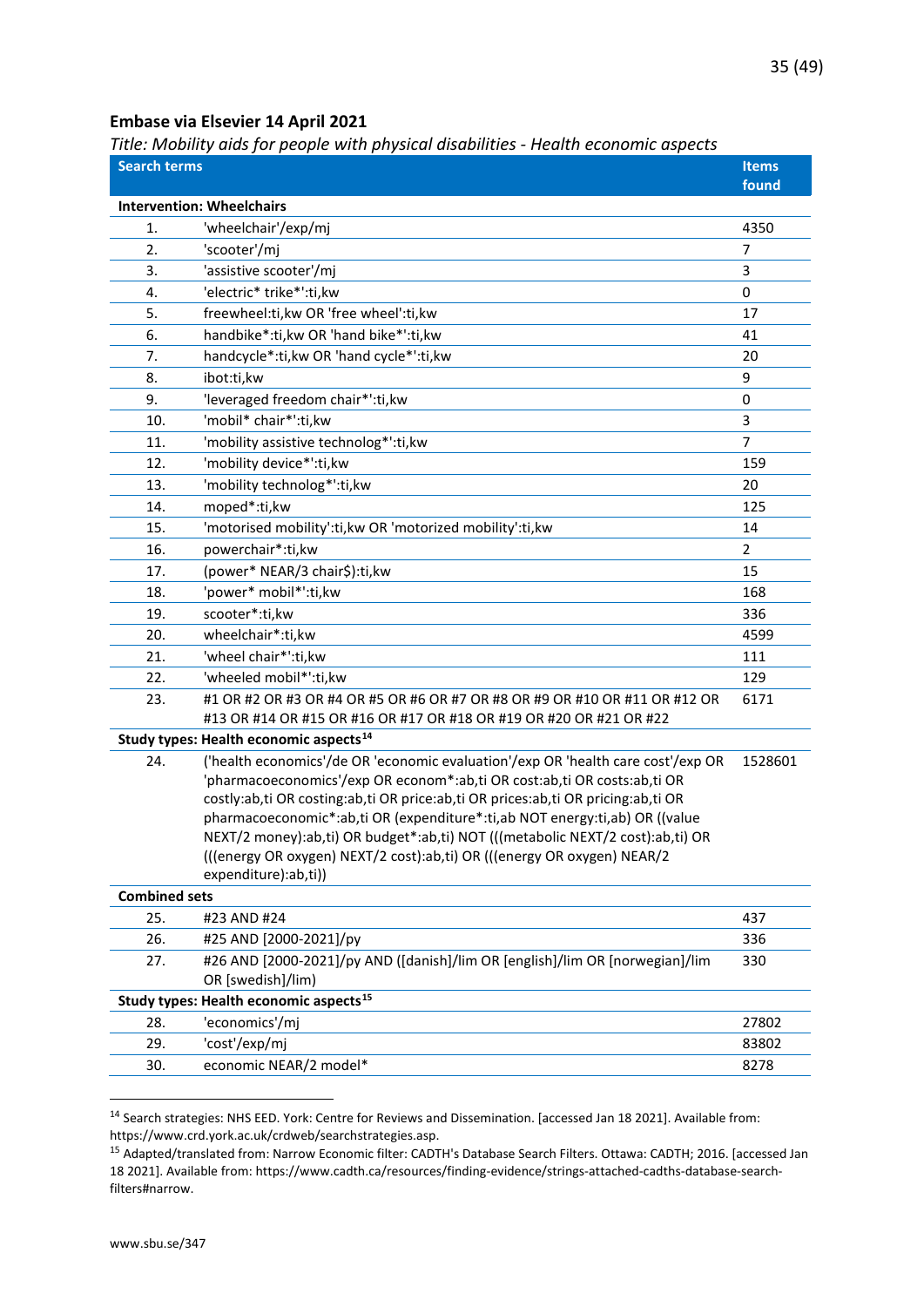**Embase via Elsevier 14 April 2021**

*Title: Mobility aids for people with physical disabilities - Health economic aspects*

| Search terms | | Items found |
|---|---|---|
| **Intervention: Wheelchairs** | | |
| 1. | 'wheelchair'/exp/mj | 4350 |
| 2. | 'scooter'/mj | 7 |
| 3. | 'assistive scooter'/mj | 3 |
| 4. | 'electric* trike*':ti,kw | 0 |
| 5. | freewheel:ti,kw OR 'free wheel':ti,kw | 17 |
| 6. | handbike*:ti,kw OR 'hand bike*':ti,kw | 41 |
| 7. | handcycle*:ti,kw OR 'hand cycle*':ti,kw | 20 |
| 8. | ibot:ti,kw | 9 |
| 9. | 'leveraged freedom chair*':ti,kw | 0 |
| 10. | 'mobil* chair*':ti,kw | 3 |
| 11. | 'mobility assistive technolog*':ti,kw | 7 |
| 12. | 'mobility device*':ti,kw | 159 |
| 13. | 'mobility technolog*':ti,kw | 20 |
| 14. | moped*:ti,kw | 125 |
| 15. | 'motorised mobility':ti,kw OR 'motorized mobility':ti,kw | 14 |
| 16. | powerchair*:ti,kw | 2 |
| 17. | (power* NEAR/3 chair$):ti,kw | 15 |
| 18. | 'power* mobil*':ti,kw | 168 |
| 19. | scooter*:ti,kw | 336 |
| 20. | wheelchair*:ti,kw | 4599 |
| 21. | 'wheel chair*':ti,kw | 111 |
| 22. | 'wheeled mobil*':ti,kw | 129 |
| 23. | #1 OR #2 OR #3 OR #4 OR #5 OR #6 OR #7 OR #8 OR #9 OR #10 OR #11 OR #12 OR #13 OR #14 OR #15 OR #16 OR #17 OR #18 OR #19 OR #20 OR #21 OR #22 | 6171 |
| **Study types: Health economic aspects[14]** | | |
| 24. | ('health economics'/de OR 'economic evaluation'/exp OR 'health care cost'/exp OR 'pharmacoeconomics'/exp OR econom*:ab,ti OR cost:ab,ti OR costs:ab,ti OR costly:ab,ti OR costing:ab,ti OR price:ab,ti OR prices:ab,ti OR pricing:ab,ti OR pharmacoeconomic*:ab,ti OR (expenditure*:ti,ab NOT energy:ti,ab) OR ((value NEXT/2 money):ab,ti) OR budget*:ab,ti) NOT (((metabolic NEXT/2 cost):ab,ti) OR (((energy OR oxygen) NEXT/2 cost):ab,ti) OR (((energy OR oxygen) NEAR/2 expenditure):ab,ti)) | 1528601 |
| **Combined sets** | | |
| 25. | #23 AND #24 | 437 |
| 26. | #25 AND [2000-2021]/py | 336 |
| 27. | #26 AND [2000-2021]/py AND ([danish]/lim OR [english]/lim OR [norwegian]/lim OR [swedish]/lim) | 330 |
| **Study types: Health economic aspects[15]** | | |
| 28. | 'economics'/mj | 27802 |
| 29. | 'cost'/exp/mj | 83802 |
| 30. | economic NEAR/2 model* | 8278 |

[14] Search strategies: NHS EED. York: Centre for Reviews and Dissemination. [accessed Jan 18 2021]. Available from: https://www.crd.york.ac.uk/crdweb/searchstrategies.asp.

[15] Adapted/translated from: Narrow Economic filter: CADTH's Database Search Filters. Ottawa: CADTH; 2016. [accessed Jan 18 2021]. Available from: https://www.cadth.ca/resources/finding-evidence/strings-attached-cadths-database-search-filters#narrow.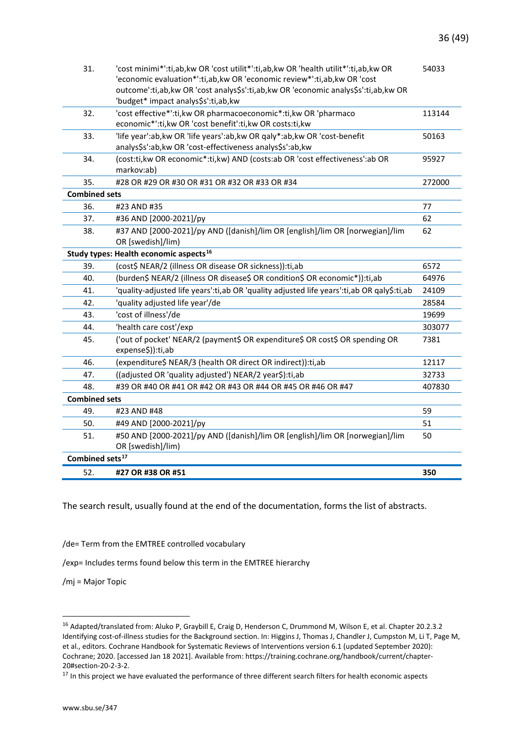| | | |
|---|---|---|
| 31. | 'cost minimi*':ti,ab,kw OR 'cost utilit*':ti,ab,kw OR 'health utilit*':ti,ab,kw OR 'economic evaluation*':ti,ab,kw OR 'economic review*':ti,ab,kw OR 'cost outcome':ti,ab,kw OR 'cost analys$s':ti,ab,kw OR 'economic analys$s':ti,ab,kw OR 'budget* impact analys$s':ti,ab,kw | 54033 |
| 32. | 'cost effective*':ti,kw OR pharmacoeconomic*:ti,kw OR 'pharmaco economic*':ti,kw OR 'cost benefit':ti,kw OR costs:ti,kw | 113144 |
| 33. | 'life year':ab,kw OR 'life years':ab,kw OR qaly*:ab,kw OR 'cost-benefit analys$s':ab,kw OR 'cost-effectiveness analys$s':ab,kw | 50163 |
| 34. | (cost:ti,kw OR economic*:ti,kw) AND (costs:ab OR 'cost effectiveness':ab OR markov:ab) | 95927 |
| 35. | #28 OR #29 OR #30 OR #31 OR #32 OR #33 OR #34 | 272000 |
| **Combined sets** | | |
| 36. | #23 AND #35 | 77 |
| 37. | #36 AND [2000-2021]/py | 62 |
| 38. | #37 AND [2000-2021]/py AND ([danish]/lim OR [english]/lim OR [norwegian]/lim OR [swedish]/lim) | 62 |
| **Study types: Health economic aspects[16]** | | |
| 39. | (cost$ NEAR/2 (illness OR disease OR sickness)):ti,ab | 6572 |
| 40. | (burden$ NEAR/2 (illness OR disease$ OR condition$ OR economic*)):ti,ab | 64976 |
| 41. | 'quality-adjusted life years':ti,ab OR 'quality adjusted life years':ti,ab OR qaly$:ti,ab | 24109 |
| 42. | 'quality adjusted life year'/de | 28584 |
| 43. | 'cost of illness'/de | 19699 |
| 44. | 'health care cost'/exp | 303077 |
| 45. | ('out of pocket' NEAR/2 (payment$ OR expenditure$ OR cost$ OR spending OR expense$)):ti,ab | 7381 |
| 46. | (expenditure$ NEAR/3 (health OR direct OR indirect)):ti,ab | 12117 |
| 47. | ((adjusted OR 'quality adjusted') NEAR/2 year$):ti,ab | 32733 |
| 48. | #39 OR #40 OR #41 OR #42 OR #43 OR #44 OR #45 OR #46 OR #47 | 407830 |
| **Combined sets** | | |
| 49. | #23 AND #48 | 59 |
| 50. | #49 AND [2000-2021]/py | 51 |
| 51. | #50 AND [2000-2021]/py AND ([danish]/lim OR [english]/lim OR [norwegian]/lim OR [swedish]/lim) | 50 |
| **Combined sets[17]** | | |
| 52. | **#27 OR #38 OR #51** | **350** |

The search result, usually found at the end of the documentation, forms the list of abstracts.

/de= Term from the EMTREE controlled vocabulary

/exp= Includes terms found below this term in the EMTREE hierarchy

/mj = Major Topic

---

[16] Adapted/translated from: Aluko P, Graybill E, Craig D, Henderson C, Drummond M, Wilson E, et al. Chapter 20.2.3.2 Identifying cost-of-illness studies for the Background section. In: Higgins J, Thomas J, Chandler J, Cumpston M, Li T, Page M, et al., editors. Cochrane Handbook for Systematic Reviews of Interventions version 6.1 (updated September 2020): Cochrane; 2020. [accessed Jan 18 2021]. Available from: https://training.cochrane.org/handbook/current/chapter-20#section-20-2-3-2.

[17] In this project we have evaluated the performance of three different search filters for health economic aspects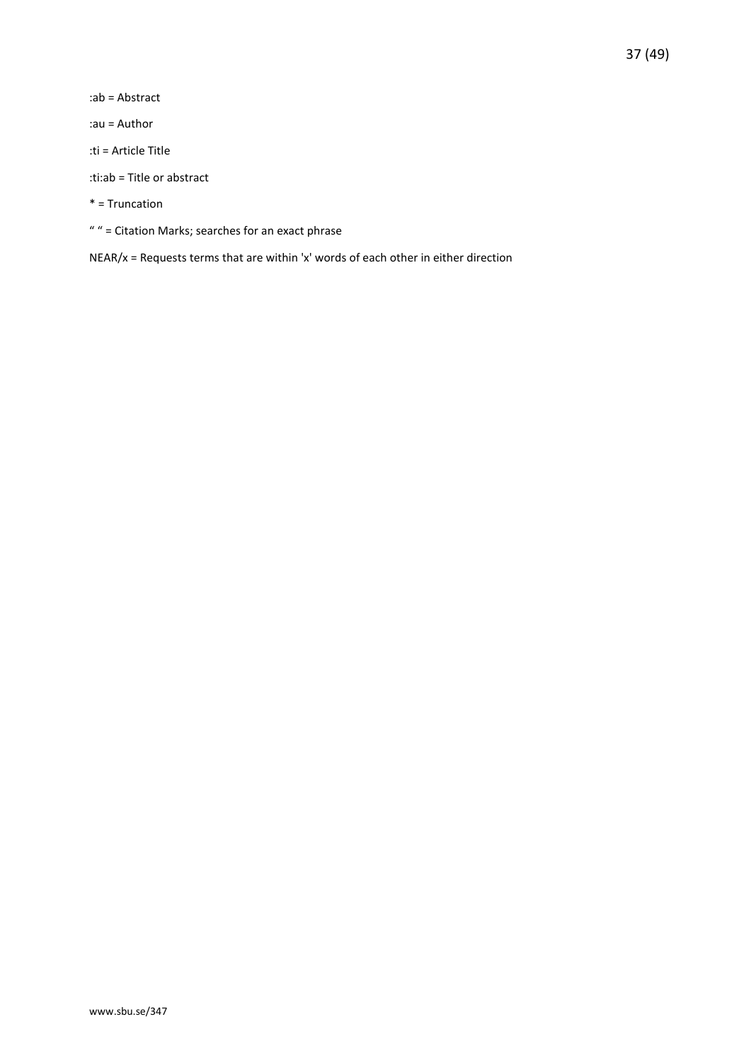:ab = Abstract

:au = Author

:ti = Article Title

:ti:ab = Title or abstract

* = Truncation

" " = Citation Marks; searches for an exact phrase

NEAR/x = Requests terms that are within 'x' words of each other in either direction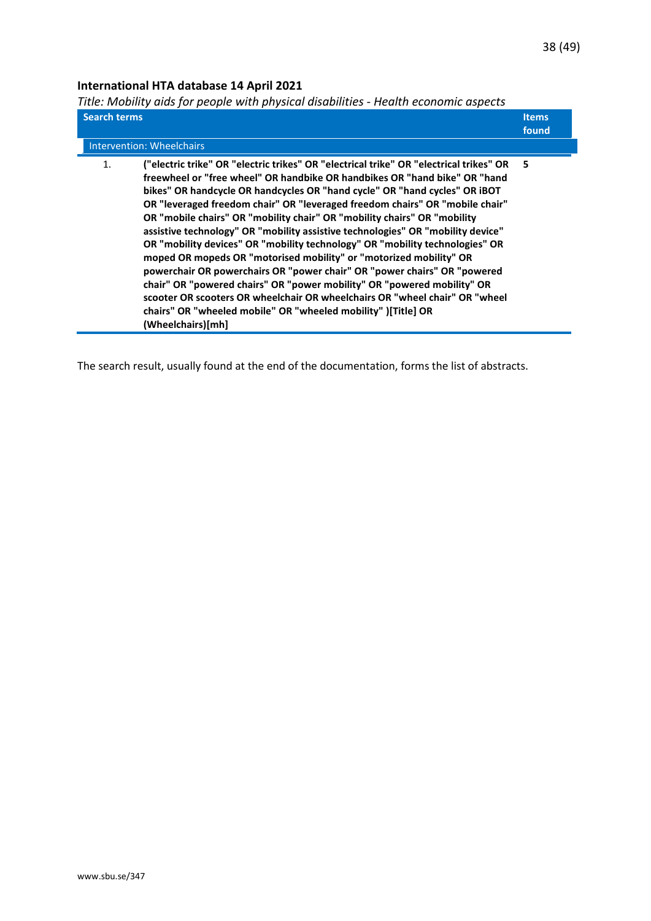### International HTA database 14 April 2021

*Title: Mobility aids for people with physical disabilities - Health economic aspects*

| | Search terms | Items found |
|---|---|---|
| | Intervention: Wheelchairs | |
| 1. | **("electric trike" OR "electric trikes" OR "electrical trike" OR "electrical trikes" OR freewheel or "free wheel" OR handbike OR handbikes OR "hand bike" OR "hand bikes" OR handcycle OR handcycles OR "hand cycle" OR "hand cycles" OR iBOT OR "leveraged freedom chair" OR "leveraged freedom chairs" OR "mobile chair" OR "mobile chairs" OR "mobility chair" OR "mobility chairs" OR "mobility assistive technology" OR "mobility assistive technologies" OR "mobility device" OR "mobility devices" OR "mobility technology" OR "mobility technologies" OR moped OR mopeds OR "motorised mobility" or "motorized mobility" OR powerchair OR powerchairs OR "power chair" OR "power chairs" OR "powered chair" OR "powered chairs" OR "power mobility" OR "powered mobility" OR scooter OR scooters OR wheelchair OR wheelchairs OR "wheel chair" OR "wheel chairs" OR "wheeled mobile" OR "wheeled mobility" )[Title] OR (Wheelchairs)[mh]** | **5** |

The search result, usually found at the end of the documentation, forms the list of abstracts.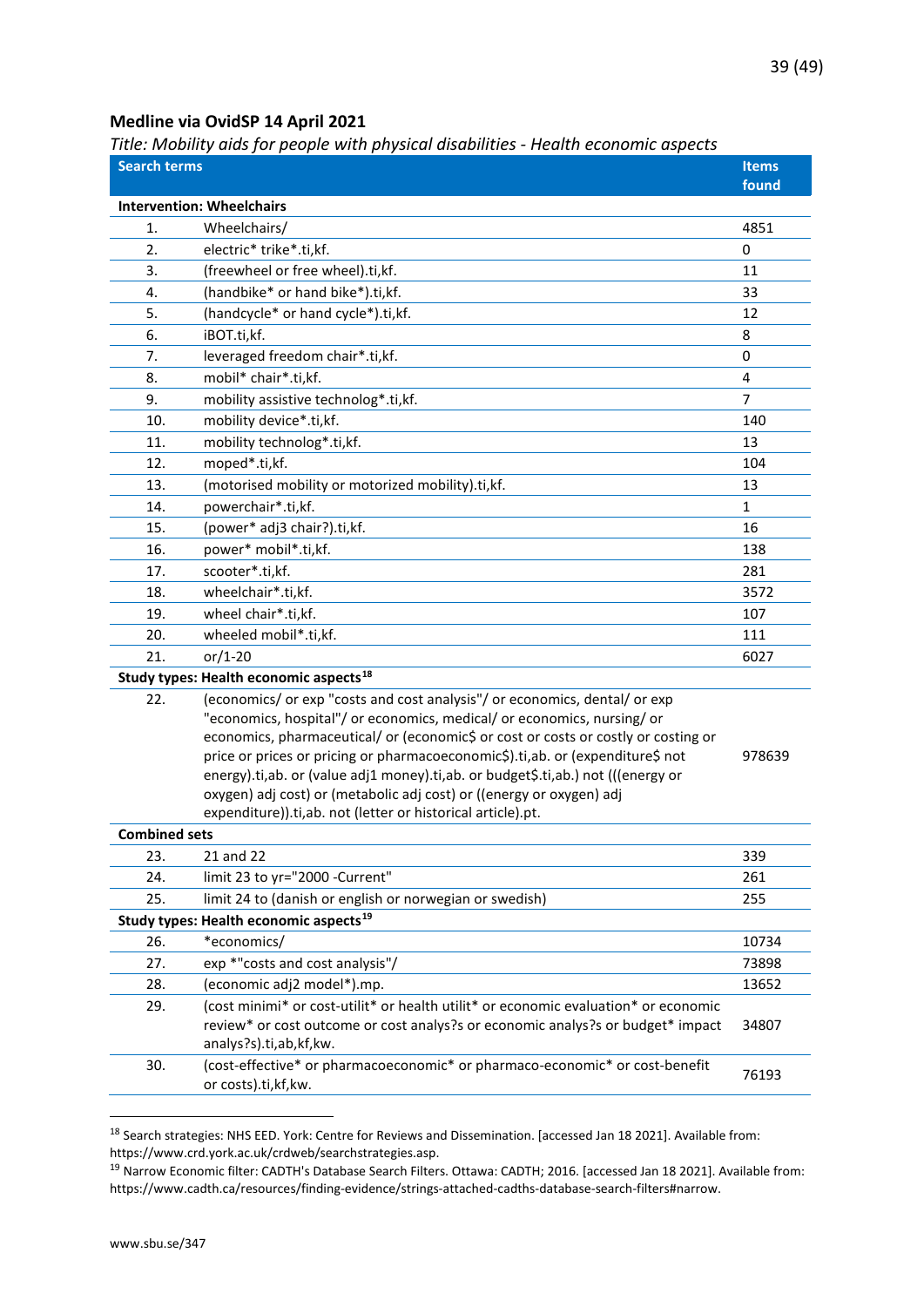## Medline via OvidSP 14 April 2021

*Title: Mobility aids for people with physical disabilities - Health economic aspects*

| Search terms | | Items found |
|---|---|---|
| **Intervention: Wheelchairs** | | |
| 1. | Wheelchairs/ | 4851 |
| 2. | electric* trike*.ti,kf. | 0 |
| 3. | (freewheel or free wheel).ti,kf. | 11 |
| 4. | (handbike* or hand bike*).ti,kf. | 33 |
| 5. | (handcycle* or hand cycle*).ti,kf. | 12 |
| 6. | iBOT.ti,kf. | 8 |
| 7. | leveraged freedom chair*.ti,kf. | 0 |
| 8. | mobil* chair*.ti,kf. | 4 |
| 9. | mobility assistive technolog*.ti,kf. | 7 |
| 10. | mobility device*.ti,kf. | 140 |
| 11. | mobility technolog*.ti,kf. | 13 |
| 12. | moped*.ti,kf. | 104 |
| 13. | (motorised mobility or motorized mobility).ti,kf. | 13 |
| 14. | powerchair*.ti,kf. | 1 |
| 15. | (power* adj3 chair?).ti,kf. | 16 |
| 16. | power* mobil*.ti,kf. | 138 |
| 17. | scooter*.ti,kf. | 281 |
| 18. | wheelchair*.ti,kf. | 3572 |
| 19. | wheel chair*.ti,kf. | 107 |
| 20. | wheeled mobil*.ti,kf. | 111 |
| 21. | or/1-20 | 6027 |
| **Study types: Health economic aspects[18]** | | |
| 22. | (economics/ or exp "costs and cost analysis"/ or economics, dental/ or exp "economics, hospital"/ or economics, medical/ or economics, nursing/ or economics, pharmaceutical/ or (economic$ or cost or costs or costly or costing or price or prices or pricing or pharmacoeconomic$).ti,ab. or (expenditure$ not energy).ti,ab. or (value adj1 money).ti,ab. or budget$.ti,ab.) not (((energy or oxygen) adj cost) or (metabolic adj cost) or ((energy or oxygen) adj expenditure)).ti,ab. not (letter or historical article).pt. | 978639 |
| **Combined sets** | | |
| 23. | 21 and 22 | 339 |
| 24. | limit 23 to yr="2000 -Current" | 261 |
| 25. | limit 24 to (danish or english or norwegian or swedish) | 255 |
| **Study types: Health economic aspects[19]** | | |
| 26. | *economics/ | 10734 |
| 27. | exp *"costs and cost analysis"/ | 73898 |
| 28. | (economic adj2 model*).mp. | 13652 |
| 29. | (cost minimi* or cost-utilit* or health utilit* or economic evaluation* or economic review* or cost outcome or cost analys?s or economic analys?s or budget* impact analys?s).ti,ab,kf,kw. | 34807 |
| 30. | (cost-effective* or pharmacoeconomic* or pharmaco-economic* or cost-benefit or costs).ti,kf,kw. | 76193 |

[18] Search strategies: NHS EED. York: Centre for Reviews and Dissemination. [accessed Jan 18 2021]. Available from: https://www.crd.york.ac.uk/crdweb/searchstrategies.asp.

[19] Narrow Economic filter: CADTH's Database Search Filters. Ottawa: CADTH; 2016. [accessed Jan 18 2021]. Available from: https://www.cadth.ca/resources/finding-evidence/strings-attached-cadths-database-search-filters#narrow.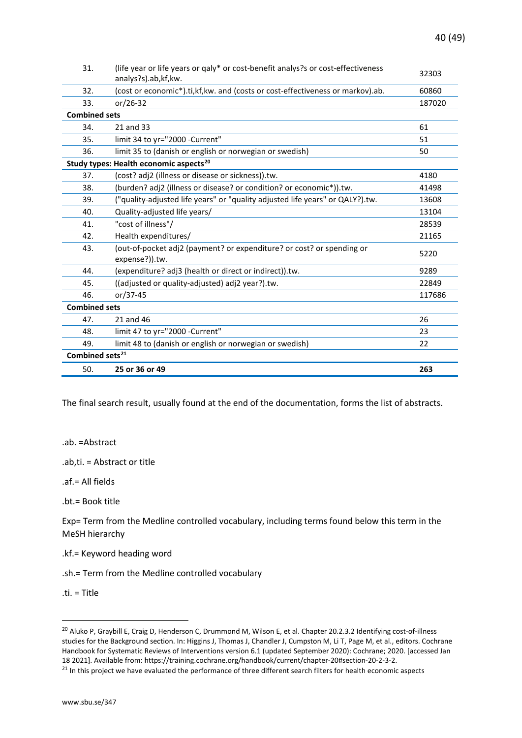| | | |
|---|---|---|
| 31. | (life year or life years or qaly* or cost-benefit analys?s or cost-effectiveness analys?s).ab,kf,kw. | 32303 |
| 32. | (cost or economic*).ti,kf,kw. and (costs or cost-effectiveness or markov).ab. | 60860 |
| 33. | or/26-32 | 187020 |
| **Combined sets** | | |
| 34. | 21 and 33 | 61 |
| 35. | limit 34 to yr="2000 -Current" | 51 |
| 36. | limit 35 to (danish or english or norwegian or swedish) | 50 |
| **Study types: Health economic aspects[20]** | | |
| 37. | (cost? adj2 (illness or disease or sickness)).tw. | 4180 |
| 38. | (burden? adj2 (illness or disease? or condition? or economic*)).tw. | 41498 |
| 39. | ("quality-adjusted life years" or "quality adjusted life years" or QALY?).tw. | 13608 |
| 40. | Quality-adjusted life years/ | 13104 |
| 41. | "cost of illness"/ | 28539 |
| 42. | Health expenditures/ | 21165 |
| 43. | (out-of-pocket adj2 (payment? or expenditure? or cost? or spending or expense?)).tw. | 5220 |
| 44. | (expenditure? adj3 (health or direct or indirect)).tw. | 9289 |
| 45. | ((adjusted or quality-adjusted) adj2 year?).tw. | 22849 |
| 46. | or/37-45 | 117686 |
| **Combined sets** | | |
| 47. | 21 and 46 | 26 |
| 48. | limit 47 to yr="2000 -Current" | 23 |
| 49. | limit 48 to (danish or english or norwegian or swedish) | 22 |
| **Combined sets[21]** | | |
| 50. | **25 or 36 or 49** | **263** |

The final search result, usually found at the end of the documentation, forms the list of abstracts.

.ab. =Abstract

.ab,ti. = Abstract or title

.af.= All fields

.bt.= Book title

Exp= Term from the Medline controlled vocabulary, including terms found below this term in the MeSH hierarchy

.kf.= Keyword heading word

.sh.= Term from the Medline controlled vocabulary

.ti. = Title

---

[20] Aluko P, Graybill E, Craig D, Henderson C, Drummond M, Wilson E, et al. Chapter 20.2.3.2 Identifying cost-of-illness studies for the Background section. In: Higgins J, Thomas J, Chandler J, Cumpston M, Li T, Page M, et al., editors. Cochrane Handbook for Systematic Reviews of Interventions version 6.1 (updated September 2020): Cochrane; 2020. [accessed Jan 18 2021]. Available from: https://training.cochrane.org/handbook/current/chapter-20#section-20-2-3-2.

[21] In this project we have evaluated the performance of three different search filters for health economic aspects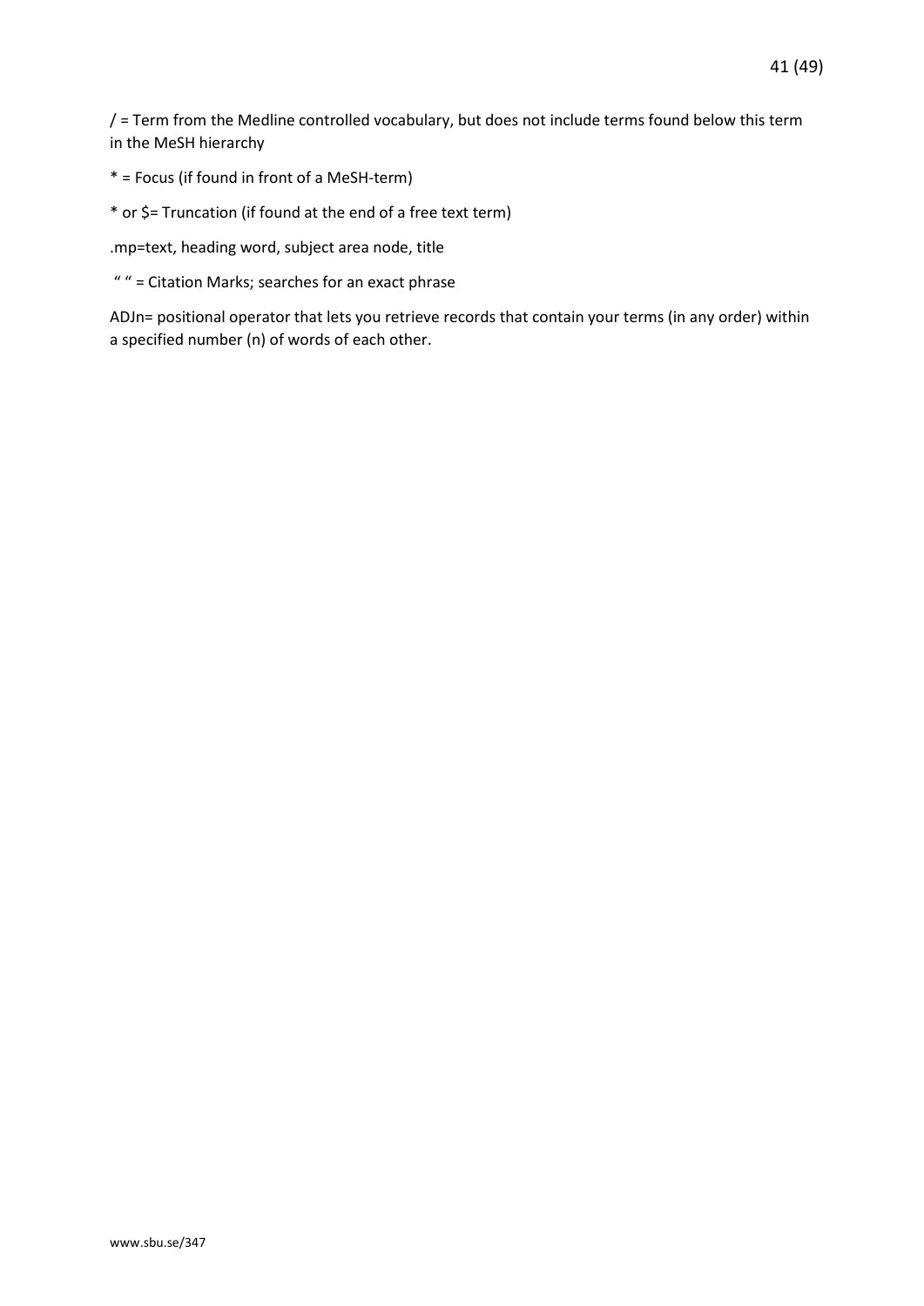/ = Term from the Medline controlled vocabulary, but does not include terms found below this term in the MeSH hierarchy

* = Focus (if found in front of a MeSH-term)

* or $= Truncation (if found at the end of a free text term)

.mp=text, heading word, subject area node, title

" " = Citation Marks; searches for an exact phrase

ADJn= positional operator that lets you retrieve records that contain your terms (in any order) within a specified number (n) of words of each other.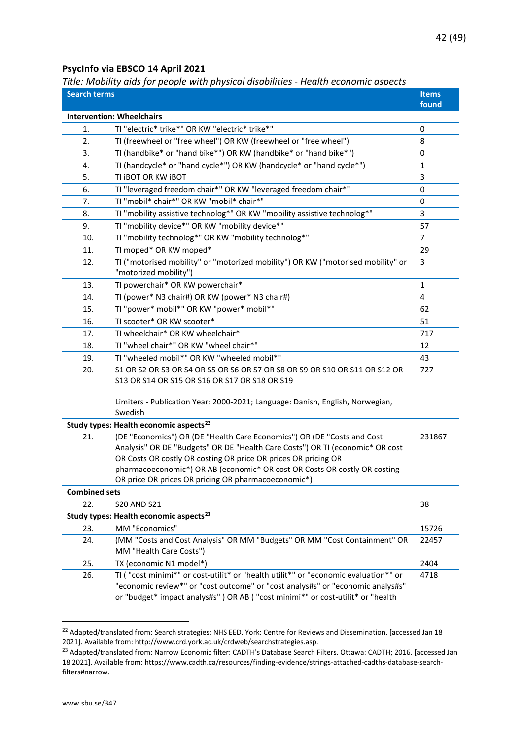## PsycInfo via EBSCO 14 April 2021

*Title: Mobility aids for people with physical disabilities - Health economic aspects*

| Search terms | | Items found |
|---|---|---|
| **Intervention: Wheelchairs** | | |
| 1. | TI "electric* trike*" OR KW "electric* trike*" | 0 |
| 2. | TI (freewheel or "free wheel") OR KW (freewheel or "free wheel") | 8 |
| 3. | TI (handbike* or "hand bike*") OR KW (handbike* or "hand bike*") | 0 |
| 4. | TI (handcycle* or "hand cycle*") OR KW (handcycle* or "hand cycle*") | 1 |
| 5. | TI iBOT OR KW iBOT | 3 |
| 6. | TI "leveraged freedom chair*" OR KW "leveraged freedom chair*" | 0 |
| 7. | TI "mobil* chair*" OR KW "mobil* chair*" | 0 |
| 8. | TI "mobility assistive technolog*" OR KW "mobility assistive technolog*" | 3 |
| 9. | TI "mobility device*" OR KW "mobility device*" | 57 |
| 10. | TI "mobility technolog*" OR KW "mobility technolog*" | 7 |
| 11. | TI moped* OR KW moped* | 29 |
| 12. | TI ("motorised mobility" or "motorized mobility") OR KW ("motorised mobility" or "motorized mobility") | 3 |
| 13. | TI powerchair* OR KW powerchair* | 1 |
| 14. | TI (power* N3 chair#) OR KW (power* N3 chair#) | 4 |
| 15. | TI "power* mobil*" OR KW "power* mobil*" | 62 |
| 16. | TI scooter* OR KW scooter* | 51 |
| 17. | TI wheelchair* OR KW wheelchair* | 717 |
| 18. | TI "wheel chair*" OR KW "wheel chair*" | 12 |
| 19. | TI "wheeled mobil*" OR KW "wheeled mobil*" | 43 |
| 20. | S1 OR S2 OR S3 OR S4 OR S5 OR S6 OR S7 OR S8 OR S9 OR S10 OR S11 OR S12 OR S13 OR S14 OR S15 OR S16 OR S17 OR S18 OR S19<br><br>Limiters - Publication Year: 2000-2021; Language: Danish, English, Norwegian, Swedish | 727 |
| **Study types: Health economic aspects[22]** | | |
| 21. | (DE "Economics") OR (DE "Health Care Economics") OR (DE "Costs and Cost Analysis" OR DE "Budgets" OR DE "Health Care Costs") OR TI (economic* OR cost OR Costs OR costly OR costing OR price OR prices OR pricing OR pharmacoeconomic*) OR AB (economic* OR cost OR Costs OR costly OR costing OR price OR prices OR pricing OR pharmacoeconomic*) | 231867 |
| **Combined sets** | | |
| 22. | S20 AND S21 | 38 |
| **Study types: Health economic aspects[23]** | | |
| 23. | MM "Economics" | 15726 |
| 24. | (MM "Costs and Cost Analysis" OR MM "Budgets" OR MM "Cost Containment" OR MM "Health Care Costs") | 22457 |
| 25. | TX (economic N1 model*) | 2404 |
| 26. | TI ( "cost minimi*" or cost-utilit* or "health utilit*" or "economic evaluation*" or "economic review*" or "cost outcome" or "cost analys#s" or "economic analys#s" or "budget* impact analys#s" ) OR AB ( "cost minimi*" or cost-utilit* or "health | 4718 |

[22] Adapted/translated from: Search strategies: NHS EED. York: Centre for Reviews and Dissemination. [accessed Jan 18 2021]. Available from: http://www.crd.york.ac.uk/crdweb/searchstrategies.asp.

[23] Adapted/translated from: Narrow Economic filter: CADTH's Database Search Filters. Ottawa: CADTH; 2016. [accessed Jan 18 2021]. Available from: https://www.cadth.ca/resources/finding-evidence/strings-attached-cadths-database-search-filters#narrow.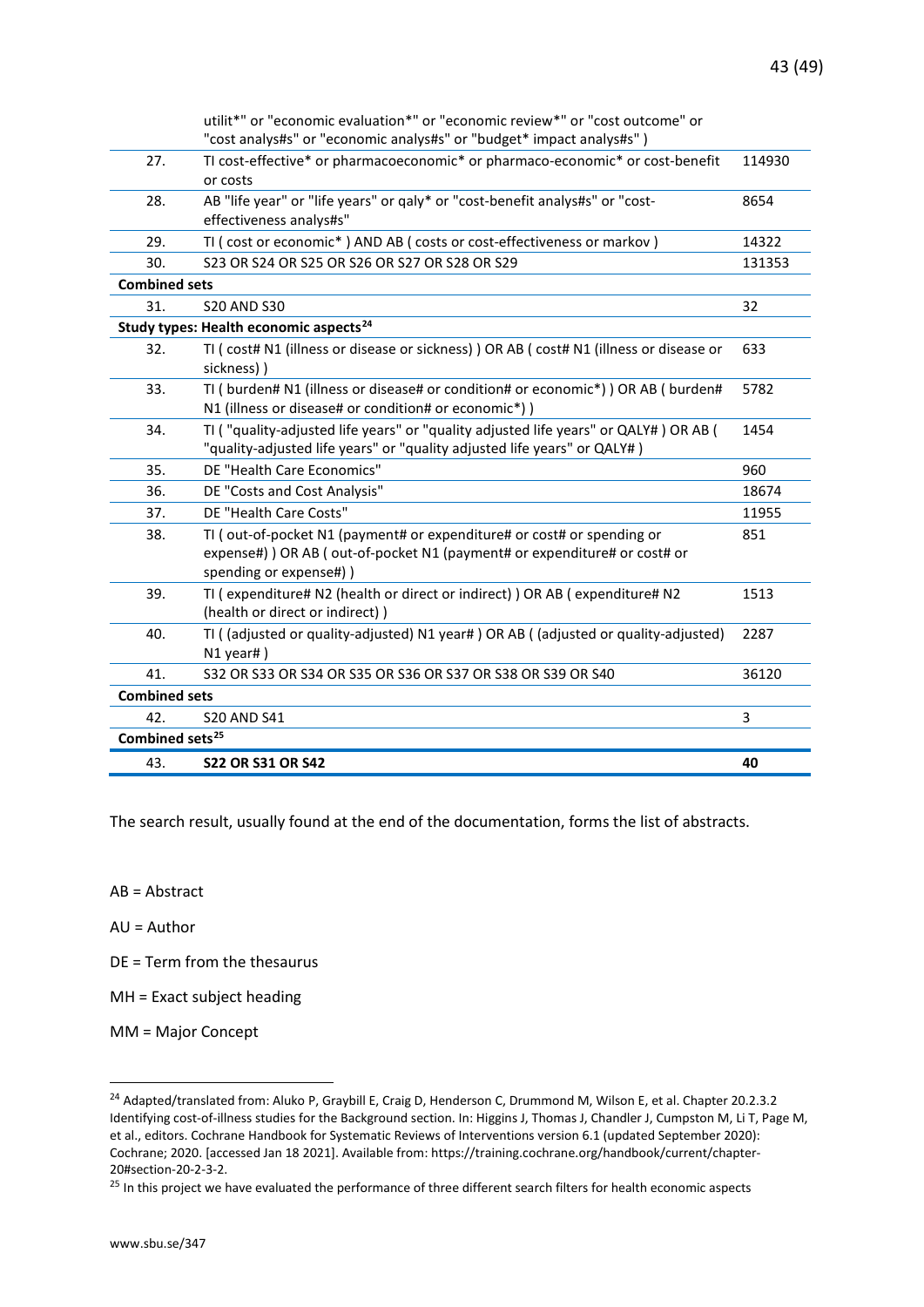| | | |
|---|---|---|
| | utilit*" or "economic evaluation*" or "economic review*" or "cost outcome" or "cost analys#s" or "economic analys#s" or "budget* impact analys#s" ) | |
| 27. | TI cost-effective* or pharmacoeconomic* or pharmaco-economic* or cost-benefit or costs | 114930 |
| 28. | AB "life year" or "life years" or qaly* or "cost-benefit analys#s" or "cost-effectiveness analys#s" | 8654 |
| 29. | TI ( cost or economic* ) AND AB ( costs or cost-effectiveness or markov ) | 14322 |
| 30. | S23 OR S24 OR S25 OR S26 OR S27 OR S28 OR S29 | 131353 |
| **Combined sets** | | |
| 31. | S20 AND S30 | 32 |
| **Study types: Health economic aspects[24]** | | |
| 32. | TI ( cost# N1 (illness or disease or sickness) ) OR AB ( cost# N1 (illness or disease or sickness) ) | 633 |
| 33. | TI ( burden# N1 (illness or disease# or condition# or economic*) ) OR AB ( burden# N1 (illness or disease# or condition# or economic*) ) | 5782 |
| 34. | TI ( "quality-adjusted life years" or "quality adjusted life years" or QALY# ) OR AB ( "quality-adjusted life years" or "quality adjusted life years" or QALY# ) | 1454 |
| 35. | DE "Health Care Economics" | 960 |
| 36. | DE "Costs and Cost Analysis" | 18674 |
| 37. | DE "Health Care Costs" | 11955 |
| 38. | TI ( out-of-pocket N1 (payment# or expenditure# or cost# or spending or expense#) ) OR AB ( out-of-pocket N1 (payment# or expenditure# or cost# or spending or expense#) ) | 851 |
| 39. | TI ( expenditure# N2 (health or direct or indirect) ) OR AB ( expenditure# N2 (health or direct or indirect) ) | 1513 |
| 40. | TI ( (adjusted or quality-adjusted) N1 year# ) OR AB ( (adjusted or quality-adjusted) N1 year# ) | 2287 |
| 41. | S32 OR S33 OR S34 OR S35 OR S36 OR S37 OR S38 OR S39 OR S40 | 36120 |
| **Combined sets** | | |
| 42. | S20 AND S41 | 3 |
| **Combined sets[25]** | | |
| 43. | **S22 OR S31 OR S42** | **40** |

The search result, usually found at the end of the documentation, forms the list of abstracts.

AB = Abstract

AU = Author

DE = Term from the thesaurus

MH = Exact subject heading

MM = Major Concept

[24] Adapted/translated from: Aluko P, Graybill E, Craig D, Henderson C, Drummond M, Wilson E, et al. Chapter 20.2.3.2 Identifying cost-of-illness studies for the Background section. In: Higgins J, Thomas J, Chandler J, Cumpston M, Li T, Page M, et al., editors. Cochrane Handbook for Systematic Reviews of Interventions version 6.1 (updated September 2020): Cochrane; 2020. [accessed Jan 18 2021]. Available from: https://training.cochrane.org/handbook/current/chapter-20#section-20-2-3-2.

[25] In this project we have evaluated the performance of three different search filters for health economic aspects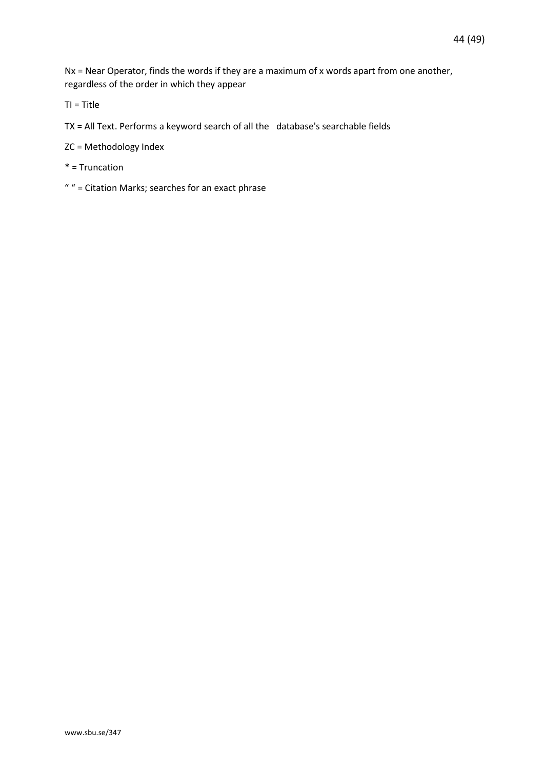Nx = Near Operator, finds the words if they are a maximum of x words apart from one another, regardless of the order in which they appear

TI = Title

TX = All Text. Performs a keyword search of all the database's searchable fields

ZC = Methodology Index

* = Truncation

" " = Citation Marks; searches for an exact phrase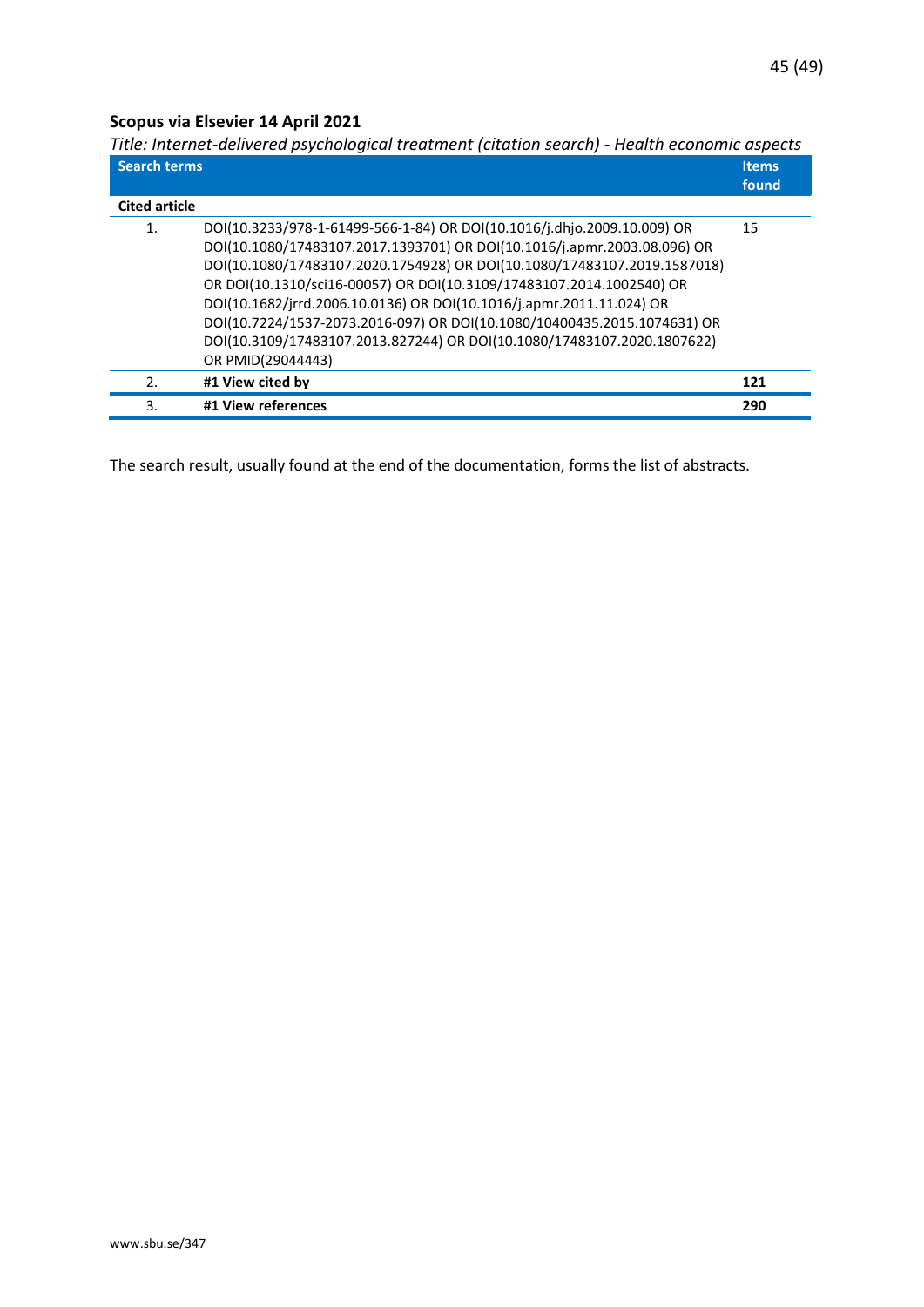**Scopus via Elsevier 14 April 2021**

*Title: Internet-delivered psychological treatment (citation search) - Health economic aspects*

| Search terms | | Items found |
|---|---|---|
| **Cited article** | | |
| 1. | DOI(10.3233/978-1-61499-566-1-84) OR DOI(10.1016/j.dhjo.2009.10.009) OR DOI(10.1080/17483107.2017.1393701) OR DOI(10.1016/j.apmr.2003.08.096) OR DOI(10.1080/17483107.2020.1754928) OR DOI(10.1080/17483107.2019.1587018) OR DOI(10.1310/sci16-00057) OR DOI(10.3109/17483107.2014.1002540) OR DOI(10.1682/jrrd.2006.10.0136) OR DOI(10.1016/j.apmr.2011.11.024) OR DOI(10.7224/1537-2073.2016-097) OR DOI(10.1080/10400435.2015.1074631) OR DOI(10.3109/17483107.2013.827244) OR DOI(10.1080/17483107.2020.1807622) OR PMID(29044443) | 15 |
| 2. | **#1 View cited by** | **121** |
| 3. | **#1 View references** | **290** |

The search result, usually found at the end of the documentation, forms the list of abstracts.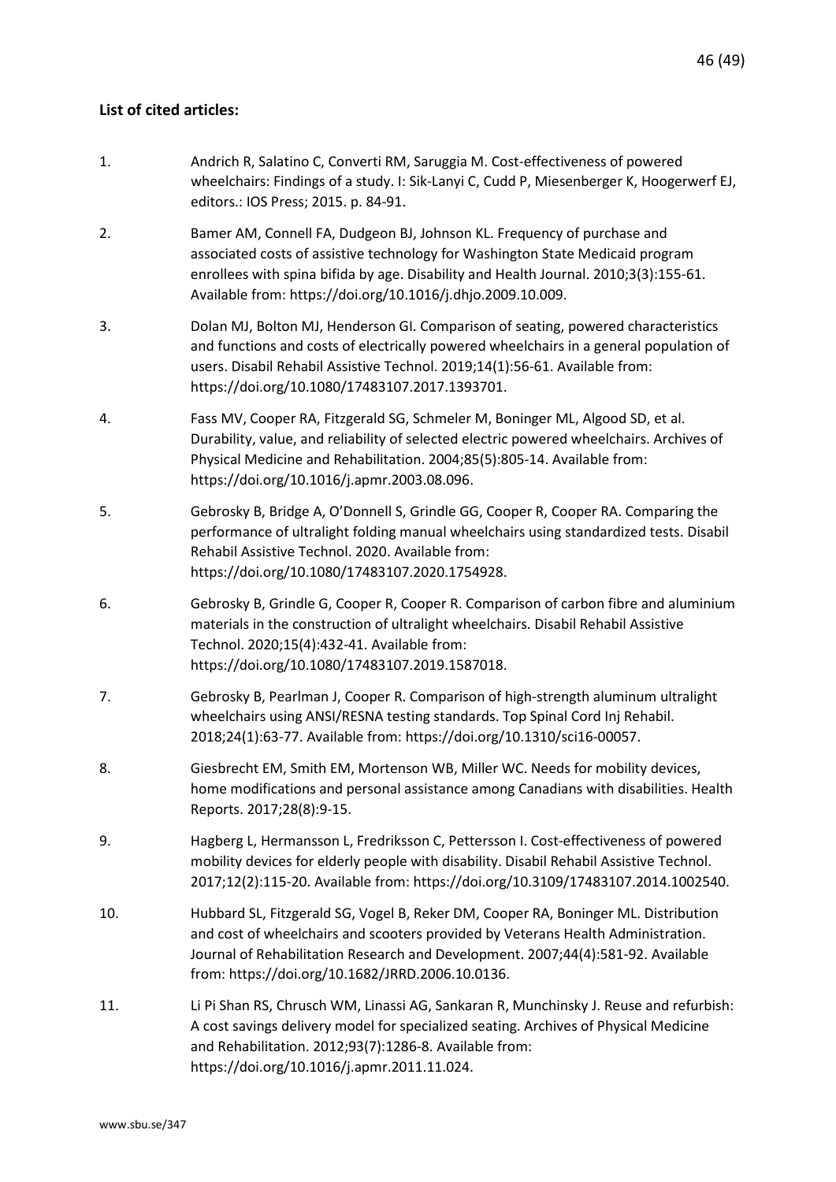**List of cited articles:**

1. Andrich R, Salatino C, Converti RM, Saruggia M. Cost-effectiveness of powered wheelchairs: Findings of a study. I: Sik-Lanyi C, Cudd P, Miesenberger K, Hoogerwerf EJ, editors.: IOS Press; 2015. p. 84-91.

2. Bamer AM, Connell FA, Dudgeon BJ, Johnson KL. Frequency of purchase and associated costs of assistive technology for Washington State Medicaid program enrollees with spina bifida by age. Disability and Health Journal. 2010;3(3):155-61. Available from: https://doi.org/10.1016/j.dhjo.2009.10.009.

3. Dolan MJ, Bolton MJ, Henderson GI. Comparison of seating, powered characteristics and functions and costs of electrically powered wheelchairs in a general population of users. Disabil Rehabil Assistive Technol. 2019;14(1):56-61. Available from: https://doi.org/10.1080/17483107.2017.1393701.

4. Fass MV, Cooper RA, Fitzgerald SG, Schmeler M, Boninger ML, Algood SD, et al. Durability, value, and reliability of selected electric powered wheelchairs. Archives of Physical Medicine and Rehabilitation. 2004;85(5):805-14. Available from: https://doi.org/10.1016/j.apmr.2003.08.096.

5. Gebrosky B, Bridge A, O'Donnell S, Grindle GG, Cooper R, Cooper RA. Comparing the performance of ultralight folding manual wheelchairs using standardized tests. Disabil Rehabil Assistive Technol. 2020. Available from: https://doi.org/10.1080/17483107.2020.1754928.

6. Gebrosky B, Grindle G, Cooper R, Cooper R. Comparison of carbon fibre and aluminium materials in the construction of ultralight wheelchairs. Disabil Rehabil Assistive Technol. 2020;15(4):432-41. Available from: https://doi.org/10.1080/17483107.2019.1587018.

7. Gebrosky B, Pearlman J, Cooper R. Comparison of high-strength aluminum ultralight wheelchairs using ANSI/RESNA testing standards. Top Spinal Cord Inj Rehabil. 2018;24(1):63-77. Available from: https://doi.org/10.1310/sci16-00057.

8. Giesbrecht EM, Smith EM, Mortenson WB, Miller WC. Needs for mobility devices, home modifications and personal assistance among Canadians with disabilities. Health Reports. 2017;28(8):9-15.

9. Hagberg L, Hermansson L, Fredriksson C, Pettersson I. Cost-effectiveness of powered mobility devices for elderly people with disability. Disabil Rehabil Assistive Technol. 2017;12(2):115-20. Available from: https://doi.org/10.3109/17483107.2014.1002540.

10. Hubbard SL, Fitzgerald SG, Vogel B, Reker DM, Cooper RA, Boninger ML. Distribution and cost of wheelchairs and scooters provided by Veterans Health Administration. Journal of Rehabilitation Research and Development. 2007;44(4):581-92. Available from: https://doi.org/10.1682/JRRD.2006.10.0136.

11. Li Pi Shan RS, Chrusch WM, Linassi AG, Sankaran R, Munchinsky J. Reuse and refurbish: A cost savings delivery model for specialized seating. Archives of Physical Medicine and Rehabilitation. 2012;93(7):1286-8. Available from: https://doi.org/10.1016/j.apmr.2011.11.024.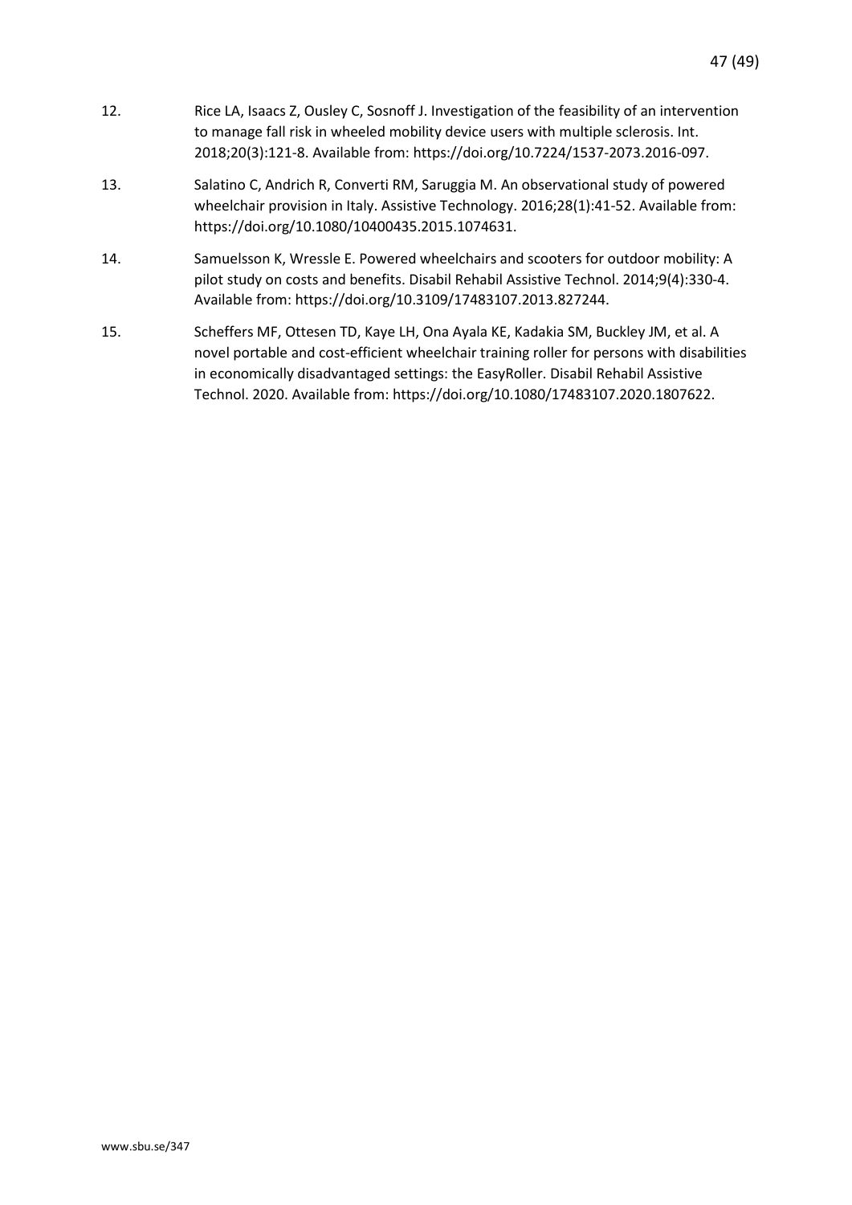12. Rice LA, Isaacs Z, Ousley C, Sosnoff J. Investigation of the feasibility of an intervention to manage fall risk in wheeled mobility device users with multiple sclerosis. Int. 2018;20(3):121-8. Available from: https://doi.org/10.7224/1537-2073.2016-097.

13. Salatino C, Andrich R, Converti RM, Saruggia M. An observational study of powered wheelchair provision in Italy. Assistive Technology. 2016;28(1):41-52. Available from: https://doi.org/10.1080/10400435.2015.1074631.

14. Samuelsson K, Wressle E. Powered wheelchairs and scooters for outdoor mobility: A pilot study on costs and benefits. Disabil Rehabil Assistive Technol. 2014;9(4):330-4. Available from: https://doi.org/10.3109/17483107.2013.827244.

15. Scheffers MF, Ottesen TD, Kaye LH, Ona Ayala KE, Kadakia SM, Buckley JM, et al. A novel portable and cost-efficient wheelchair training roller for persons with disabilities in economically disadvantaged settings: the EasyRoller. Disabil Rehabil Assistive Technol. 2020. Available from: https://doi.org/10.1080/17483107.2020.1807622.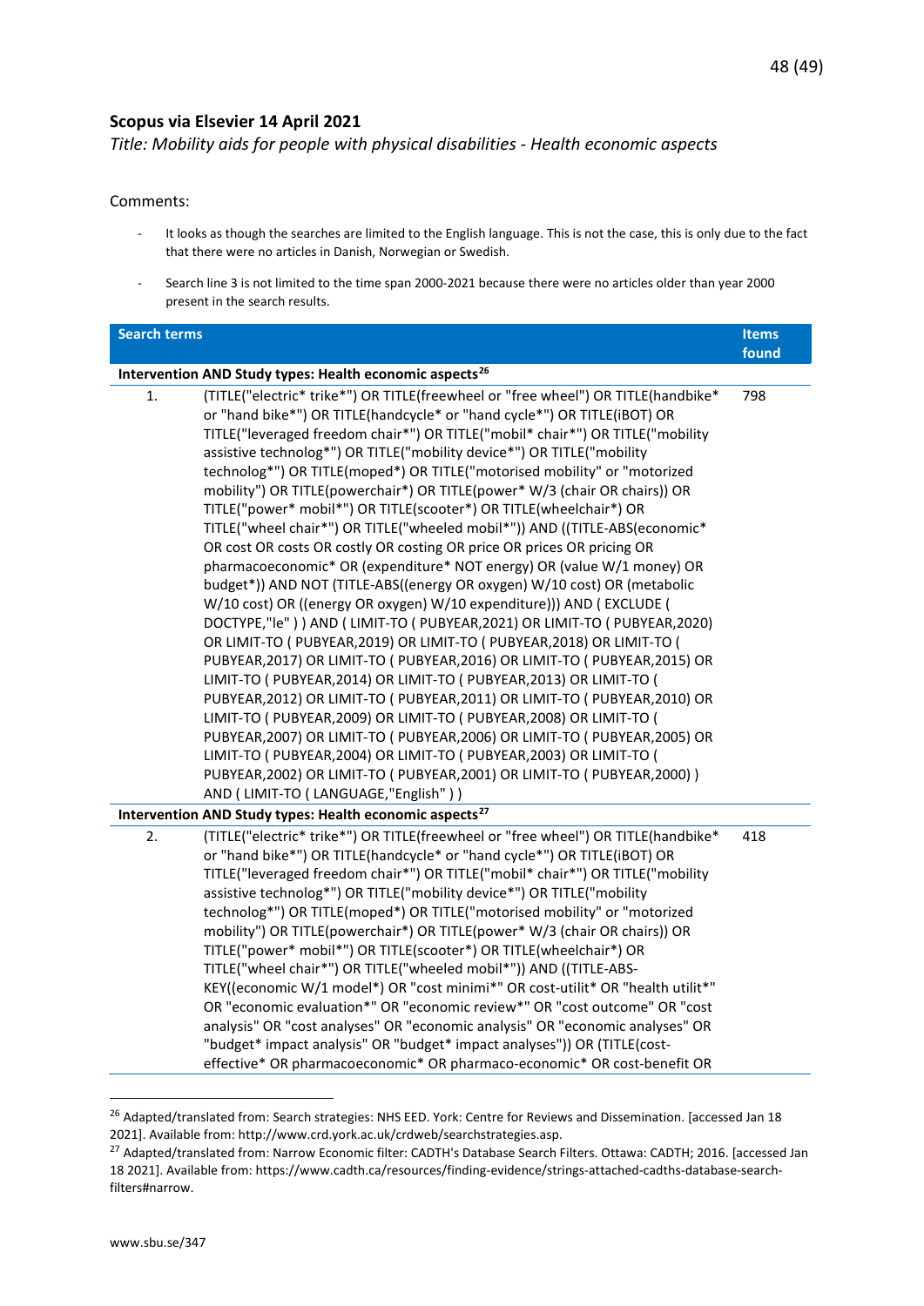**Scopus via Elsevier 14 April 2021**

*Title: Mobility aids for people with physical disabilities - Health economic aspects*

Comments:

- It looks as though the searches are limited to the English language. This is not the case, this is only due to the fact that there were no articles in Danish, Norwegian or Swedish.
- Search line 3 is not limited to the time span 2000-2021 because there were no articles older than year 2000 present in the search results.

| Search terms | | Items found |
|---|---|---|
| **Intervention AND Study types: Health economic aspects**[26] | | |
| 1. | (TITLE("electric* trike*") OR TITLE(freewheel or "free wheel") OR TITLE(handbike* or "hand bike*") OR TITLE(handcycle* or "hand cycle*") OR TITLE(iBOT) OR TITLE("leveraged freedom chair*") OR TITLE("mobil* chair*") OR TITLE("mobility assistive technolog*") OR TITLE("mobility device*") OR TITLE("mobility technolog*") OR TITLE(moped*) OR TITLE("motorised mobility" or "motorized mobility") OR TITLE(powerchair*) OR TITLE(power* W/3 (chair OR chairs)) OR TITLE("power* mobil*") OR TITLE(scooter*) OR TITLE(wheelchair*) OR TITLE("wheel chair*") OR TITLE("wheeled mobil*")) AND ((TITLE-ABS(economic* OR cost OR costs OR costly OR costing OR price OR prices OR pricing OR pharmacoeconomic* OR (expenditure* NOT energy) OR (value W/1 money) OR budget*)) AND NOT (TITLE-ABS((energy OR oxygen) W/10 cost) OR (metabolic W/10 cost) OR ((energy OR oxygen) W/10 expenditure))) AND ( EXCLUDE ( DOCTYPE,"le" ) ) AND ( LIMIT-TO ( PUBYEAR,2021) OR LIMIT-TO ( PUBYEAR,2020) OR LIMIT-TO ( PUBYEAR,2019) OR LIMIT-TO ( PUBYEAR,2018) OR LIMIT-TO ( PUBYEAR,2017) OR LIMIT-TO ( PUBYEAR,2016) OR LIMIT-TO ( PUBYEAR,2015) OR LIMIT-TO ( PUBYEAR,2014) OR LIMIT-TO ( PUBYEAR,2013) OR LIMIT-TO ( PUBYEAR,2012) OR LIMIT-TO ( PUBYEAR,2011) OR LIMIT-TO ( PUBYEAR,2010) OR LIMIT-TO ( PUBYEAR,2009) OR LIMIT-TO ( PUBYEAR,2008) OR LIMIT-TO ( PUBYEAR,2007) OR LIMIT-TO ( PUBYEAR,2006) OR LIMIT-TO ( PUBYEAR,2005) OR LIMIT-TO ( PUBYEAR,2004) OR LIMIT-TO ( PUBYEAR,2003) OR LIMIT-TO ( PUBYEAR,2002) OR LIMIT-TO ( PUBYEAR,2001) OR LIMIT-TO ( PUBYEAR,2000) ) AND ( LIMIT-TO ( LANGUAGE,"English" ) ) | 798 |
| **Intervention AND Study types: Health economic aspects**[27] | | |
| 2. | (TITLE("electric* trike*") OR TITLE(freewheel or "free wheel") OR TITLE(handbike* or "hand bike*") OR TITLE(handcycle* or "hand cycle*") OR TITLE(iBOT) OR TITLE("leveraged freedom chair*") OR TITLE("mobil* chair*") OR TITLE("mobility assistive technolog*") OR TITLE("mobility device*") OR TITLE("mobility technolog*") OR TITLE(moped*) OR TITLE("motorised mobility" or "motorized mobility") OR TITLE(powerchair*) OR TITLE(power* W/3 (chair OR chairs)) OR TITLE("power* mobil*") OR TITLE(scooter*) OR TITLE(wheelchair*) OR TITLE("wheel chair*") OR TITLE("wheeled mobil*")) AND ((TITLE-ABS-KEY((economic W/1 model*) OR "cost minimi*" OR cost-utilit* OR "health utilit*" OR "economic evaluation*" OR "economic review*" OR "cost outcome" OR "cost analysis" OR "cost analyses" OR "economic analysis" OR "economic analyses" OR "budget* impact analysis" OR "budget* impact analyses")) OR (TITLE(cost-effective* OR pharmacoeconomic* OR pharmaco-economic* OR cost-benefit OR | 418 |

[26] Adapted/translated from: Search strategies: NHS EED. York: Centre for Reviews and Dissemination. [accessed Jan 18 2021]. Available from: http://www.crd.york.ac.uk/crdweb/searchstrategies.asp.

[27] Adapted/translated from: Narrow Economic filter: CADTH's Database Search Filters. Ottawa: CADTH; 2016. [accessed Jan 18 2021]. Available from: https://www.cadth.ca/resources/finding-evidence/strings-attached-cadths-database-search-filters#narrow.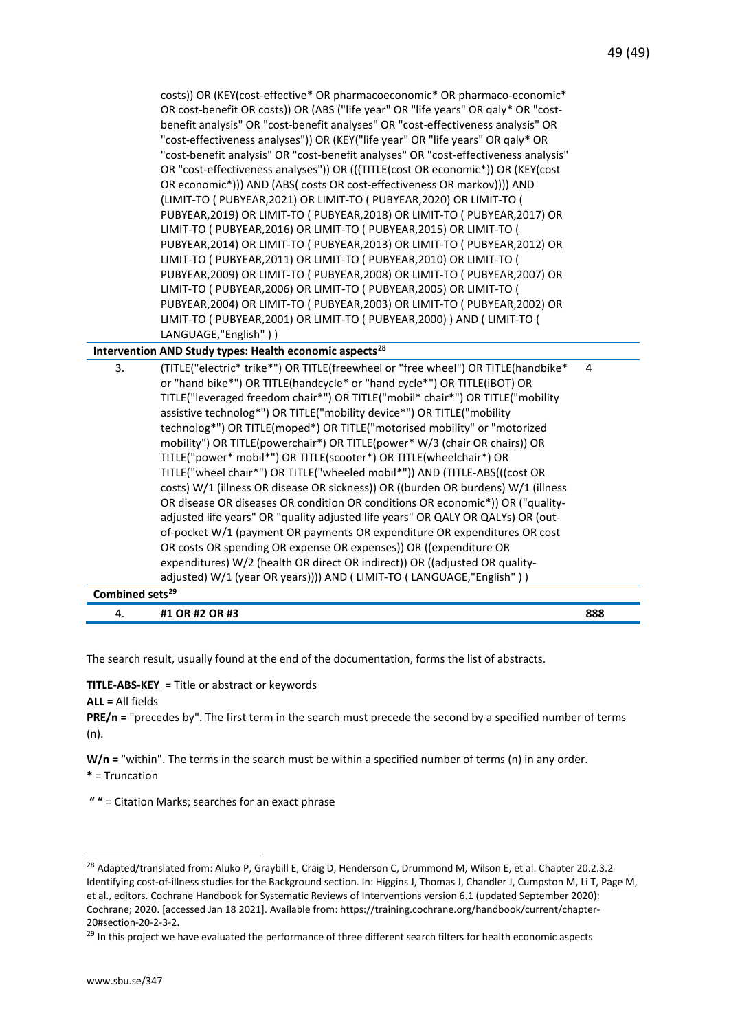| | | |
|---|---|---|
| | costs)) OR (KEY(cost-effective* OR pharmacoeconomic* OR pharmaco-economic* OR cost-benefit OR costs)) OR (ABS ("life year" OR "life years" OR qaly* OR "cost-benefit analysis" OR "cost-benefit analyses" OR "cost-effectiveness analysis" OR "cost-effectiveness analyses")) OR (KEY("life year" OR "life years" OR qaly* OR "cost-benefit analysis" OR "cost-benefit analyses" OR "cost-effectiveness analysis" OR "cost-effectiveness analyses")) OR (((TITLE(cost OR economic*)) OR (KEY(cost OR economic*))) AND (ABS( costs OR cost-effectiveness OR markov)))) AND (LIMIT-TO ( PUBYEAR,2021) OR LIMIT-TO ( PUBYEAR,2020) OR LIMIT-TO ( PUBYEAR,2019) OR LIMIT-TO ( PUBYEAR,2018) OR LIMIT-TO ( PUBYEAR,2017) OR LIMIT-TO ( PUBYEAR,2016) OR LIMIT-TO ( PUBYEAR,2015) OR LIMIT-TO ( PUBYEAR,2014) OR LIMIT-TO ( PUBYEAR,2013) OR LIMIT-TO ( PUBYEAR,2012) OR LIMIT-TO ( PUBYEAR,2011) OR LIMIT-TO ( PUBYEAR,2010) OR LIMIT-TO ( PUBYEAR,2009) OR LIMIT-TO ( PUBYEAR,2008) OR LIMIT-TO ( PUBYEAR,2007) OR LIMIT-TO ( PUBYEAR,2006) OR LIMIT-TO ( PUBYEAR,2005) OR LIMIT-TO ( PUBYEAR,2004) OR LIMIT-TO ( PUBYEAR,2003) OR LIMIT-TO ( PUBYEAR,2002) OR LIMIT-TO ( PUBYEAR,2001) OR LIMIT-TO ( PUBYEAR,2000) ) AND ( LIMIT-TO ( LANGUAGE,"English" ) ) | |
| **Intervention AND Study types: Health economic aspects**[28] | | |
| 3. | (TITLE("electric* trike*") OR TITLE(freewheel or "free wheel") OR TITLE(handbike* or "hand bike*") OR TITLE(handcycle* or "hand cycle*") OR TITLE(iBOT) OR TITLE("leveraged freedom chair*") OR TITLE("mobil* chair*") OR TITLE("mobility assistive technolog*") OR TITLE("mobility device*") OR TITLE("mobility technolog*") OR TITLE(moped*) OR TITLE("motorised mobility" or "motorized mobility") OR TITLE(powerchair*) OR TITLE(power* W/3 (chair OR chairs)) OR TITLE("power* mobil*") OR TITLE(scooter*) OR TITLE(wheelchair*) OR TITLE("wheel chair*") OR TITLE("wheeled mobil*")) AND (TITLE-ABS(((cost OR costs) W/1 (illness OR disease OR sickness)) OR ((burden OR burdens) W/1 (illness OR disease OR diseases OR condition OR conditions OR economic*)) OR ("quality-adjusted life years" OR "quality adjusted life years" OR QALY OR QALYs) OR (out-of-pocket W/1 (payment OR payments OR expenditure OR expenditures OR cost OR costs OR spending OR expense OR expenses)) OR ((expenditure OR expenditures) W/2 (health OR direct OR indirect)) OR ((adjusted OR quality-adjusted) W/1 (year OR years)))) AND ( LIMIT-TO ( LANGUAGE,"English" ) ) | 4 |
| **Combined sets**[29] | | |
| 4. | **#1 OR #2 OR #3** | **888** |

The search result, usually found at the end of the documentation, forms the list of abstracts.

**TITLE-ABS-KEY** = Title or abstract or keywords

**ALL =** All fields

**PRE/n =** "precedes by". The first term in the search must precede the second by a specified number of terms (n).

**W/n =** "within". The terms in the search must be within a specified number of terms (n) in any order.

**\*** = Truncation

**" "** = Citation Marks; searches for an exact phrase

---

[28] Adapted/translated from: Aluko P, Graybill E, Craig D, Henderson C, Drummond M, Wilson E, et al. Chapter 20.2.3.2 Identifying cost-of-illness studies for the Background section. In: Higgins J, Thomas J, Chandler J, Cumpston M, Li T, Page M, et al., editors. Cochrane Handbook for Systematic Reviews of Interventions version 6.1 (updated September 2020): Cochrane; 2020. [accessed Jan 18 2021]. Available from: https://training.cochrane.org/handbook/current/chapter-20#section-20-2-3-2.

[29] In this project we have evaluated the performance of three different search filters for health economic aspects

www.sbu.se/347